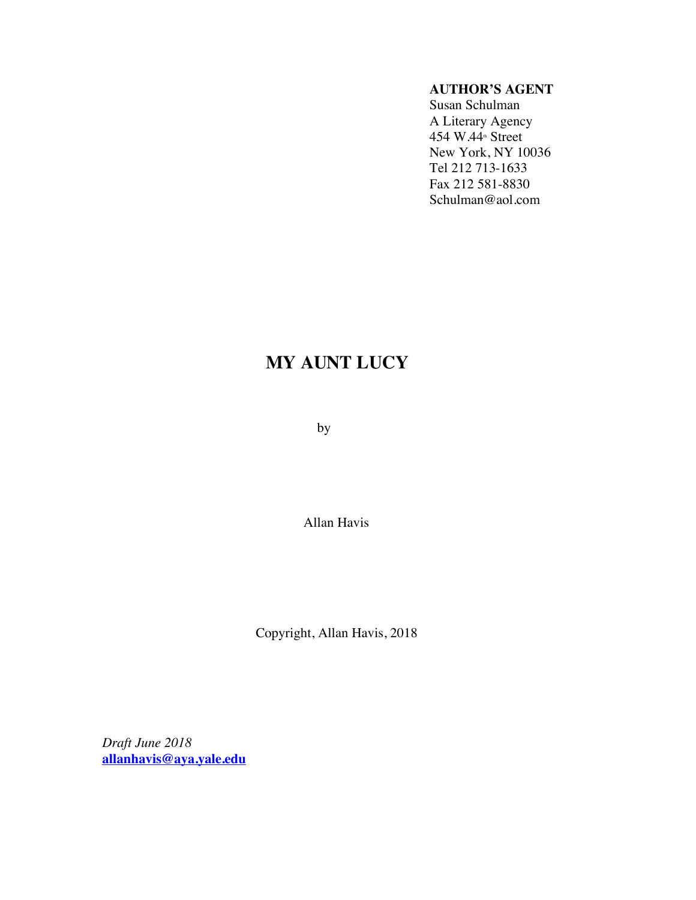**AUTHOR'S AGENT**
Susan Schulman
A Literary Agency
454 W.44th Street
New York, NY 10036
Tel 212 713-1633
Fax 212 581-8830
Schulman@aol.com

# MY AUNT LUCY

by

Allan Havis

Copyright, Allan Havis, 2018

*Draft June 2018*
**allanhavis@aya.yale.edu**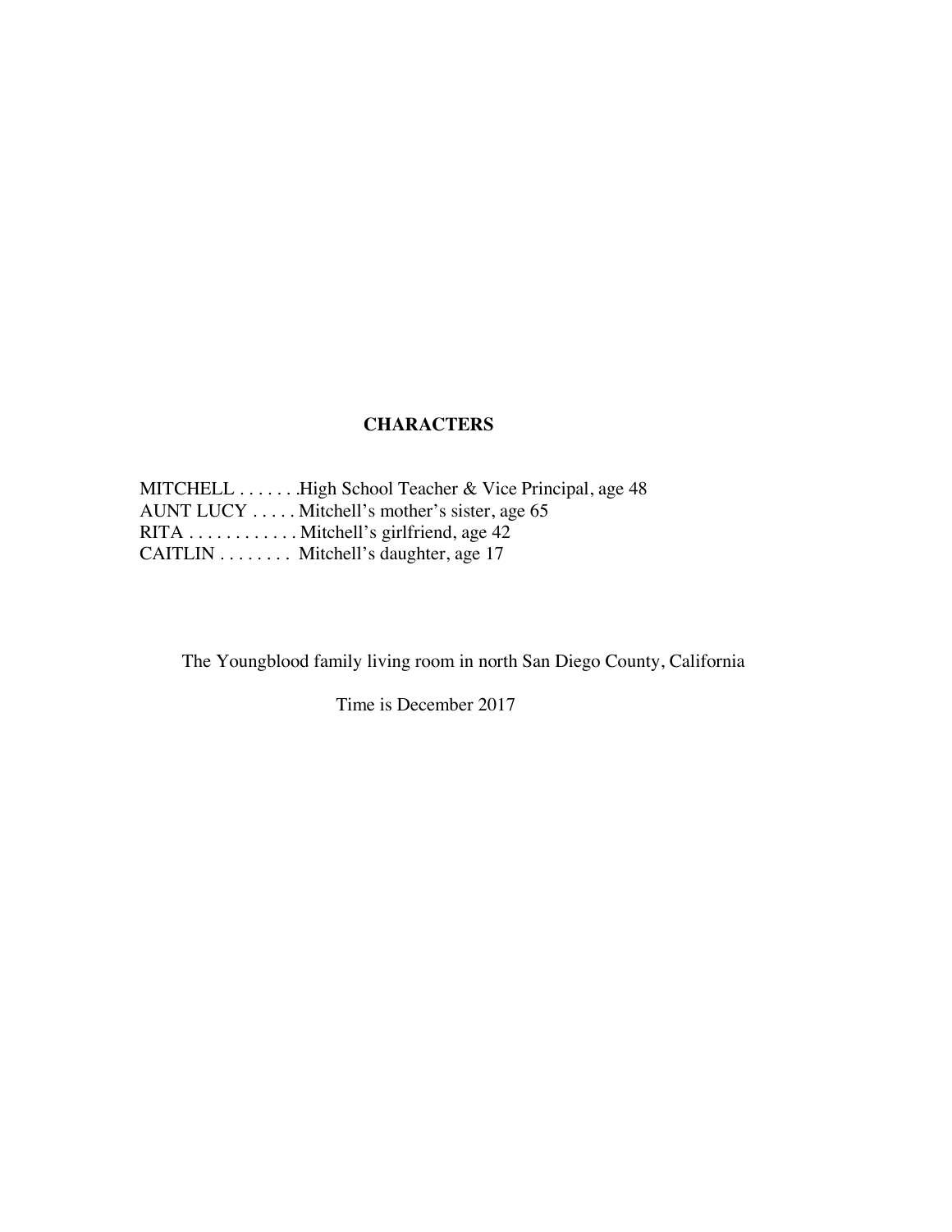## CHARACTERS

MITCHELL . . . . . . .High School Teacher & Vice Principal, age 48
AUNT LUCY . . . . . Mitchell's mother's sister, age 65
RITA . . . . . . . . . . . . Mitchell's girlfriend, age 42
CAITLIN . . . . . . . . Mitchell's daughter, age 17

The Youngblood family living room in north San Diego County, California

Time is December 2017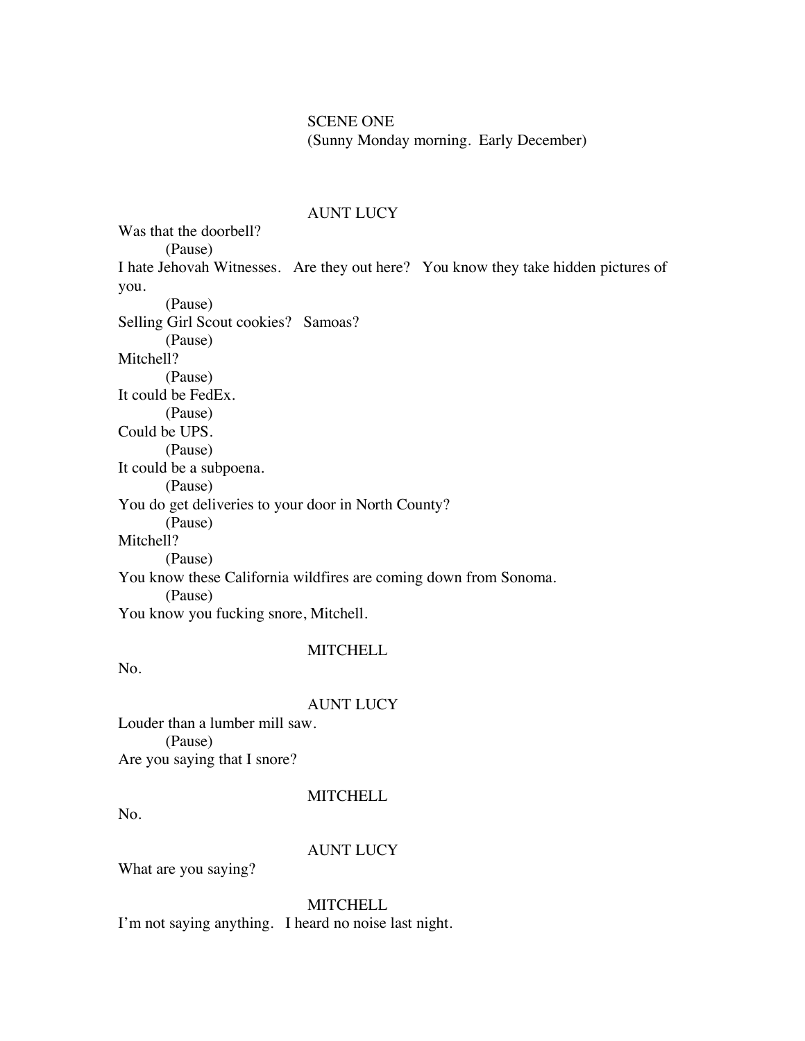SCENE ONE
(Sunny Monday morning. Early December)

AUNT LUCY

Was that the doorbell?
(Pause)
I hate Jehovah Witnesses. Are they out here? You know they take hidden pictures of you.
(Pause)
Selling Girl Scout cookies? Samoas?
(Pause)
Mitchell?
(Pause)
It could be FedEx.
(Pause)
Could be UPS.
(Pause)
It could be a subpoena.
(Pause)
You do get deliveries to your door in North County?
(Pause)
Mitchell?
(Pause)
You know these California wildfires are coming down from Sonoma.
(Pause)
You know you fucking snore, Mitchell.

MITCHELL

No.

AUNT LUCY

Louder than a lumber mill saw.
(Pause)
Are you saying that I snore?

MITCHELL

No.

AUNT LUCY

What are you saying?

MITCHELL

I'm not saying anything. I heard no noise last night.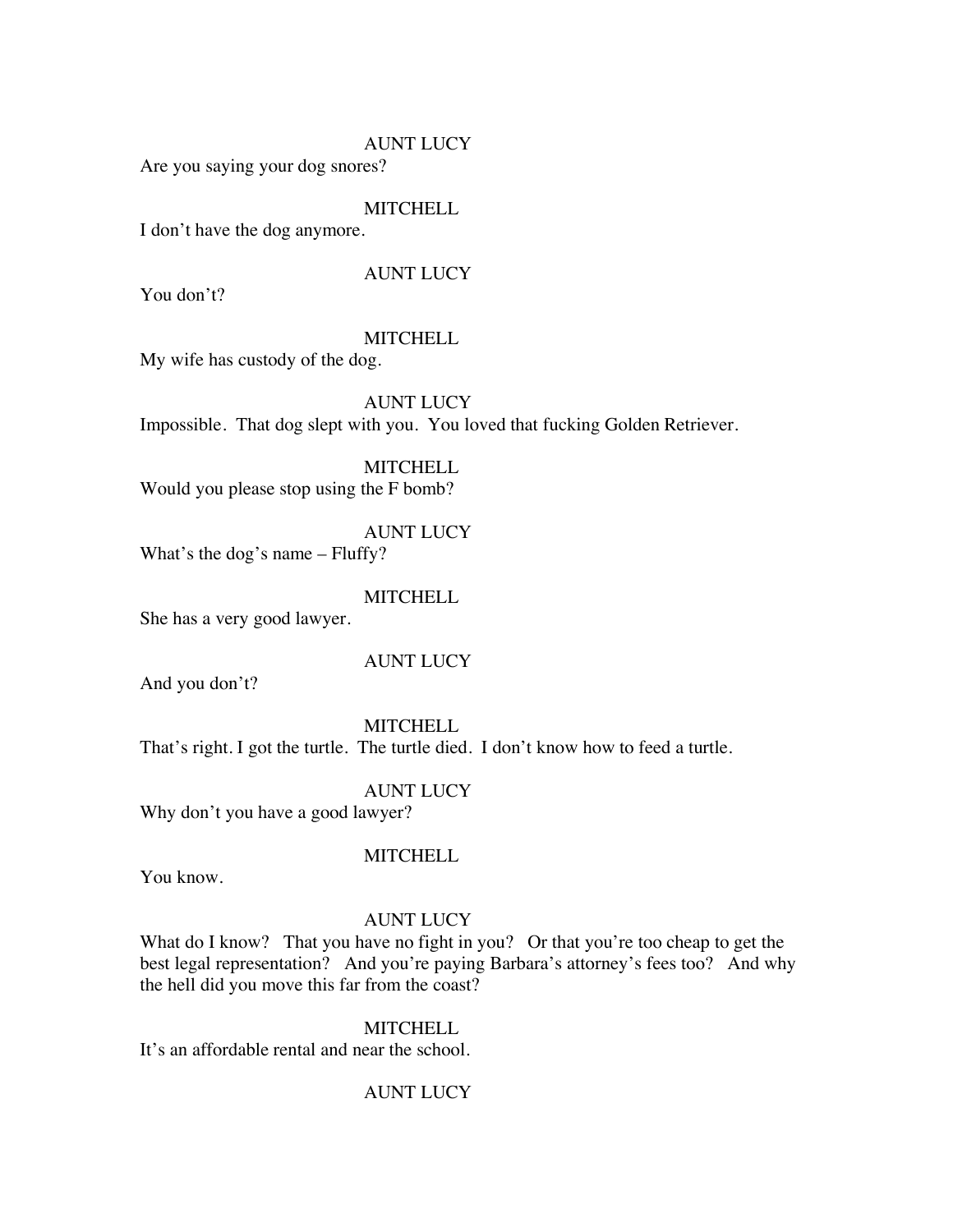AUNT LUCY

Are you saying your dog snores?

MITCHELL

I don't have the dog anymore.

AUNT LUCY

You don't?

MITCHELL

My wife has custody of the dog.

AUNT LUCY

Impossible. That dog slept with you. You loved that fucking Golden Retriever.

MITCHELL

Would you please stop using the F bomb?

AUNT LUCY

What's the dog's name – Fluffy?

MITCHELL

She has a very good lawyer.

AUNT LUCY

And you don't?

MITCHELL

That's right. I got the turtle. The turtle died. I don't know how to feed a turtle.

AUNT LUCY

Why don't you have a good lawyer?

MITCHELL

You know.

AUNT LUCY

What do I know? That you have no fight in you? Or that you're too cheap to get the best legal representation? And you're paying Barbara's attorney's fees too? And why the hell did you move this far from the coast?

MITCHELL

It's an affordable rental and near the school.

AUNT LUCY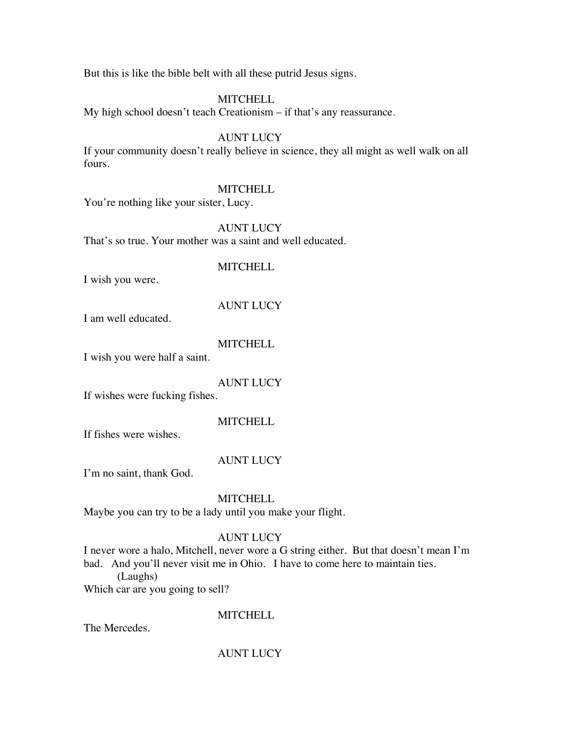But this is like the bible belt with all these putrid Jesus signs.

MITCHELL

My high school doesn't teach Creationism – if that's any reassurance.

AUNT LUCY

If your community doesn't really believe in science, they all might as well walk on all fours.

MITCHELL

You're nothing like your sister, Lucy.

AUNT LUCY

That's so true. Your mother was a saint and well educated.

MITCHELL

I wish you were.

AUNT LUCY

I am well educated.

MITCHELL

I wish you were half a saint.

AUNT LUCY

If wishes were fucking fishes.

MITCHELL

If fishes were wishes.

AUNT LUCY

I'm no saint, thank God.

MITCHELL

Maybe you can try to be a lady until you make your flight.

AUNT LUCY

I never wore a halo, Mitchell, never wore a G string either. But that doesn't mean I'm bad. And you'll never visit me in Ohio. I have to come here to maintain ties.

(Laughs)

Which car are you going to sell?

MITCHELL

The Mercedes.

AUNT LUCY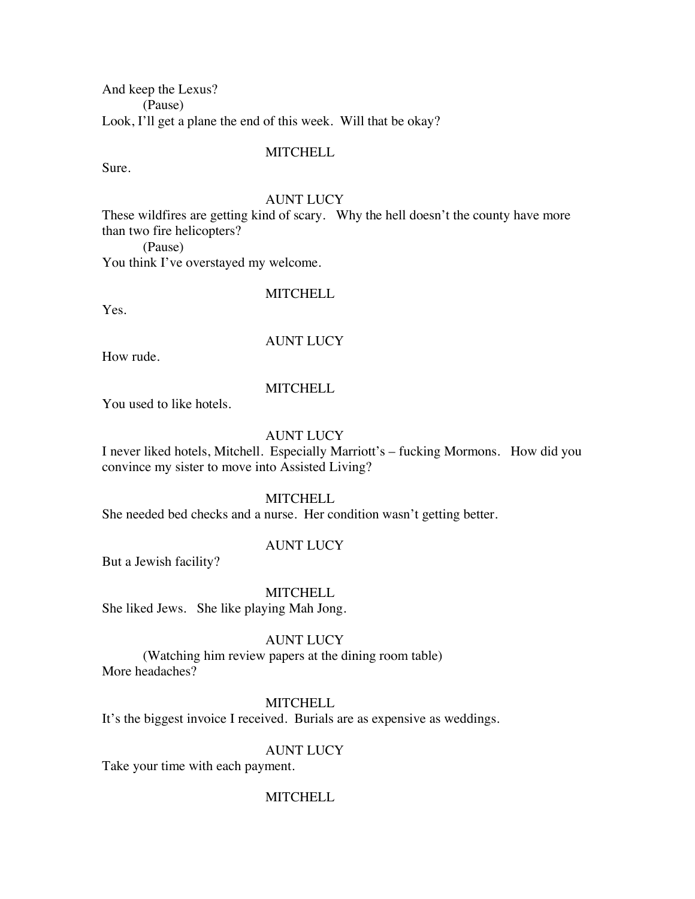And keep the Lexus?

(Pause)

Look, I'll get a plane the end of this week. Will that be okay?

MITCHELL

Sure.

AUNT LUCY

These wildfires are getting kind of scary. Why the hell doesn't the county have more than two fire helicopters?

(Pause)

You think I've overstayed my welcome.

MITCHELL

Yes.

AUNT LUCY

How rude.

MITCHELL

You used to like hotels.

AUNT LUCY

I never liked hotels, Mitchell. Especially Marriott's – fucking Mormons. How did you convince my sister to move into Assisted Living?

MITCHELL

She needed bed checks and a nurse. Her condition wasn't getting better.

AUNT LUCY

But a Jewish facility?

MITCHELL

She liked Jews. She like playing Mah Jong.

AUNT LUCY

(Watching him review papers at the dining room table)

More headaches?

MITCHELL

It's the biggest invoice I received. Burials are as expensive as weddings.

AUNT LUCY

Take your time with each payment.

MITCHELL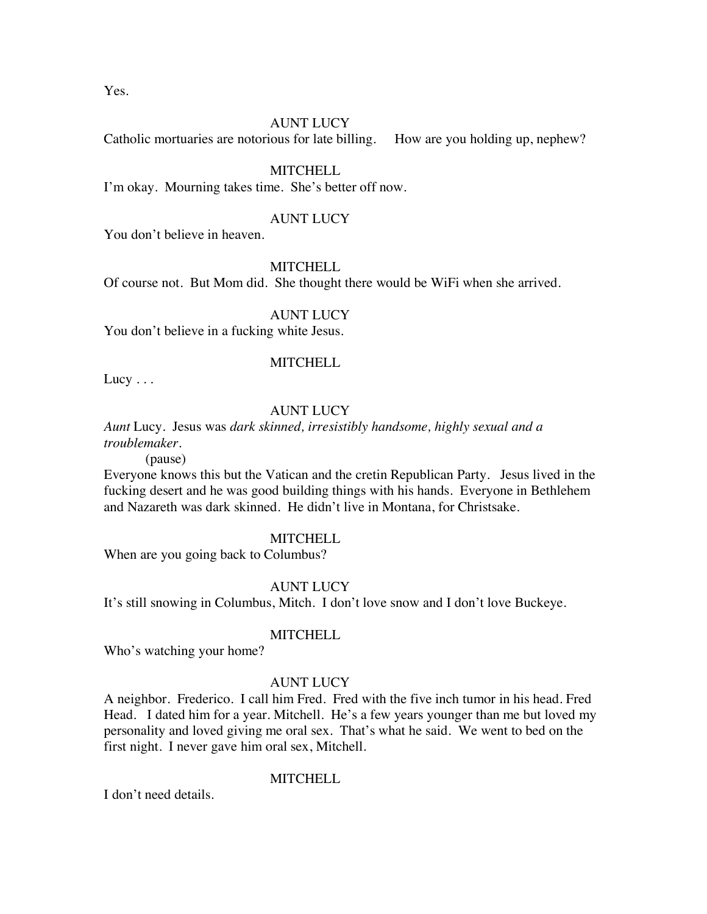Yes.

AUNT LUCY

Catholic mortuaries are notorious for late billing.   How are you holding up, nephew?

MITCHELL

I'm okay.  Mourning takes time.  She's better off now.

AUNT LUCY

You don't believe in heaven.

MITCHELL

Of course not.  But Mom did.  She thought there would be WiFi when she arrived.

AUNT LUCY

You don't believe in a fucking white Jesus.

MITCHELL

Lucy . . .

AUNT LUCY

*Aunt* Lucy.  Jesus was *dark skinned, irresistibly handsome, highly sexual and a troublemaker*.

(pause)

Everyone knows this but the Vatican and the cretin Republican Party.   Jesus lived in the fucking desert and he was good building things with his hands.  Everyone in Bethlehem and Nazareth was dark skinned.  He didn't live in Montana, for Christsake.

MITCHELL

When are you going back to Columbus?

AUNT LUCY

It's still snowing in Columbus, Mitch.  I don't love snow and I don't love Buckeye.

MITCHELL

Who's watching your home?

AUNT LUCY

A neighbor.  Frederico.  I call him Fred.  Fred with the five inch tumor in his head. Fred Head.   I dated him for a year. Mitchell.  He's a few years younger than me but loved my personality and loved giving me oral sex.  That's what he said.  We went to bed on the first night.  I never gave him oral sex, Mitchell.

MITCHELL

I don't need details.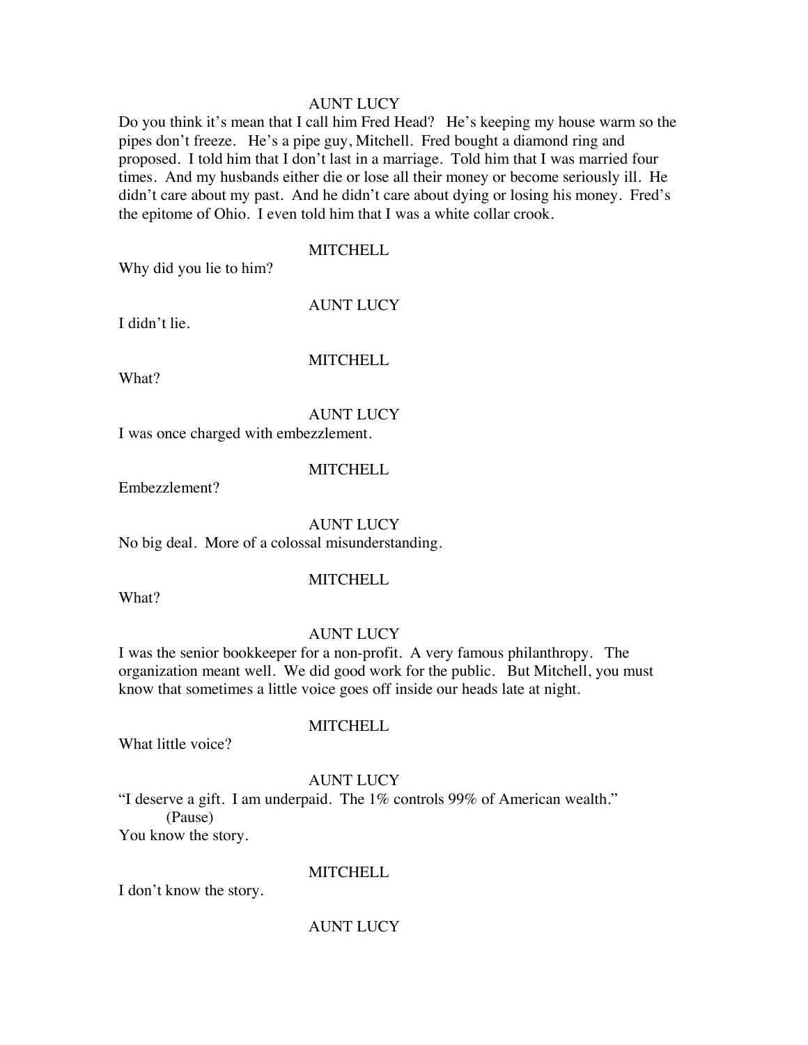AUNT LUCY

Do you think it's mean that I call him Fred Head? He's keeping my house warm so the pipes don't freeze. He's a pipe guy, Mitchell. Fred bought a diamond ring and proposed. I told him that I don't last in a marriage. Told him that I was married four times. And my husbands either die or lose all their money or become seriously ill. He didn't care about my past. And he didn't care about dying or losing his money. Fred's the epitome of Ohio. I even told him that I was a white collar crook.

MITCHELL

Why did you lie to him?

AUNT LUCY

I didn't lie.

MITCHELL

What?

AUNT LUCY

I was once charged with embezzlement.

MITCHELL

Embezzlement?

AUNT LUCY

No big deal. More of a colossal misunderstanding.

MITCHELL

What?

AUNT LUCY

I was the senior bookkeeper for a non-profit. A very famous philanthropy. The organization meant well. We did good work for the public. But Mitchell, you must know that sometimes a little voice goes off inside our heads late at night.

MITCHELL

What little voice?

AUNT LUCY

"I deserve a gift. I am underpaid. The 1% controls 99% of American wealth."

(Pause)

You know the story.

MITCHELL

I don't know the story.

AUNT LUCY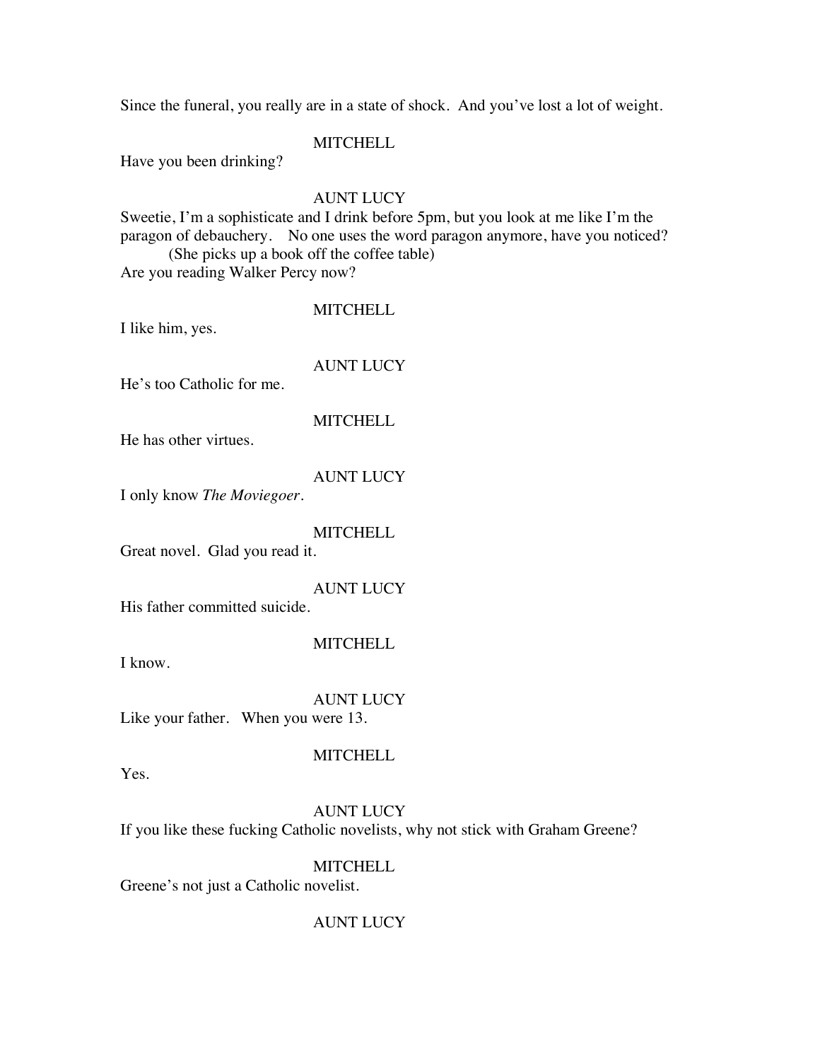Since the funeral, you really are in a state of shock. And you've lost a lot of weight.

MITCHELL

Have you been drinking?

AUNT LUCY

Sweetie, I'm a sophisticate and I drink before 5pm, but you look at me like I'm the paragon of debauchery. No one uses the word paragon anymore, have you noticed?

(She picks up a book off the coffee table)

Are you reading Walker Percy now?

MITCHELL

I like him, yes.

AUNT LUCY

He's too Catholic for me.

MITCHELL

He has other virtues.

AUNT LUCY

I only know *The Moviegoer*.

MITCHELL

Great novel. Glad you read it.

AUNT LUCY

His father committed suicide.

MITCHELL

I know.

AUNT LUCY

Like your father. When you were 13.

MITCHELL

Yes.

AUNT LUCY

If you like these fucking Catholic novelists, why not stick with Graham Greene?

MITCHELL

Greene's not just a Catholic novelist.

AUNT LUCY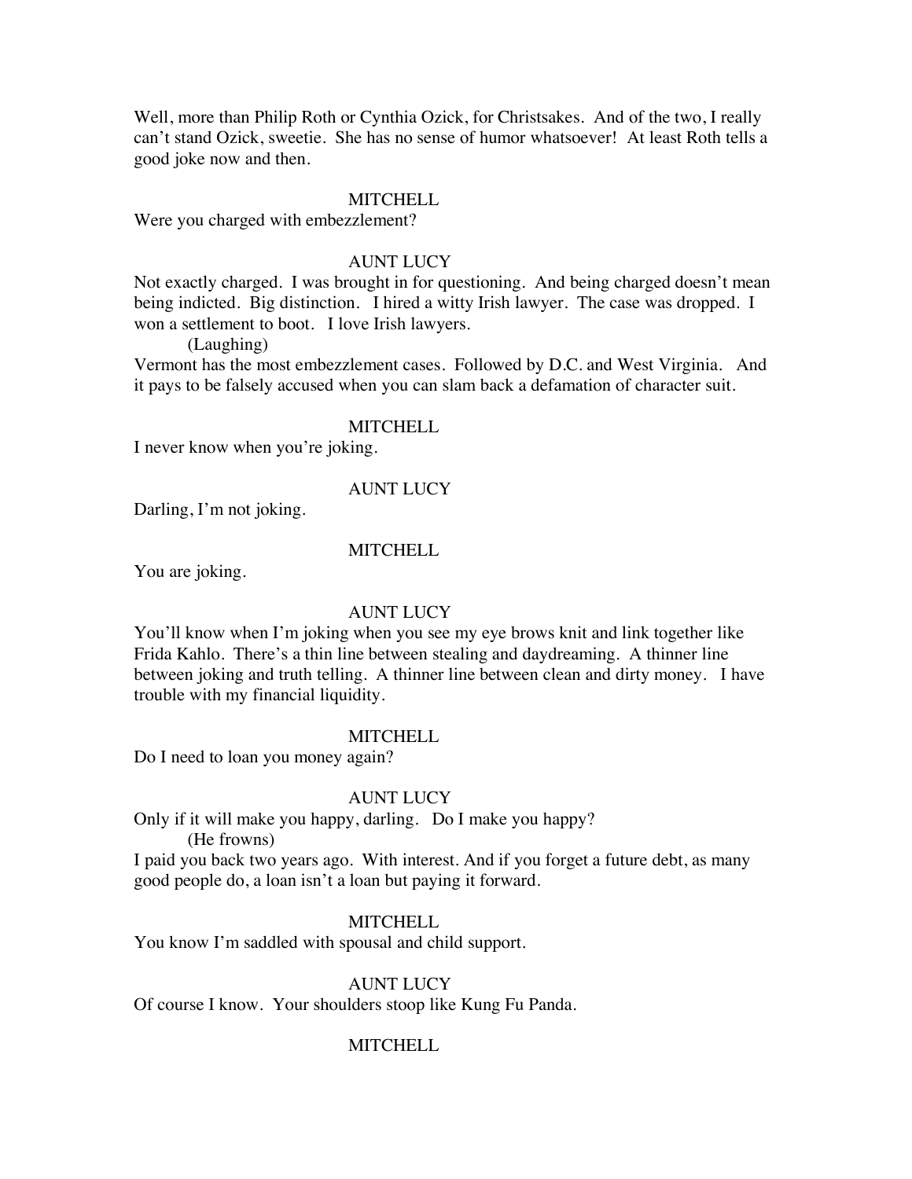Well, more than Philip Roth or Cynthia Ozick, for Christsakes. And of the two, I really can't stand Ozick, sweetie. She has no sense of humor whatsoever! At least Roth tells a good joke now and then.

MITCHELL

Were you charged with embezzlement?

AUNT LUCY

Not exactly charged. I was brought in for questioning. And being charged doesn't mean being indicted. Big distinction. I hired a witty Irish lawyer. The case was dropped. I won a settlement to boot. I love Irish lawyers.

(Laughing)

Vermont has the most embezzlement cases. Followed by D.C. and West Virginia. And it pays to be falsely accused when you can slam back a defamation of character suit.

MITCHELL

I never know when you're joking.

AUNT LUCY

Darling, I'm not joking.

MITCHELL

You are joking.

AUNT LUCY

You'll know when I'm joking when you see my eye brows knit and link together like Frida Kahlo. There's a thin line between stealing and daydreaming. A thinner line between joking and truth telling. A thinner line between clean and dirty money. I have trouble with my financial liquidity.

MITCHELL

Do I need to loan you money again?

AUNT LUCY

Only if it will make you happy, darling. Do I make you happy?

(He frowns)

I paid you back two years ago. With interest. And if you forget a future debt, as many good people do, a loan isn't a loan but paying it forward.

MITCHELL

You know I'm saddled with spousal and child support.

AUNT LUCY

Of course I know. Your shoulders stoop like Kung Fu Panda.

MITCHELL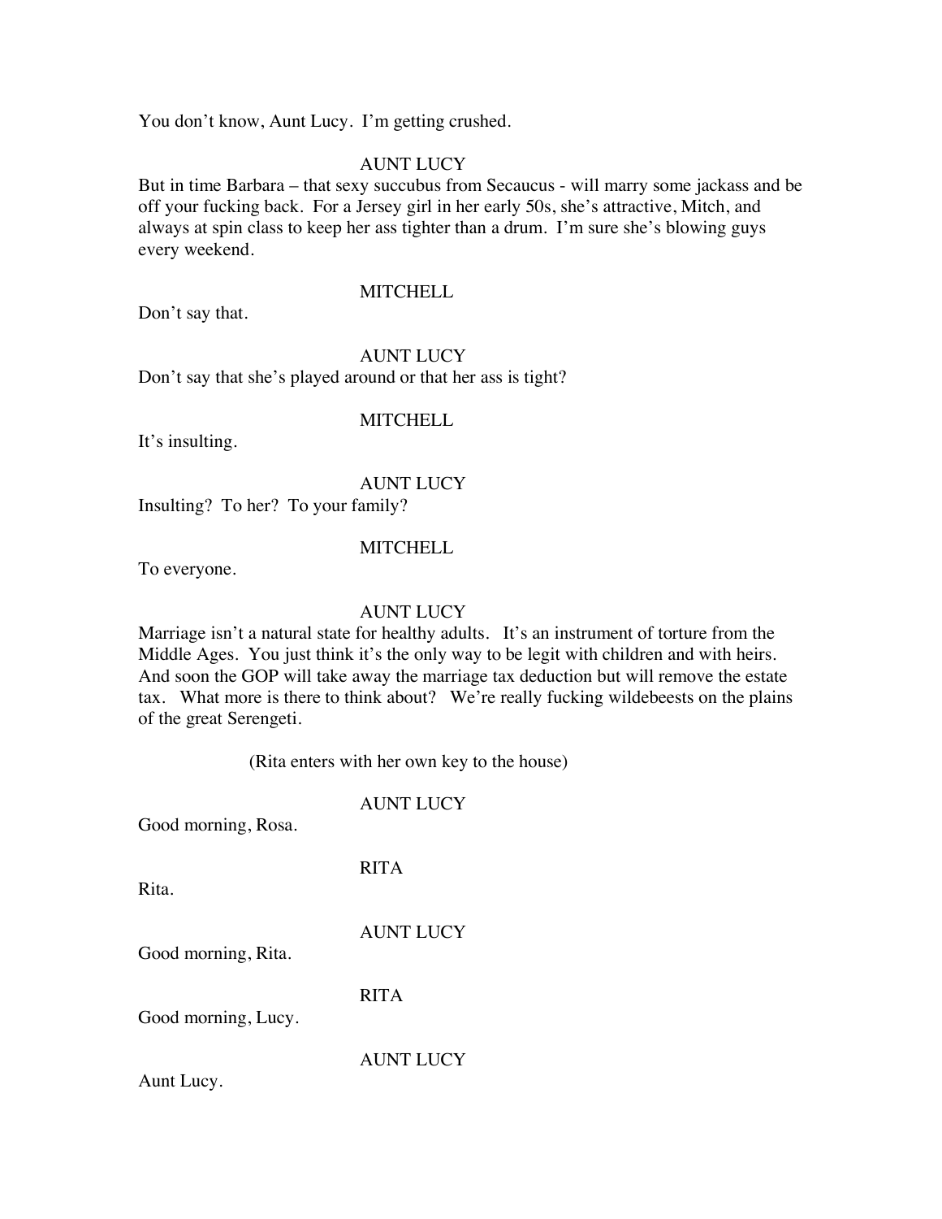You don't know, Aunt Lucy. I'm getting crushed.

AUNT LUCY

But in time Barbara – that sexy succubus from Secaucus - will marry some jackass and be off your fucking back. For a Jersey girl in her early 50s, she's attractive, Mitch, and always at spin class to keep her ass tighter than a drum. I'm sure she's blowing guys every weekend.

MITCHELL

Don't say that.

AUNT LUCY

Don't say that she's played around or that her ass is tight?

MITCHELL

It's insulting.

AUNT LUCY

Insulting? To her? To your family?

MITCHELL

To everyone.

AUNT LUCY

Marriage isn't a natural state for healthy adults. It's an instrument of torture from the Middle Ages. You just think it's the only way to be legit with children and with heirs. And soon the GOP will take away the marriage tax deduction but will remove the estate tax. What more is there to think about? We're really fucking wildebeests on the plains of the great Serengeti.

(Rita enters with her own key to the house)

AUNT LUCY

Good morning, Rosa.

RITA

Rita.

AUNT LUCY

Good morning, Rita.

RITA

Good morning, Lucy.

AUNT LUCY

Aunt Lucy.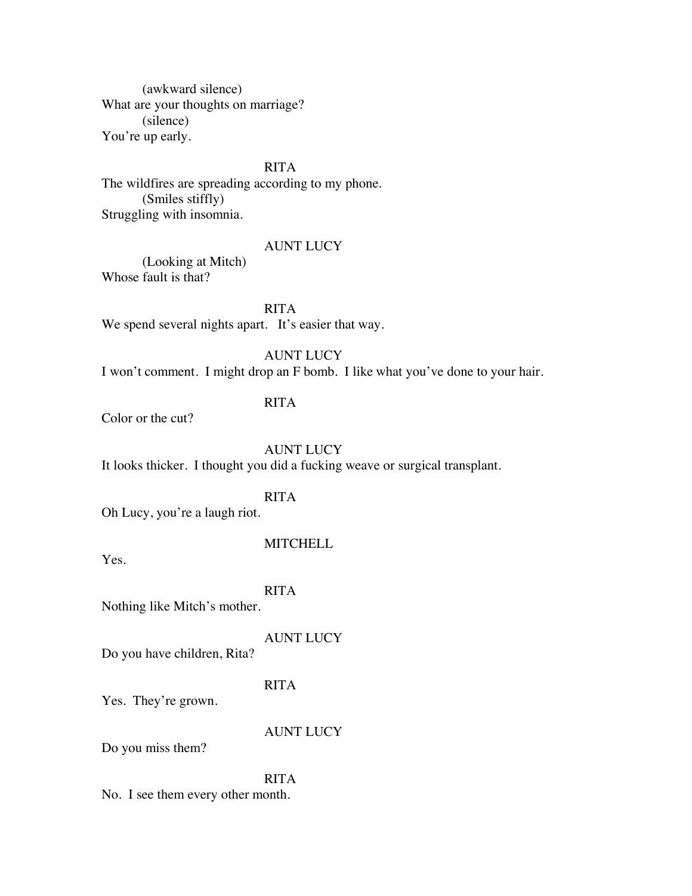(awkward silence)
What are your thoughts on marriage?
(silence)
You're up early.

RITA
The wildfires are spreading according to my phone.
(Smiles stiffly)
Struggling with insomnia.

AUNT LUCY
(Looking at Mitch)
Whose fault is that?

RITA
We spend several nights apart. It's easier that way.

AUNT LUCY
I won't comment. I might drop an F bomb. I like what you've done to your hair.

RITA
Color or the cut?

AUNT LUCY
It looks thicker. I thought you did a fucking weave or surgical transplant.

RITA
Oh Lucy, you're a laugh riot.

MITCHELL
Yes.

RITA
Nothing like Mitch's mother.

AUNT LUCY
Do you have children, Rita?

RITA
Yes. They're grown.

AUNT LUCY
Do you miss them?

RITA
No. I see them every other month.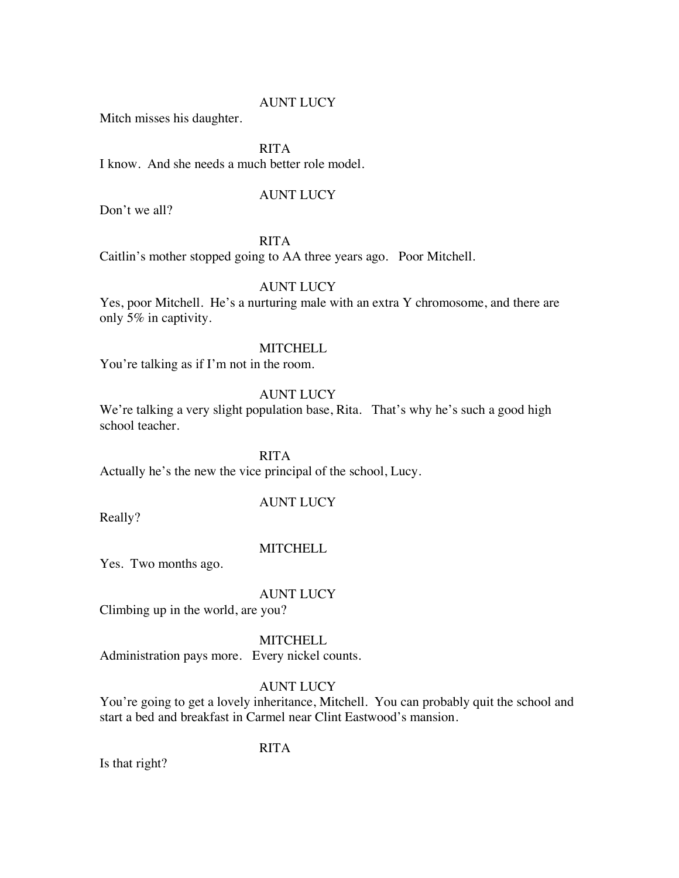AUNT LUCY

Mitch misses his daughter.

RITA

I know. And she needs a much better role model.

AUNT LUCY

Don't we all?

RITA

Caitlin's mother stopped going to AA three years ago. Poor Mitchell.

AUNT LUCY

Yes, poor Mitchell. He's a nurturing male with an extra Y chromosome, and there are only 5% in captivity.

MITCHELL

You're talking as if I'm not in the room.

AUNT LUCY

We're talking a very slight population base, Rita. That's why he's such a good high school teacher.

RITA

Actually he's the new the vice principal of the school, Lucy.

AUNT LUCY

Really?

MITCHELL

Yes. Two months ago.

AUNT LUCY

Climbing up in the world, are you?

MITCHELL

Administration pays more. Every nickel counts.

AUNT LUCY

You're going to get a lovely inheritance, Mitchell. You can probably quit the school and start a bed and breakfast in Carmel near Clint Eastwood's mansion.

RITA

Is that right?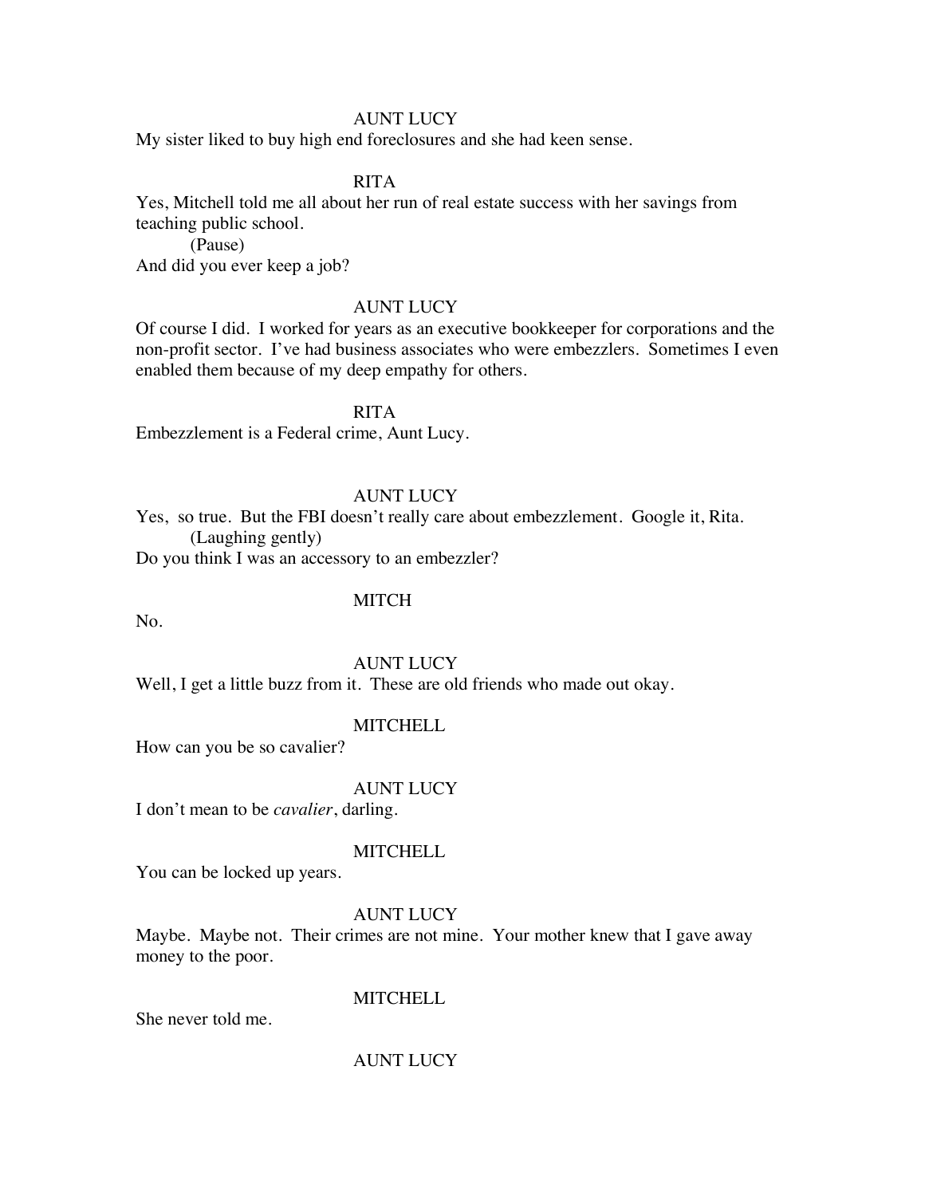AUNT LUCY

My sister liked to buy high end foreclosures and she had keen sense.

RITA

Yes, Mitchell told me all about her run of real estate success with her savings from teaching public school.

(Pause)

And did you ever keep a job?

AUNT LUCY

Of course I did. I worked for years as an executive bookkeeper for corporations and the non-profit sector. I've had business associates who were embezzlers. Sometimes I even enabled them because of my deep empathy for others.

RITA

Embezzlement is a Federal crime, Aunt Lucy.

AUNT LUCY

Yes, so true. But the FBI doesn't really care about embezzlement. Google it, Rita.

(Laughing gently)

Do you think I was an accessory to an embezzler?

MITCH

No.

AUNT LUCY

Well, I get a little buzz from it. These are old friends who made out okay.

MITCHELL

How can you be so cavalier?

AUNT LUCY

I don't mean to be *cavalier*, darling.

MITCHELL

You can be locked up years.

AUNT LUCY

Maybe. Maybe not. Their crimes are not mine. Your mother knew that I gave away money to the poor.

MITCHELL

She never told me.

AUNT LUCY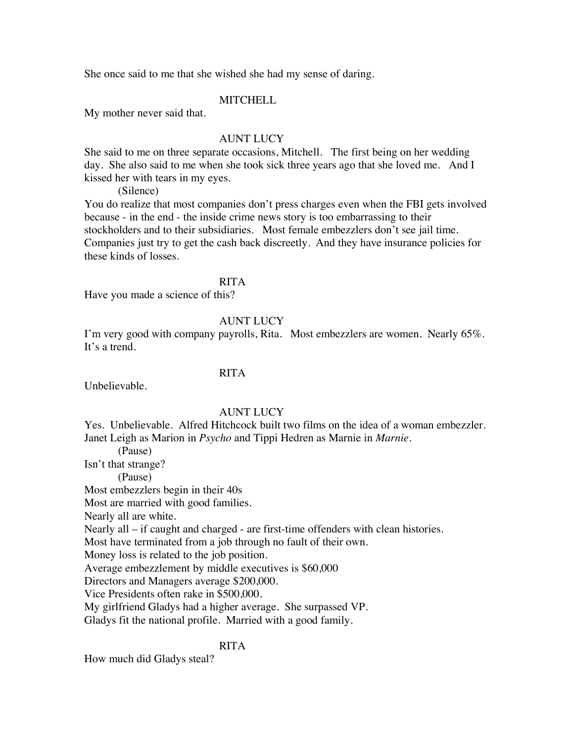She once said to me that she wished she had my sense of daring.

MITCHELL

My mother never said that.

AUNT LUCY

She said to me on three separate occasions, Mitchell. The first being on her wedding day. She also said to me when she took sick three years ago that she loved me. And I kissed her with tears in my eyes.

(Silence)

You do realize that most companies don't press charges even when the FBI gets involved because - in the end - the inside crime news story is too embarrassing to their stockholders and to their subsidiaries. Most female embezzlers don't see jail time. Companies just try to get the cash back discreetly. And they have insurance policies for these kinds of losses.

RITA

Have you made a science of this?

AUNT LUCY

I'm very good with company payrolls, Rita. Most embezzlers are women. Nearly 65%. It's a trend.

RITA

Unbelievable.

AUNT LUCY

Yes. Unbelievable. Alfred Hitchcock built two films on the idea of a woman embezzler. Janet Leigh as Marion in *Psycho* and Tippi Hedren as Marnie in *Marnie*.

(Pause)

Isn't that strange?

(Pause)

Most embezzlers begin in their 40s
Most are married with good families.
Nearly all are white.
Nearly all – if caught and charged - are first-time offenders with clean histories.
Most have terminated from a job through no fault of their own.
Money loss is related to the job position.
Average embezzlement by middle executives is $60,000
Directors and Managers average $200,000.
Vice Presidents often rake in $500,000.
My girlfriend Gladys had a higher average. She surpassed VP.
Gladys fit the national profile. Married with a good family.

RITA

How much did Gladys steal?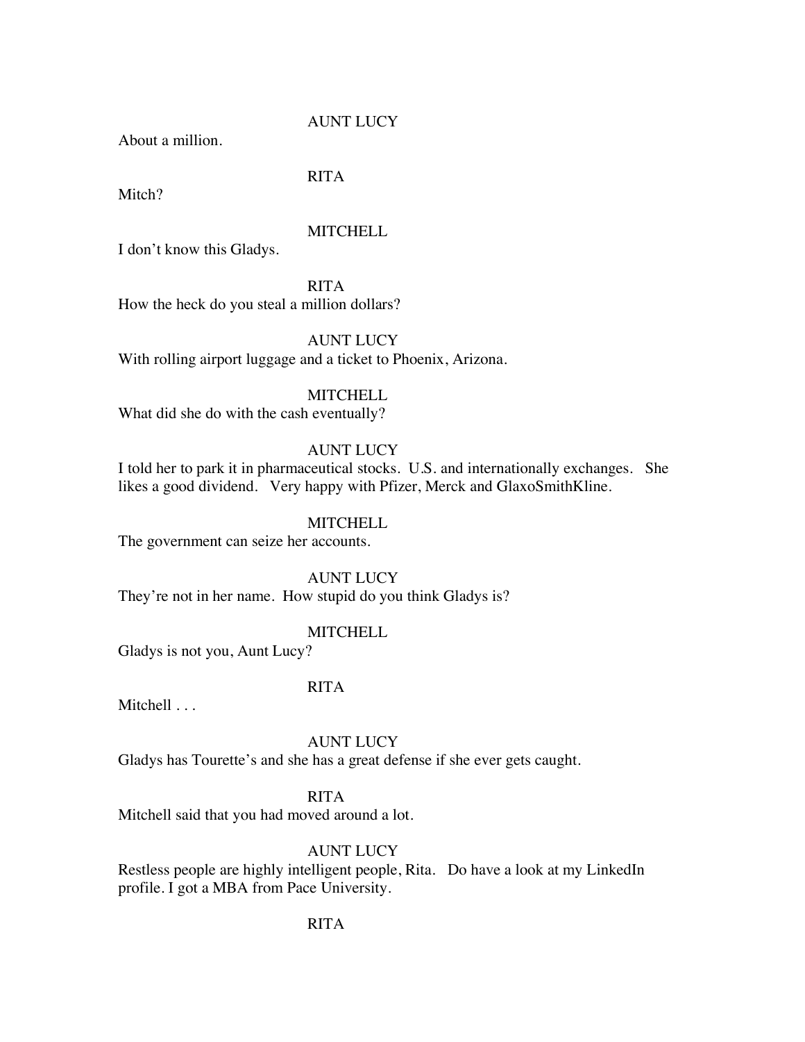AUNT LUCY

About a million.

RITA

Mitch?

MITCHELL

I don't know this Gladys.

RITA

How the heck do you steal a million dollars?

AUNT LUCY

With rolling airport luggage and a ticket to Phoenix, Arizona.

MITCHELL

What did she do with the cash eventually?

AUNT LUCY

I told her to park it in pharmaceutical stocks. U.S. and internationally exchanges. She likes a good dividend. Very happy with Pfizer, Merck and GlaxoSmithKline.

MITCHELL

The government can seize her accounts.

AUNT LUCY

They're not in her name. How stupid do you think Gladys is?

MITCHELL

Gladys is not you, Aunt Lucy?

RITA

Mitchell . . .

AUNT LUCY

Gladys has Tourette's and she has a great defense if she ever gets caught.

RITA

Mitchell said that you had moved around a lot.

AUNT LUCY

Restless people are highly intelligent people, Rita. Do have a look at my LinkedIn profile. I got a MBA from Pace University.

RITA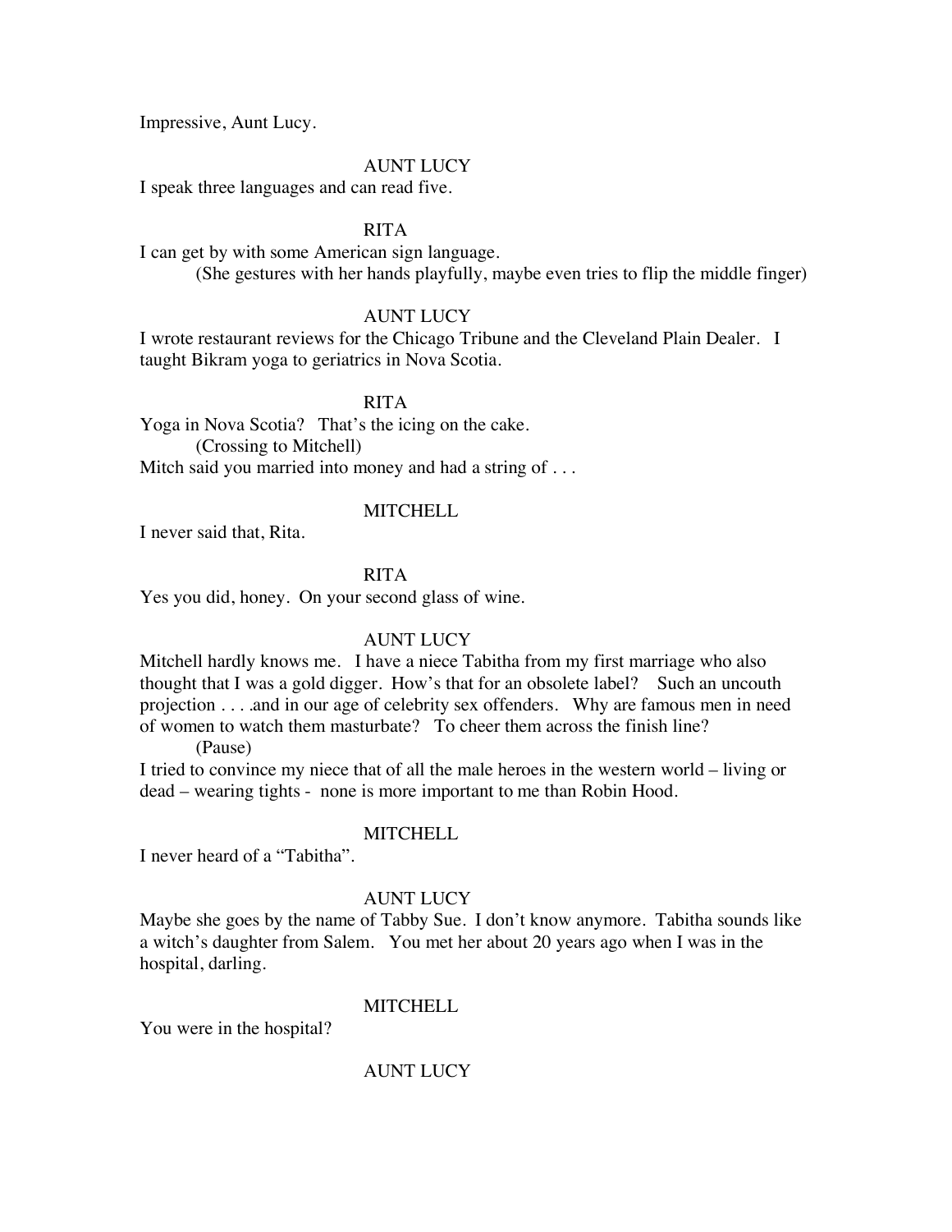Impressive, Aunt Lucy.

AUNT LUCY

I speak three languages and can read five.

RITA

I can get by with some American sign language.

(She gestures with her hands playfully, maybe even tries to flip the middle finger)

AUNT LUCY

I wrote restaurant reviews for the Chicago Tribune and the Cleveland Plain Dealer. I taught Bikram yoga to geriatrics in Nova Scotia.

RITA

Yoga in Nova Scotia? That's the icing on the cake.

(Crossing to Mitchell)

Mitch said you married into money and had a string of . . .

MITCHELL

I never said that, Rita.

RITA

Yes you did, honey. On your second glass of wine.

AUNT LUCY

Mitchell hardly knows me. I have a niece Tabitha from my first marriage who also thought that I was a gold digger. How's that for an obsolete label? Such an uncouth projection . . . .and in our age of celebrity sex offenders. Why are famous men in need of women to watch them masturbate? To cheer them across the finish line?

(Pause)

I tried to convince my niece that of all the male heroes in the western world – living or dead – wearing tights - none is more important to me than Robin Hood.

MITCHELL

I never heard of a "Tabitha".

AUNT LUCY

Maybe she goes by the name of Tabby Sue. I don't know anymore. Tabitha sounds like a witch's daughter from Salem. You met her about 20 years ago when I was in the hospital, darling.

MITCHELL

You were in the hospital?

AUNT LUCY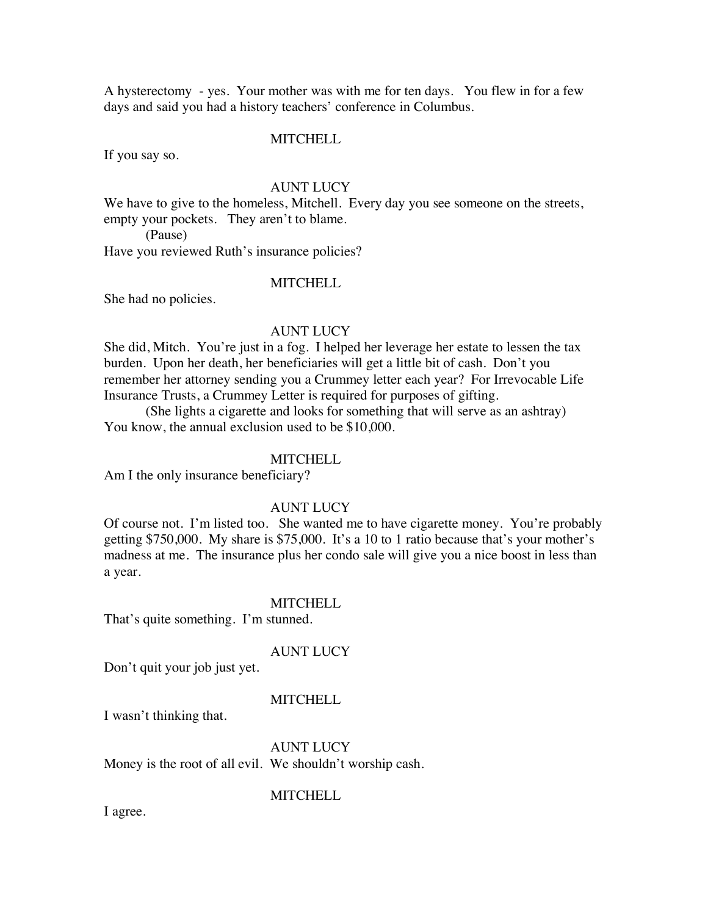A hysterectomy - yes. Your mother was with me for ten days. You flew in for a few days and said you had a history teachers' conference in Columbus.

MITCHELL

If you say so.

AUNT LUCY

We have to give to the homeless, Mitchell. Every day you see someone on the streets, empty your pockets. They aren't to blame.

(Pause)

Have you reviewed Ruth's insurance policies?

MITCHELL

She had no policies.

AUNT LUCY

She did, Mitch. You're just in a fog. I helped her leverage her estate to lessen the tax burden. Upon her death, her beneficiaries will get a little bit of cash. Don't you remember her attorney sending you a Crummey letter each year? For Irrevocable Life Insurance Trusts, a Crummey Letter is required for purposes of gifting.

(She lights a cigarette and looks for something that will serve as an ashtray)

You know, the annual exclusion used to be $10,000.

MITCHELL

Am I the only insurance beneficiary?

AUNT LUCY

Of course not. I'm listed too. She wanted me to have cigarette money. You're probably getting $750,000. My share is $75,000. It's a 10 to 1 ratio because that's your mother's madness at me. The insurance plus her condo sale will give you a nice boost in less than a year.

MITCHELL

That's quite something. I'm stunned.

AUNT LUCY

Don't quit your job just yet.

MITCHELL

I wasn't thinking that.

AUNT LUCY

Money is the root of all evil. We shouldn't worship cash.

MITCHELL

I agree.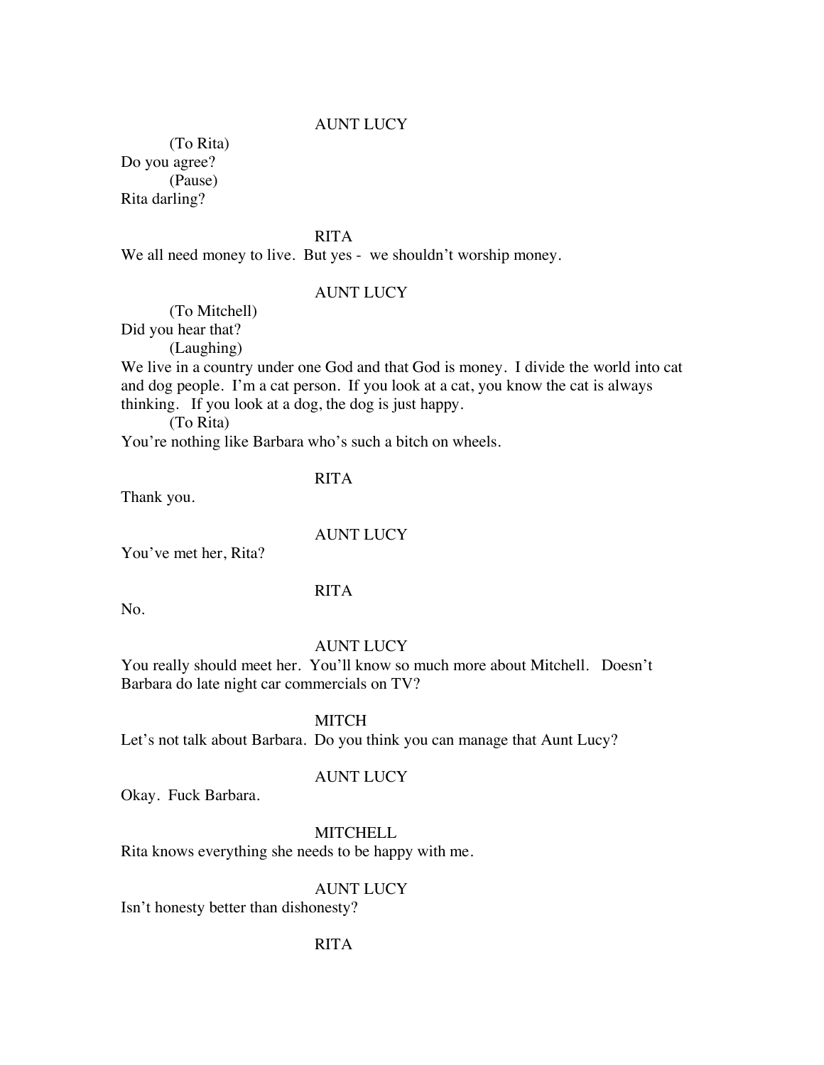AUNT LUCY

(To Rita)

Do you agree?

(Pause)

Rita darling?

RITA

We all need money to live. But yes - we shouldn't worship money.

AUNT LUCY

(To Mitchell)

Did you hear that?

(Laughing)

We live in a country under one God and that God is money. I divide the world into cat and dog people. I'm a cat person. If you look at a cat, you know the cat is always thinking. If you look at a dog, the dog is just happy.

(To Rita)

You're nothing like Barbara who's such a bitch on wheels.

RITA

Thank you.

AUNT LUCY

You've met her, Rita?

RITA

No.

AUNT LUCY

You really should meet her. You'll know so much more about Mitchell. Doesn't Barbara do late night car commercials on TV?

MITCH

Let's not talk about Barbara. Do you think you can manage that Aunt Lucy?

AUNT LUCY

Okay. Fuck Barbara.

MITCHELL

Rita knows everything she needs to be happy with me.

AUNT LUCY

Isn't honesty better than dishonesty?

RITA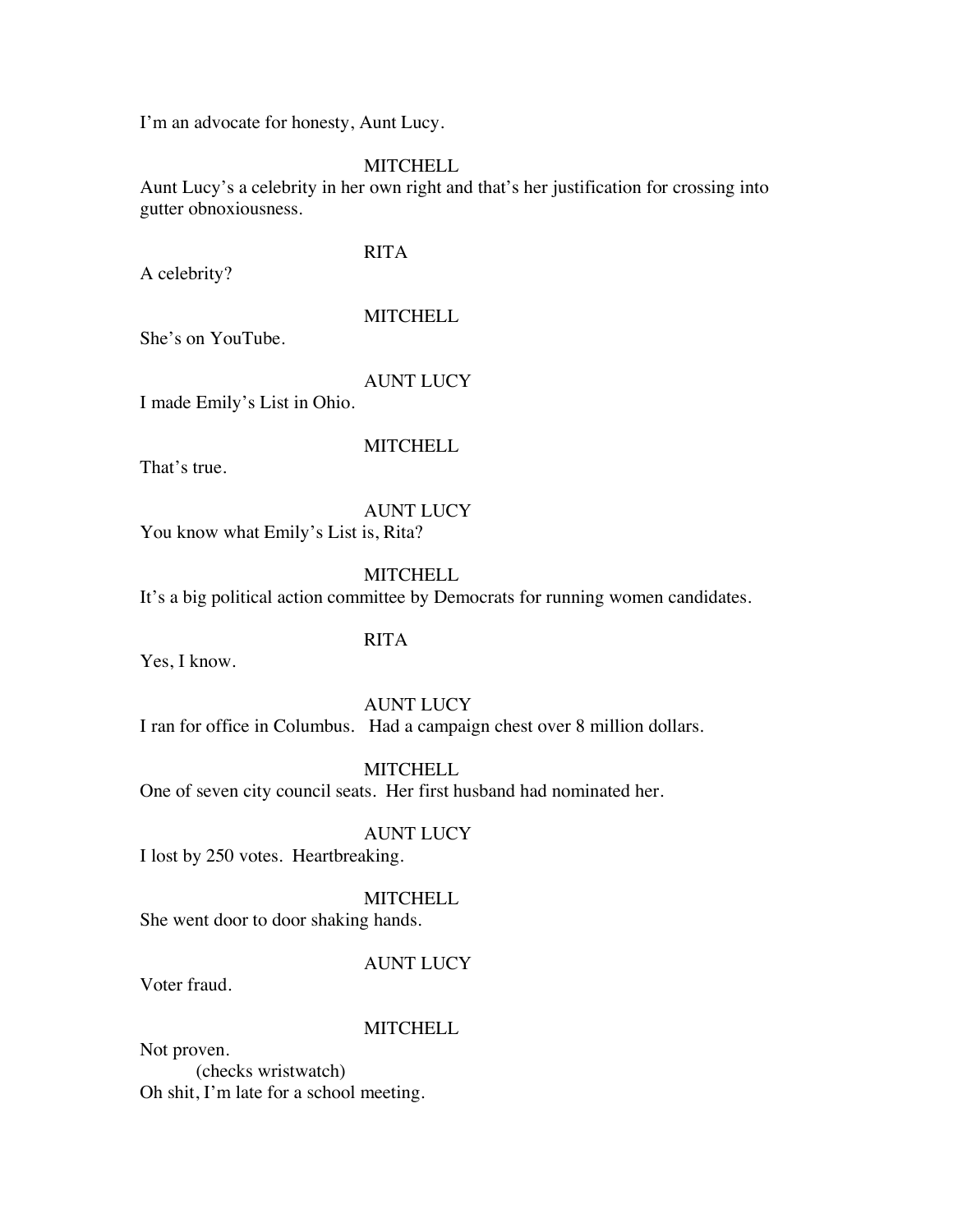I’m an advocate for honesty, Aunt Lucy.

MITCHELL

Aunt Lucy’s a celebrity in her own right and that’s her justification for crossing into gutter obnoxiousness.

RITA

A celebrity?

MITCHELL

She’s on YouTube.

AUNT LUCY

I made Emily’s List in Ohio.

MITCHELL

That’s true.

AUNT LUCY

You know what Emily’s List is, Rita?

MITCHELL

It’s a big political action committee by Democrats for running women candidates.

RITA

Yes, I know.

AUNT LUCY

I ran for office in Columbus. Had a campaign chest over 8 million dollars.

MITCHELL

One of seven city council seats. Her first husband had nominated her.

AUNT LUCY

I lost by 250 votes. Heartbreaking.

MITCHELL

She went door to door shaking hands.

AUNT LUCY

Voter fraud.

MITCHELL

Not proven.

(checks wristwatch)

Oh shit, I’m late for a school meeting.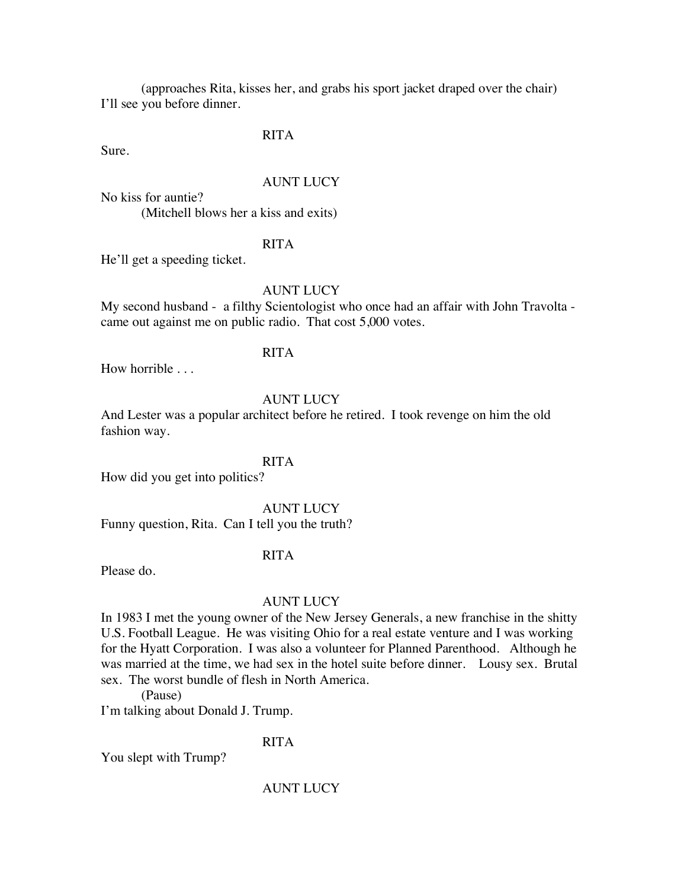(approaches Rita, kisses her, and grabs his sport jacket draped over the chair)
I'll see you before dinner.

RITA

Sure.

AUNT LUCY

No kiss for auntie?
(Mitchell blows her a kiss and exits)

RITA

He'll get a speeding ticket.

AUNT LUCY

My second husband - a filthy Scientologist who once had an affair with John Travolta - came out against me on public radio. That cost 5,000 votes.

RITA

How horrible . . .

AUNT LUCY

And Lester was a popular architect before he retired. I took revenge on him the old fashion way.

RITA

How did you get into politics?

AUNT LUCY

Funny question, Rita. Can I tell you the truth?

RITA

Please do.

AUNT LUCY

In 1983 I met the young owner of the New Jersey Generals, a new franchise in the shitty U.S. Football League. He was visiting Ohio for a real estate venture and I was working for the Hyatt Corporation. I was also a volunteer for Planned Parenthood. Although he was married at the time, we had sex in the hotel suite before dinner. Lousy sex. Brutal sex. The worst bundle of flesh in North America.
(Pause)
I'm talking about Donald J. Trump.

RITA

You slept with Trump?

AUNT LUCY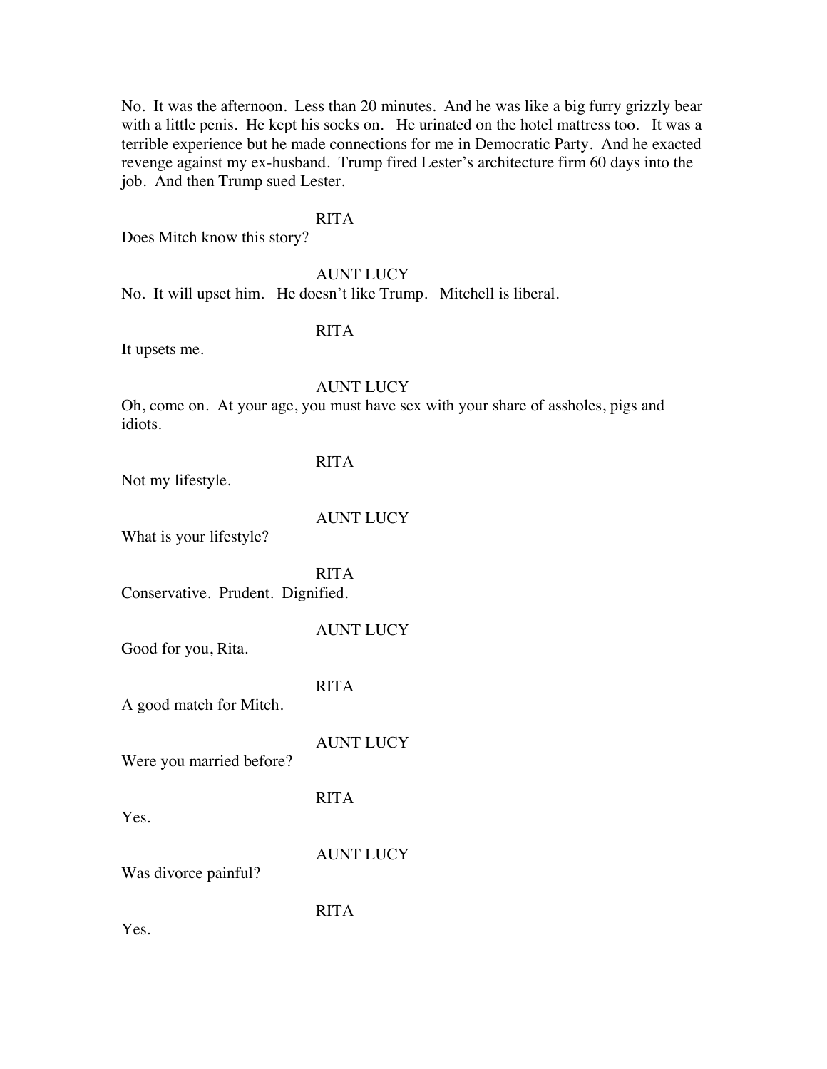No. It was the afternoon. Less than 20 minutes. And he was like a big furry grizzly bear with a little penis. He kept his socks on. He urinated on the hotel mattress too. It was a terrible experience but he made connections for me in Democratic Party. And he exacted revenge against my ex-husband. Trump fired Lester's architecture firm 60 days into the job. And then Trump sued Lester.

RITA

Does Mitch know this story?

AUNT LUCY

No. It will upset him. He doesn't like Trump. Mitchell is liberal.

RITA

It upsets me.

AUNT LUCY

Oh, come on. At your age, you must have sex with your share of assholes, pigs and idiots.

RITA

Not my lifestyle.

AUNT LUCY

What is your lifestyle?

RITA

Conservative. Prudent. Dignified.

AUNT LUCY

Good for you, Rita.

RITA

A good match for Mitch.

AUNT LUCY

Were you married before?

RITA

Yes.

AUNT LUCY

Was divorce painful?

RITA

Yes.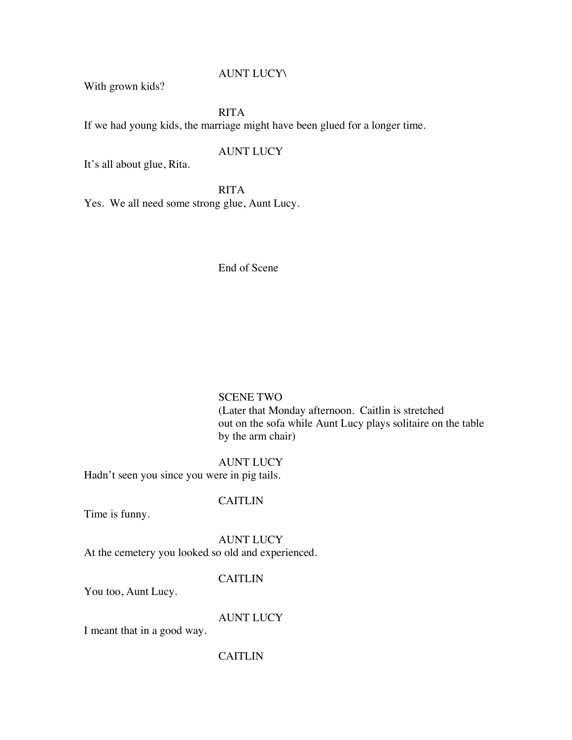AUNT LUCY\

With grown kids?

RITA

If we had young kids, the marriage might have been glued for a longer time.

AUNT LUCY

It's all about glue, Rita.

RITA

Yes. We all need some strong glue, Aunt Lucy.

End of Scene

SCENE TWO

(Later that Monday afternoon. Caitlin is stretched out on the sofa while Aunt Lucy plays solitaire on the table by the arm chair)

AUNT LUCY

Hadn't seen you since you were in pig tails.

CAITLIN

Time is funny.

AUNT LUCY

At the cemetery you looked so old and experienced.

CAITLIN

You too, Aunt Lucy.

AUNT LUCY

I meant that in a good way.

CAITLIN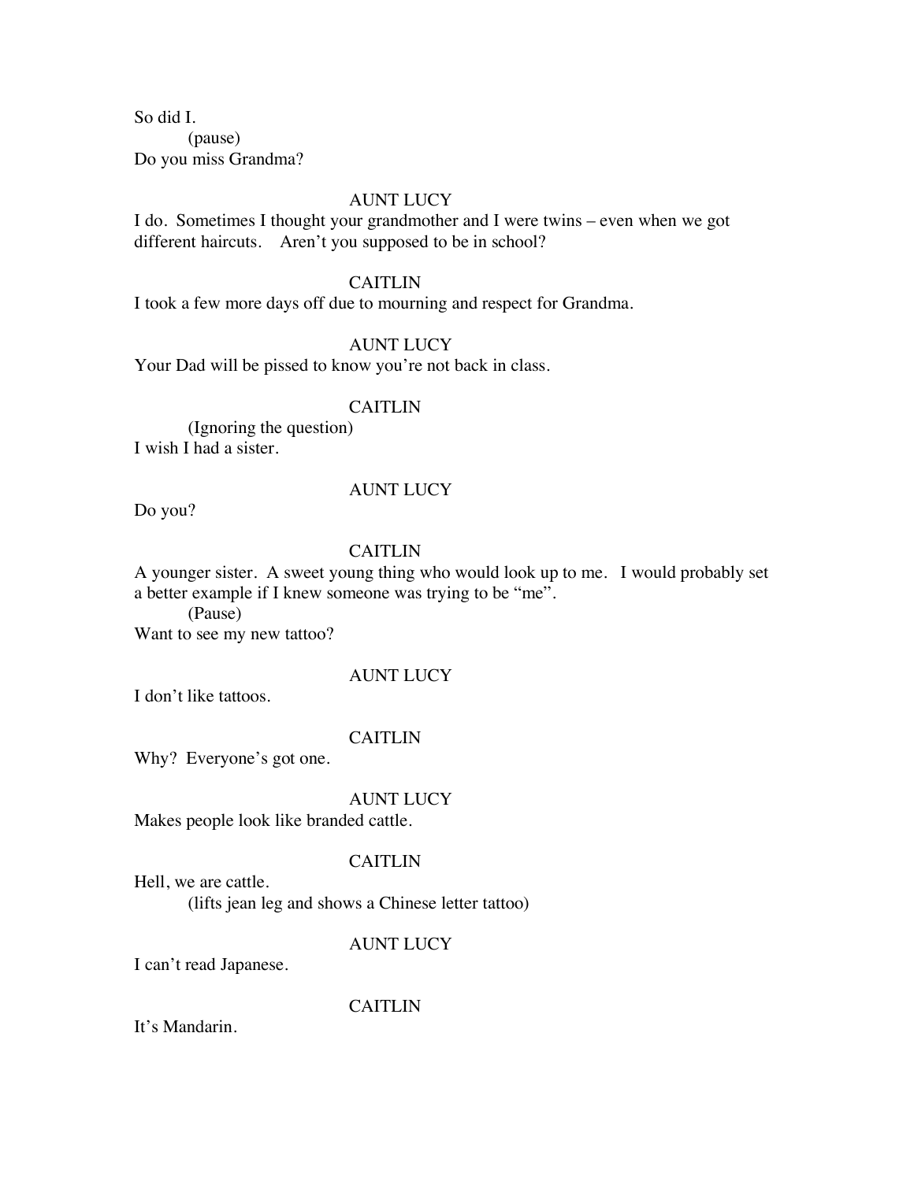So did I.

(pause)

Do you miss Grandma?

AUNT LUCY

I do. Sometimes I thought your grandmother and I were twins – even when we got different haircuts. Aren't you supposed to be in school?

CAITLIN

I took a few more days off due to mourning and respect for Grandma.

AUNT LUCY

Your Dad will be pissed to know you're not back in class.

CAITLIN

(Ignoring the question)

I wish I had a sister.

AUNT LUCY

Do you?

CAITLIN

A younger sister. A sweet young thing who would look up to me. I would probably set a better example if I knew someone was trying to be "me".

(Pause)

Want to see my new tattoo?

AUNT LUCY

I don't like tattoos.

CAITLIN

Why? Everyone's got one.

AUNT LUCY

Makes people look like branded cattle.

CAITLIN

Hell, we are cattle.

(lifts jean leg and shows a Chinese letter tattoo)

AUNT LUCY

I can't read Japanese.

CAITLIN

It's Mandarin.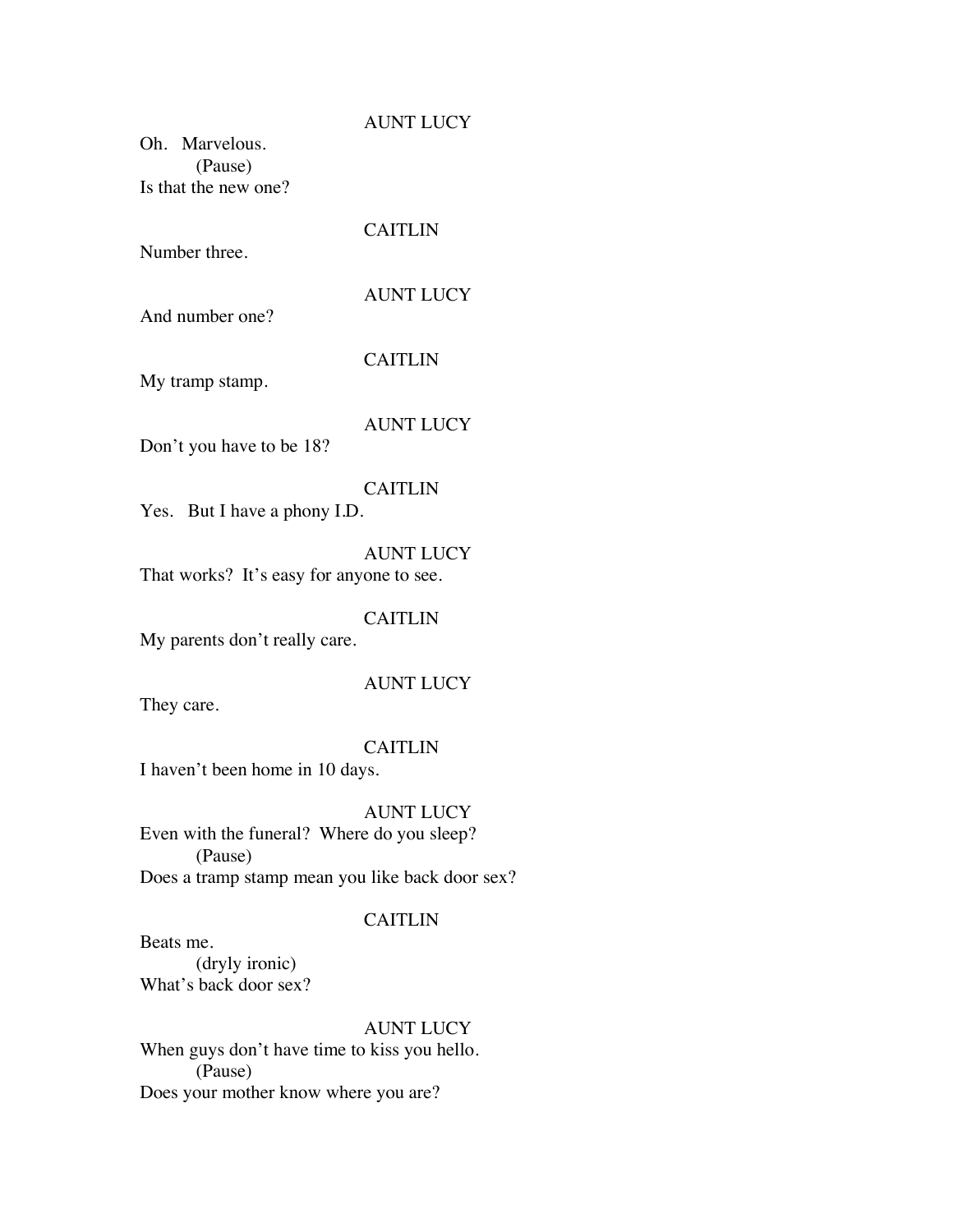AUNT LUCY

Oh. Marvelous.

(Pause)

Is that the new one?

CAITLIN

Number three.

AUNT LUCY

And number one?

CAITLIN

My tramp stamp.

AUNT LUCY

Don't you have to be 18?

CAITLIN

Yes. But I have a phony I.D.

AUNT LUCY

That works? It's easy for anyone to see.

CAITLIN

My parents don't really care.

AUNT LUCY

They care.

CAITLIN

I haven't been home in 10 days.

AUNT LUCY

Even with the funeral? Where do you sleep?

(Pause)

Does a tramp stamp mean you like back door sex?

CAITLIN

Beats me.

(dryly ironic)

What's back door sex?

AUNT LUCY

When guys don't have time to kiss you hello.

(Pause)

Does your mother know where you are?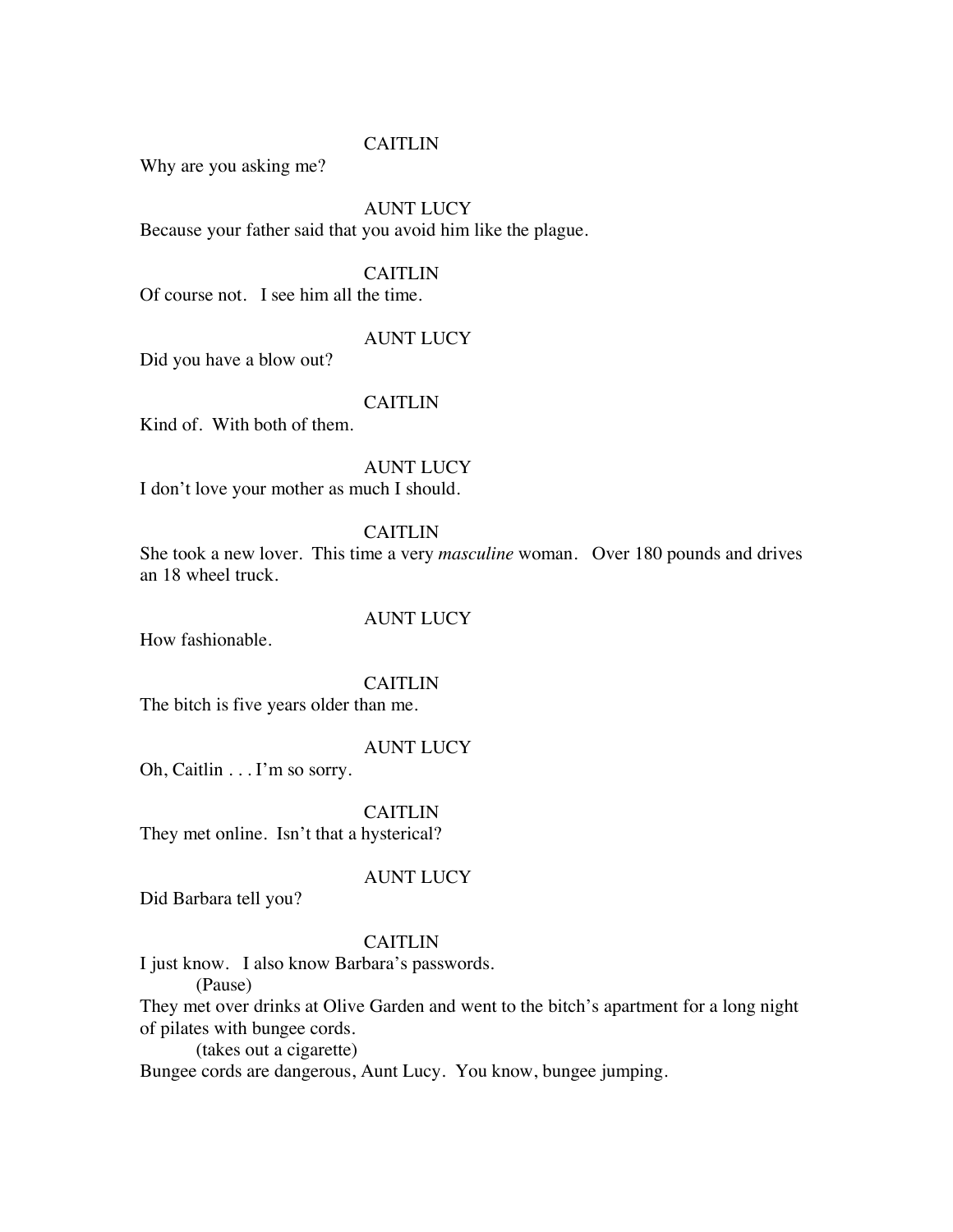CAITLIN

Why are you asking me?

AUNT LUCY

Because your father said that you avoid him like the plague.

CAITLIN

Of course not. I see him all the time.

AUNT LUCY

Did you have a blow out?

CAITLIN

Kind of. With both of them.

AUNT LUCY

I don't love your mother as much I should.

CAITLIN

She took a new lover. This time a very *masculine* woman. Over 180 pounds and drives an 18 wheel truck.

AUNT LUCY

How fashionable.

CAITLIN

The bitch is five years older than me.

AUNT LUCY

Oh, Caitlin . . . I'm so sorry.

CAITLIN

They met online. Isn't that a hysterical?

AUNT LUCY

Did Barbara tell you?

CAITLIN

I just know. I also know Barbara's passwords.

(Pause)

They met over drinks at Olive Garden and went to the bitch's apartment for a long night of pilates with bungee cords.

(takes out a cigarette)

Bungee cords are dangerous, Aunt Lucy. You know, bungee jumping.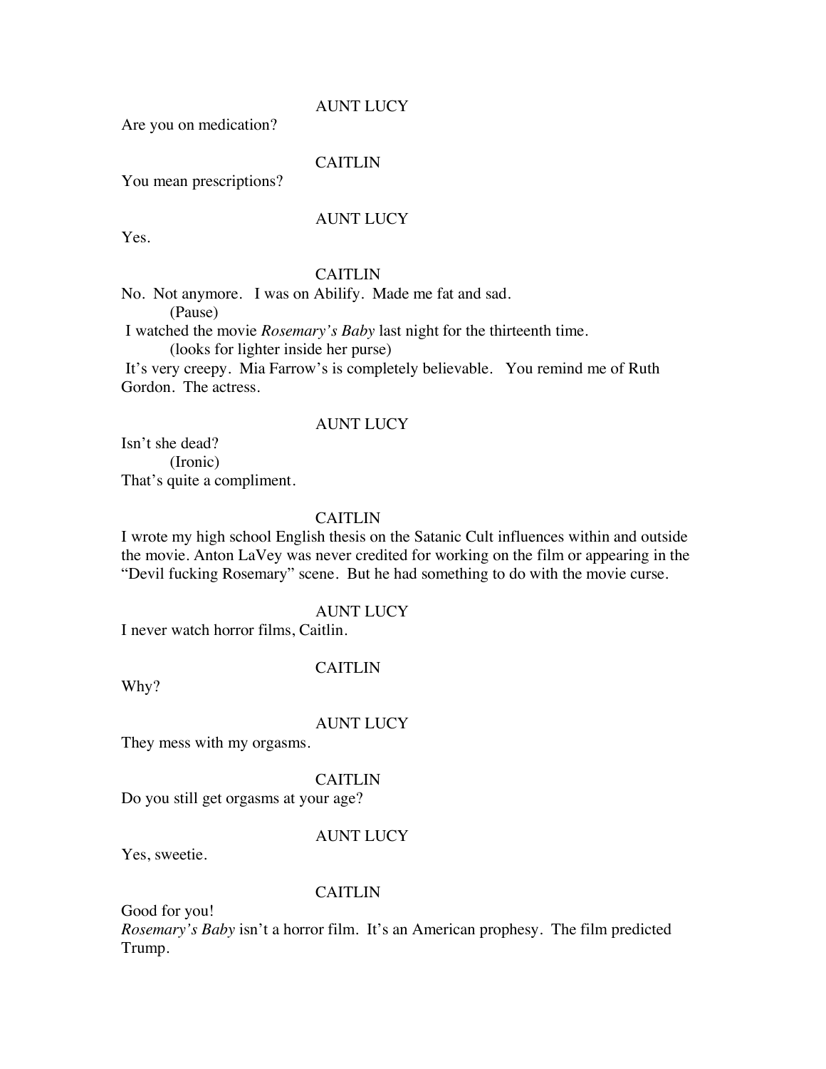AUNT LUCY

Are you on medication?

CAITLIN

You mean prescriptions?

AUNT LUCY

Yes.

CAITLIN

No. Not anymore. I was on Abilify. Made me fat and sad.

(Pause)

I watched the movie *Rosemary's Baby* last night for the thirteenth time.

(looks for lighter inside her purse)

It's very creepy. Mia Farrow's is completely believable. You remind me of Ruth Gordon. The actress.

AUNT LUCY

Isn't she dead?

(Ironic)

That's quite a compliment.

CAITLIN

I wrote my high school English thesis on the Satanic Cult influences within and outside the movie. Anton LaVey was never credited for working on the film or appearing in the "Devil fucking Rosemary" scene. But he had something to do with the movie curse.

AUNT LUCY

I never watch horror films, Caitlin.

CAITLIN

Why?

AUNT LUCY

They mess with my orgasms.

CAITLIN

Do you still get orgasms at your age?

AUNT LUCY

Yes, sweetie.

CAITLIN

Good for you!

*Rosemary's Baby* isn't a horror film. It's an American prophesy. The film predicted Trump.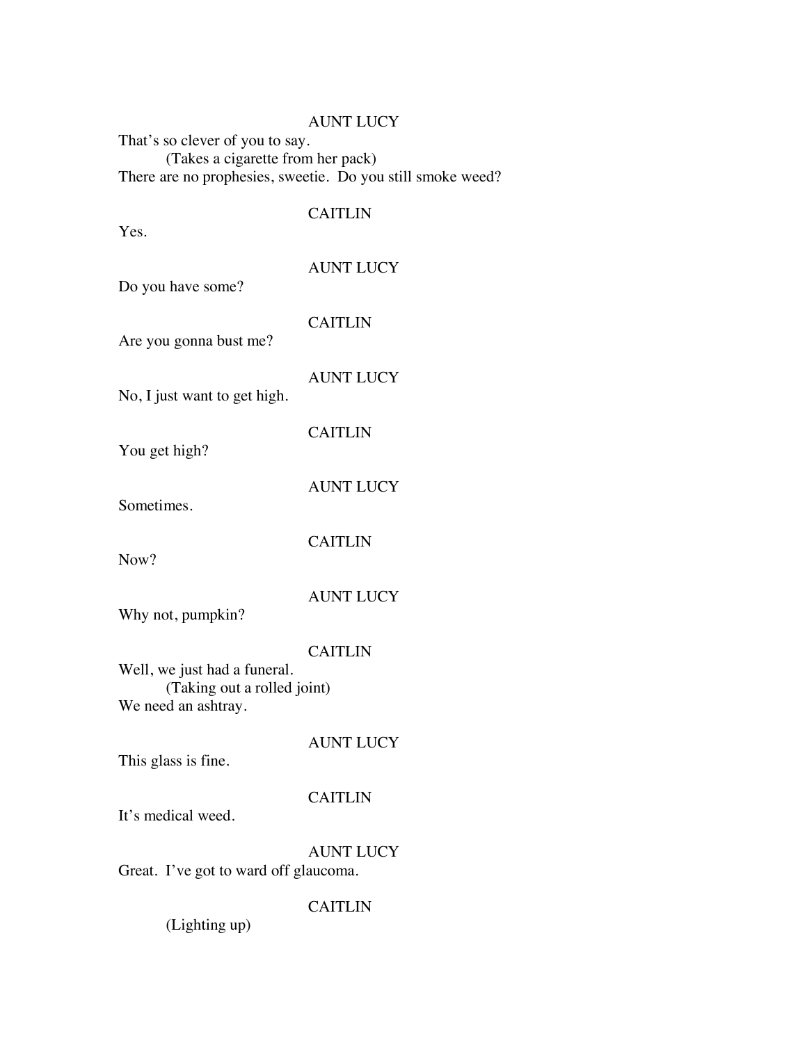AUNT LUCY

That's so clever of you to say.

(Takes a cigarette from her pack)

There are no prophesies, sweetie. Do you still smoke weed?

CAITLIN

Yes.

AUNT LUCY

Do you have some?

CAITLIN

Are you gonna bust me?

AUNT LUCY

No, I just want to get high.

CAITLIN

You get high?

AUNT LUCY

Sometimes.

CAITLIN

Now?

AUNT LUCY

Why not, pumpkin?

CAITLIN

Well, we just had a funeral.

(Taking out a rolled joint)

We need an ashtray.

AUNT LUCY

This glass is fine.

CAITLIN

It's medical weed.

AUNT LUCY

Great. I've got to ward off glaucoma.

CAITLIN

(Lighting up)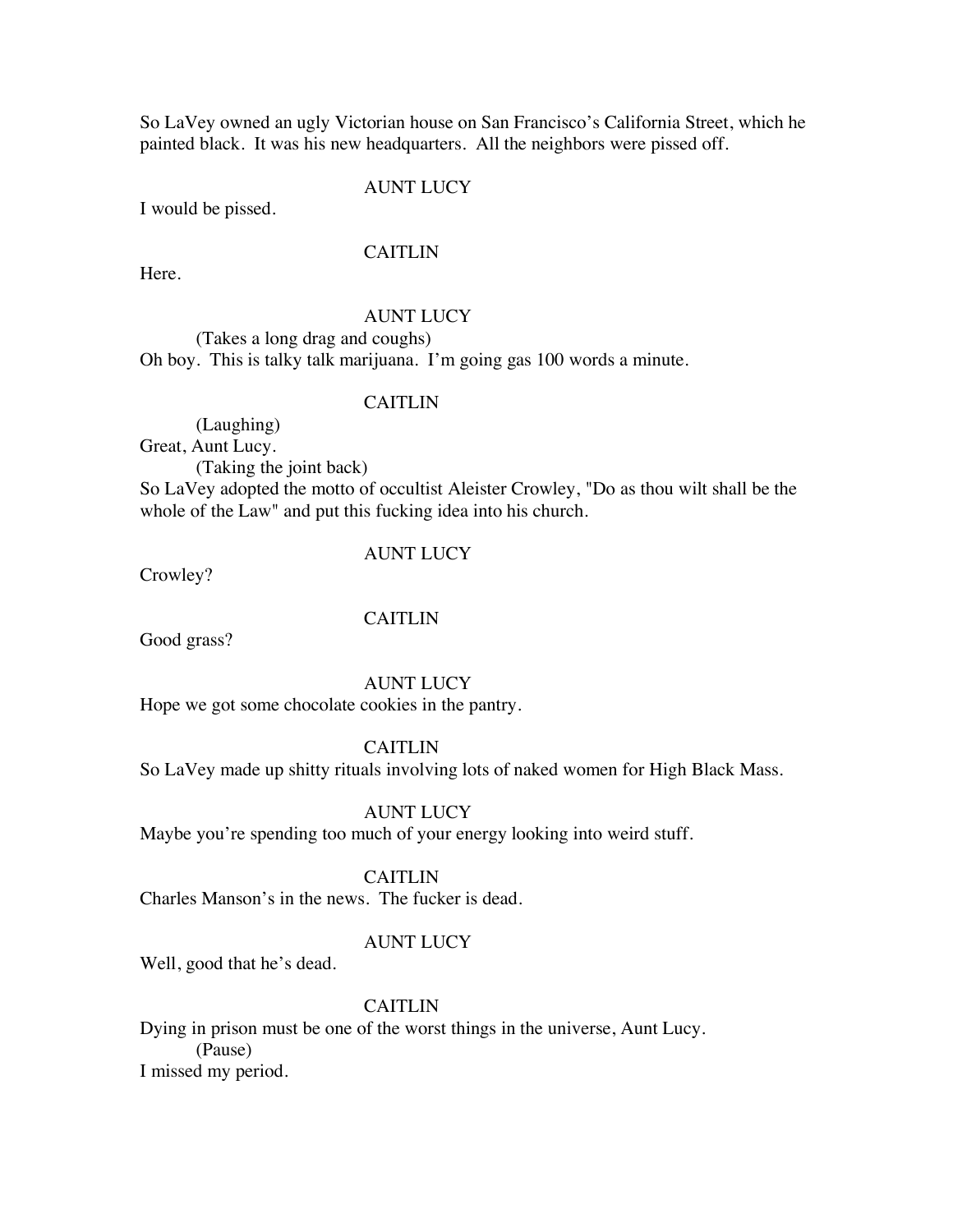So LaVey owned an ugly Victorian house on San Francisco's California Street, which he painted black. It was his new headquarters. All the neighbors were pissed off.

AUNT LUCY

I would be pissed.

CAITLIN

Here.

AUNT LUCY

(Takes a long drag and coughs)

Oh boy. This is talky talk marijuana. I'm going gas 100 words a minute.

CAITLIN

(Laughing)

Great, Aunt Lucy.

(Taking the joint back)

So LaVey adopted the motto of occultist Aleister Crowley, "Do as thou wilt shall be the whole of the Law" and put this fucking idea into his church.

AUNT LUCY

Crowley?

CAITLIN

Good grass?

AUNT LUCY

Hope we got some chocolate cookies in the pantry.

CAITLIN

So LaVey made up shitty rituals involving lots of naked women for High Black Mass.

AUNT LUCY

Maybe you're spending too much of your energy looking into weird stuff.

CAITLIN

Charles Manson's in the news. The fucker is dead.

AUNT LUCY

Well, good that he's dead.

CAITLIN

Dying in prison must be one of the worst things in the universe, Aunt Lucy.

(Pause)

I missed my period.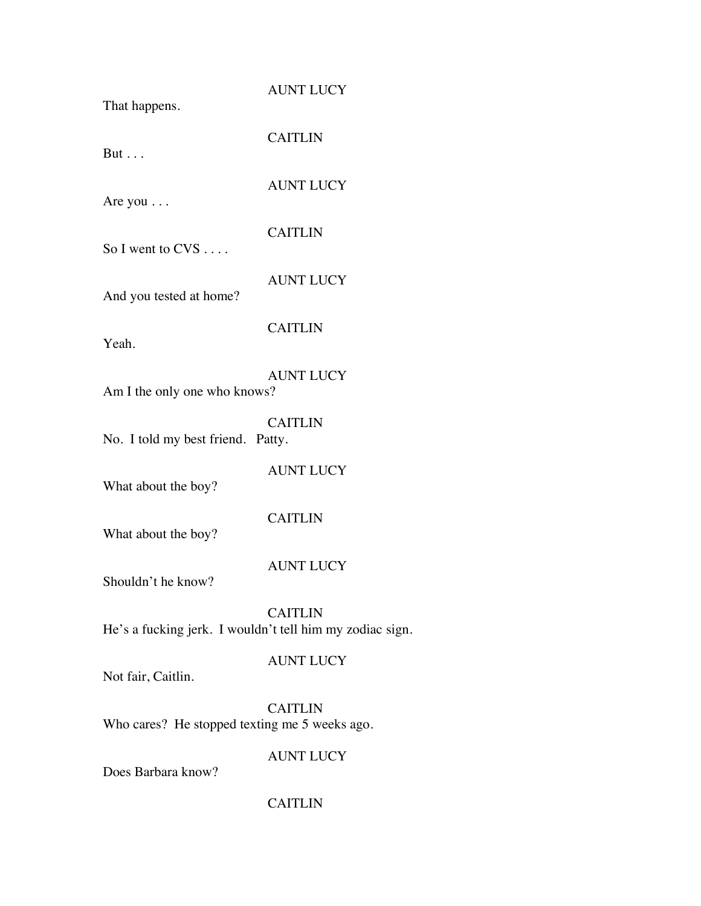AUNT LUCY

That happens.

CAITLIN

But . . .

AUNT LUCY

Are you . . .

CAITLIN

So I went to CVS . . . .

AUNT LUCY

And you tested at home?

CAITLIN

Yeah.

AUNT LUCY

Am I the only one who knows?

CAITLIN

No. I told my best friend. Patty.

AUNT LUCY

What about the boy?

CAITLIN

What about the boy?

AUNT LUCY

Shouldn't he know?

CAITLIN

He's a fucking jerk. I wouldn't tell him my zodiac sign.

AUNT LUCY

Not fair, Caitlin.

CAITLIN

Who cares? He stopped texting me 5 weeks ago.

AUNT LUCY

Does Barbara know?

CAITLIN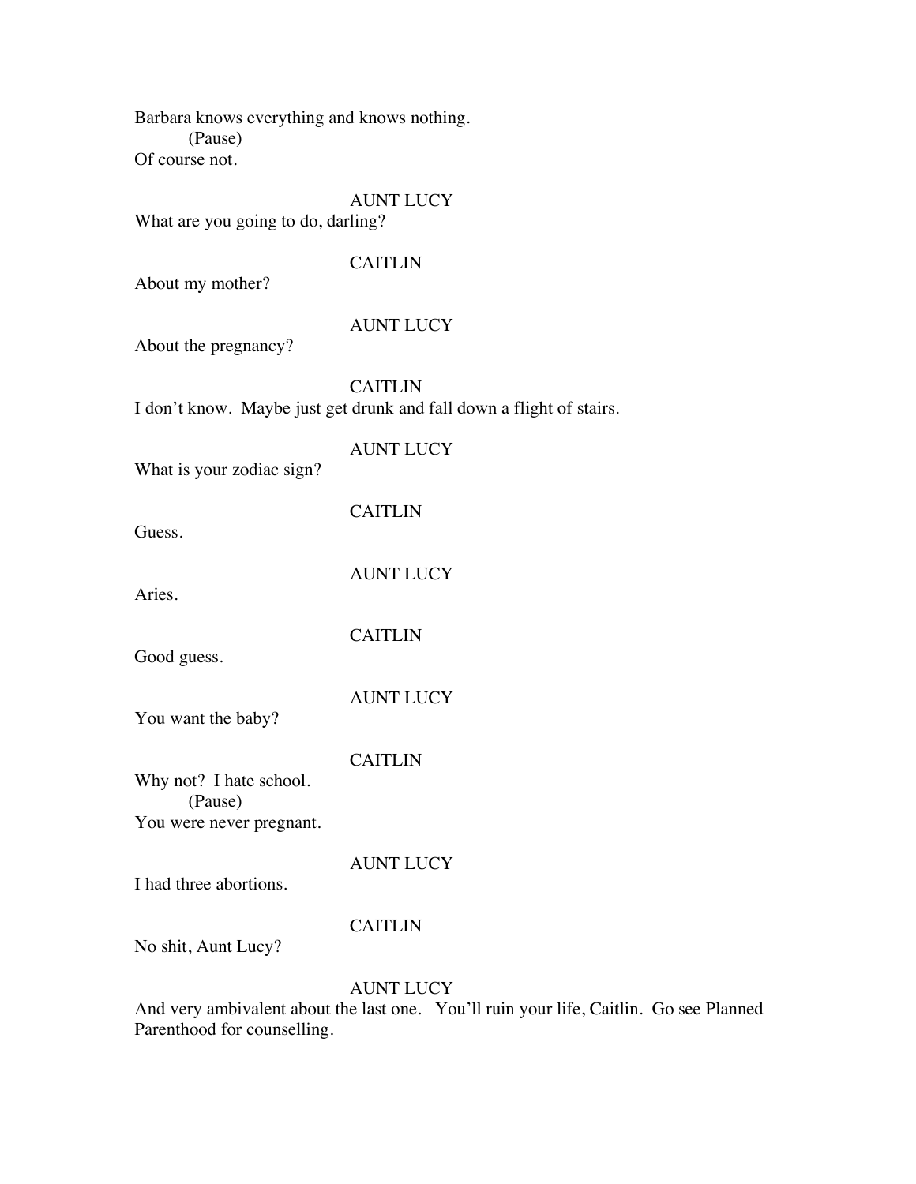Barbara knows everything and knows nothing.

(Pause)

Of course not.

AUNT LUCY

What are you going to do, darling?

CAITLIN

About my mother?

AUNT LUCY

About the pregnancy?

CAITLIN

I don't know. Maybe just get drunk and fall down a flight of stairs.

AUNT LUCY

What is your zodiac sign?

CAITLIN

Guess.

AUNT LUCY

Aries.

CAITLIN

Good guess.

AUNT LUCY

You want the baby?

CAITLIN

Why not? I hate school.

(Pause)

You were never pregnant.

AUNT LUCY

I had three abortions.

CAITLIN

No shit, Aunt Lucy?

AUNT LUCY

And very ambivalent about the last one. You'll ruin your life, Caitlin. Go see Planned Parenthood for counselling.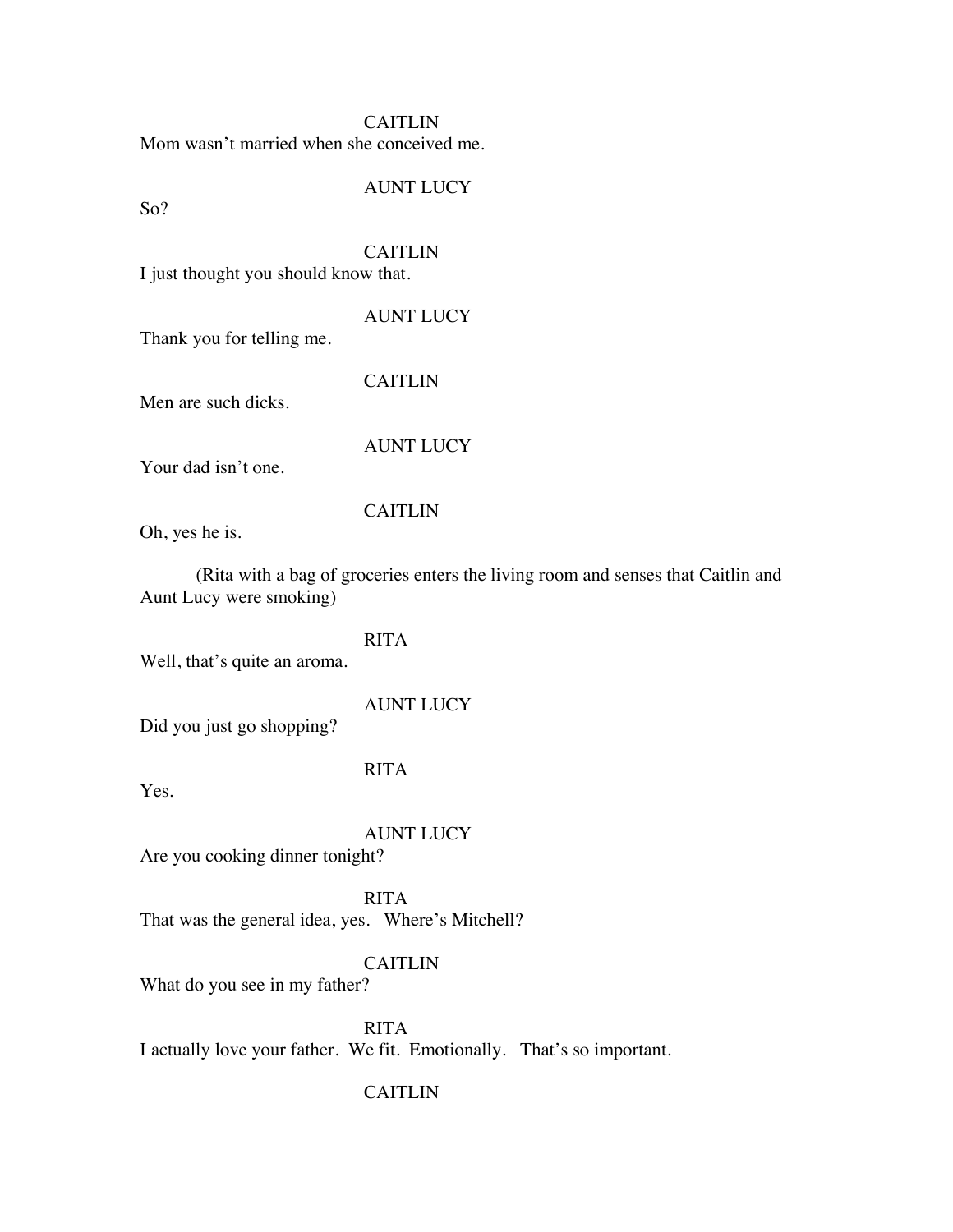CAITLIN

Mom wasn't married when she conceived me.

AUNT LUCY

So?

CAITLIN

I just thought you should know that.

AUNT LUCY

Thank you for telling me.

CAITLIN

Men are such dicks.

AUNT LUCY

Your dad isn't one.

CAITLIN

Oh, yes he is.

(Rita with a bag of groceries enters the living room and senses that Caitlin and Aunt Lucy were smoking)

RITA

Well, that's quite an aroma.

AUNT LUCY

Did you just go shopping?

RITA

Yes.

AUNT LUCY

Are you cooking dinner tonight?

RITA

That was the general idea, yes. Where's Mitchell?

CAITLIN

What do you see in my father?

RITA

I actually love your father. We fit. Emotionally. That's so important.

CAITLIN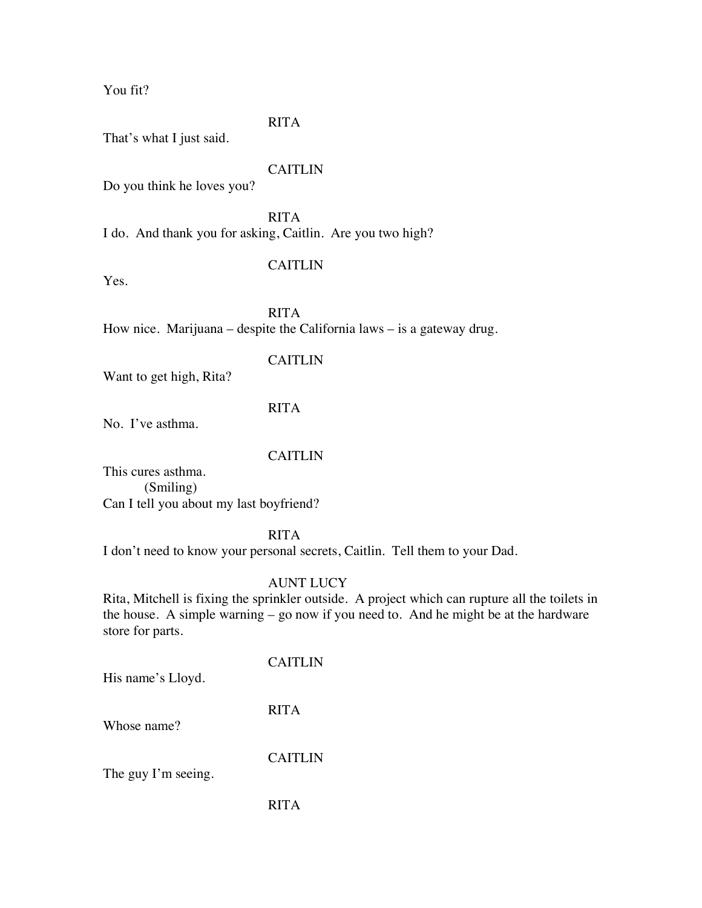You fit?

RITA

That's what I just said.

CAITLIN

Do you think he loves you?

RITA

I do. And thank you for asking, Caitlin. Are you two high?

CAITLIN

Yes.

RITA

How nice. Marijuana – despite the California laws – is a gateway drug.

CAITLIN

Want to get high, Rita?

RITA

No. I've asthma.

CAITLIN

This cures asthma.
(Smiling)
Can I tell you about my last boyfriend?

RITA

I don't need to know your personal secrets, Caitlin. Tell them to your Dad.

AUNT LUCY

Rita, Mitchell is fixing the sprinkler outside. A project which can rupture all the toilets in the house. A simple warning – go now if you need to. And he might be at the hardware store for parts.

CAITLIN

His name's Lloyd.

RITA

Whose name?

CAITLIN

The guy I'm seeing.

RITA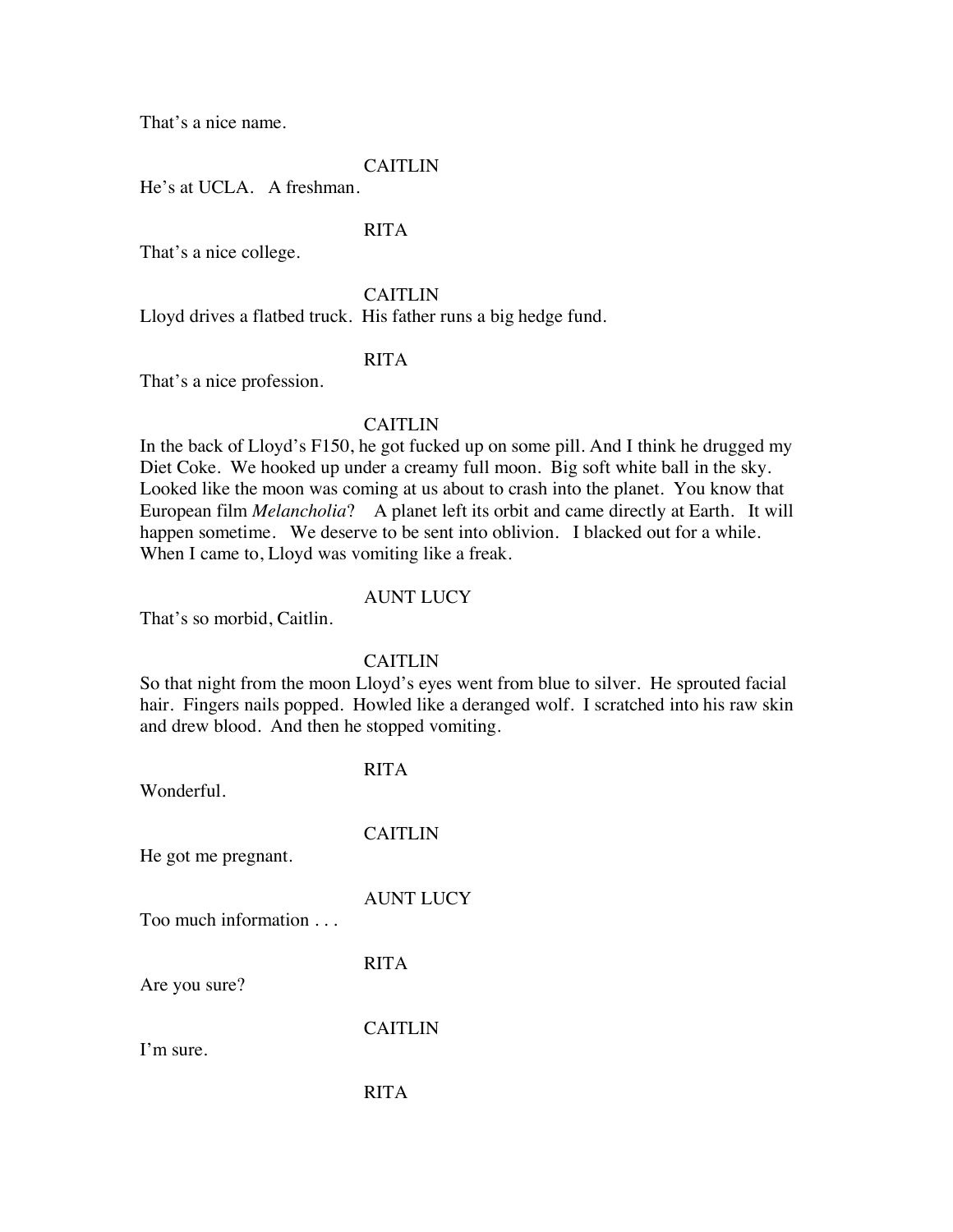That's a nice name.

CAITLIN

He's at UCLA.   A freshman.

RITA

That's a nice college.

CAITLIN

Lloyd drives a flatbed truck.  His father runs a big hedge fund.

RITA

That's a nice profession.

CAITLIN

In the back of Lloyd's F150, he got fucked up on some pill. And I think he drugged my Diet Coke.  We hooked up under a creamy full moon.  Big soft white ball in the sky.  Looked like the moon was coming at us about to crash into the planet.  You know that European film *Melancholia*?   A planet left its orbit and came directly at Earth.   It will happen sometime.   We deserve to be sent into oblivion.   I blacked out for a while.  When I came to, Lloyd was vomiting like a freak.

AUNT LUCY

That's so morbid, Caitlin.

CAITLIN

So that night from the moon Lloyd's eyes went from blue to silver.  He sprouted facial hair.  Fingers nails popped.  Howled like a deranged wolf.  I scratched into his raw skin and drew blood.  And then he stopped vomiting.

RITA

Wonderful.

CAITLIN

He got me pregnant.

AUNT LUCY

Too much information . . .

RITA

Are you sure?

CAITLIN

I'm sure.

RITA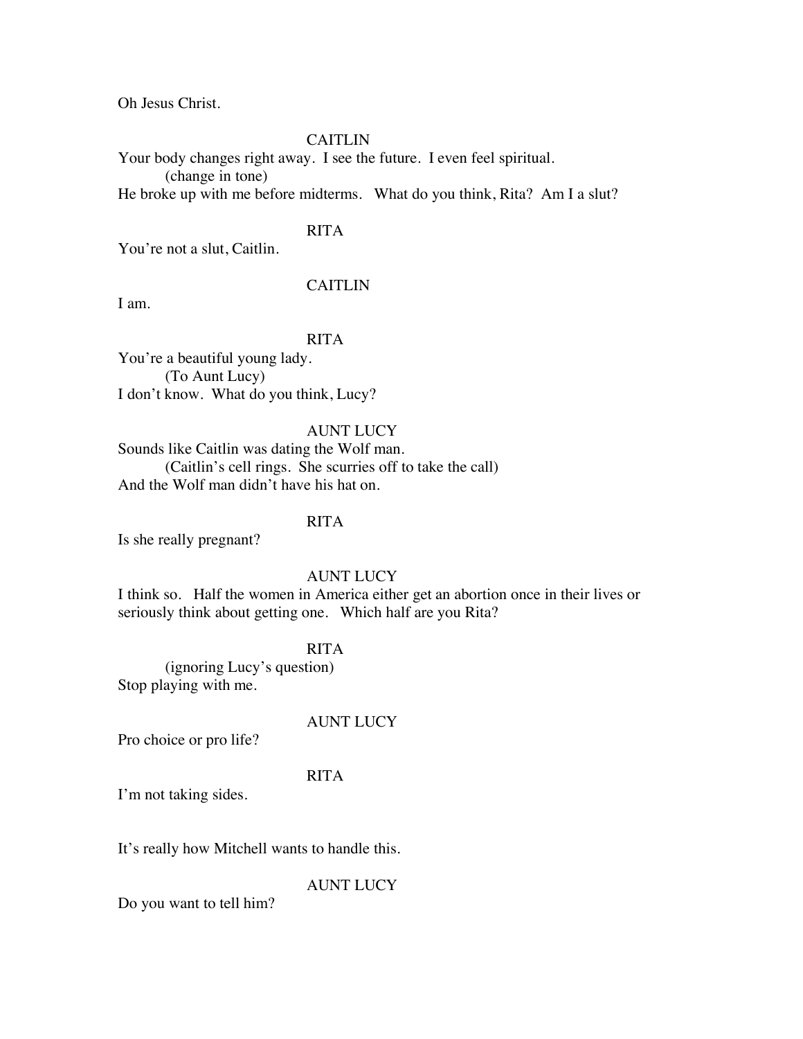Oh Jesus Christ.

CAITLIN

Your body changes right away. I see the future. I even feel spiritual.

(change in tone)

He broke up with me before midterms. What do you think, Rita? Am I a slut?

RITA

You're not a slut, Caitlin.

CAITLIN

I am.

RITA

You're a beautiful young lady.

(To Aunt Lucy)

I don't know. What do you think, Lucy?

AUNT LUCY

Sounds like Caitlin was dating the Wolf man.

(Caitlin's cell rings. She scurries off to take the call)

And the Wolf man didn't have his hat on.

RITA

Is she really pregnant?

AUNT LUCY

I think so. Half the women in America either get an abortion once in their lives or seriously think about getting one. Which half are you Rita?

RITA

(ignoring Lucy's question)

Stop playing with me.

AUNT LUCY

Pro choice or pro life?

RITA

I'm not taking sides.

It's really how Mitchell wants to handle this.

AUNT LUCY

Do you want to tell him?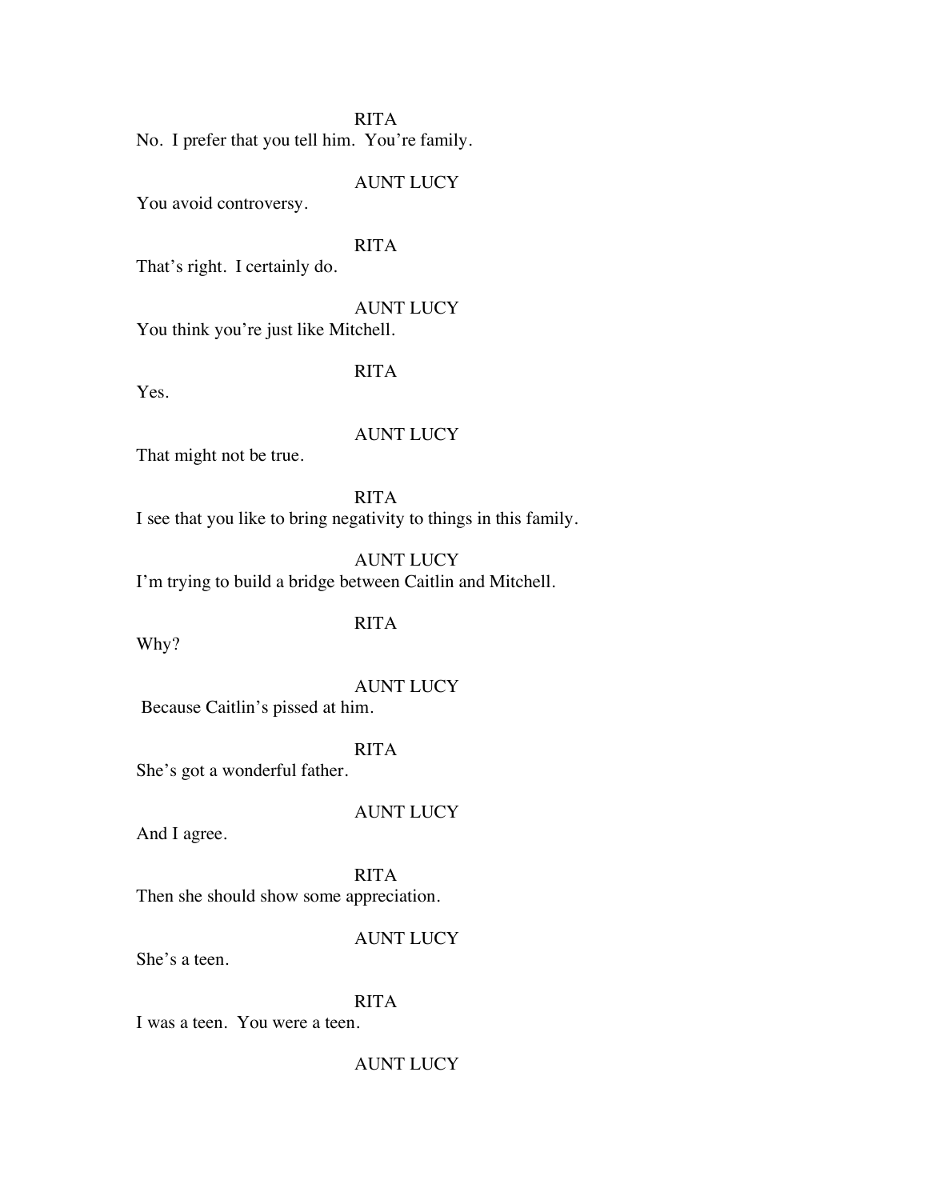RITA

No. I prefer that you tell him. You're family.

AUNT LUCY

You avoid controversy.

RITA

That's right. I certainly do.

AUNT LUCY

You think you're just like Mitchell.

RITA

Yes.

AUNT LUCY

That might not be true.

RITA

I see that you like to bring negativity to things in this family.

AUNT LUCY

I'm trying to build a bridge between Caitlin and Mitchell.

RITA

Why?

AUNT LUCY

Because Caitlin's pissed at him.

RITA

She's got a wonderful father.

AUNT LUCY

And I agree.

RITA

Then she should show some appreciation.

AUNT LUCY

She's a teen.

RITA

I was a teen. You were a teen.

AUNT LUCY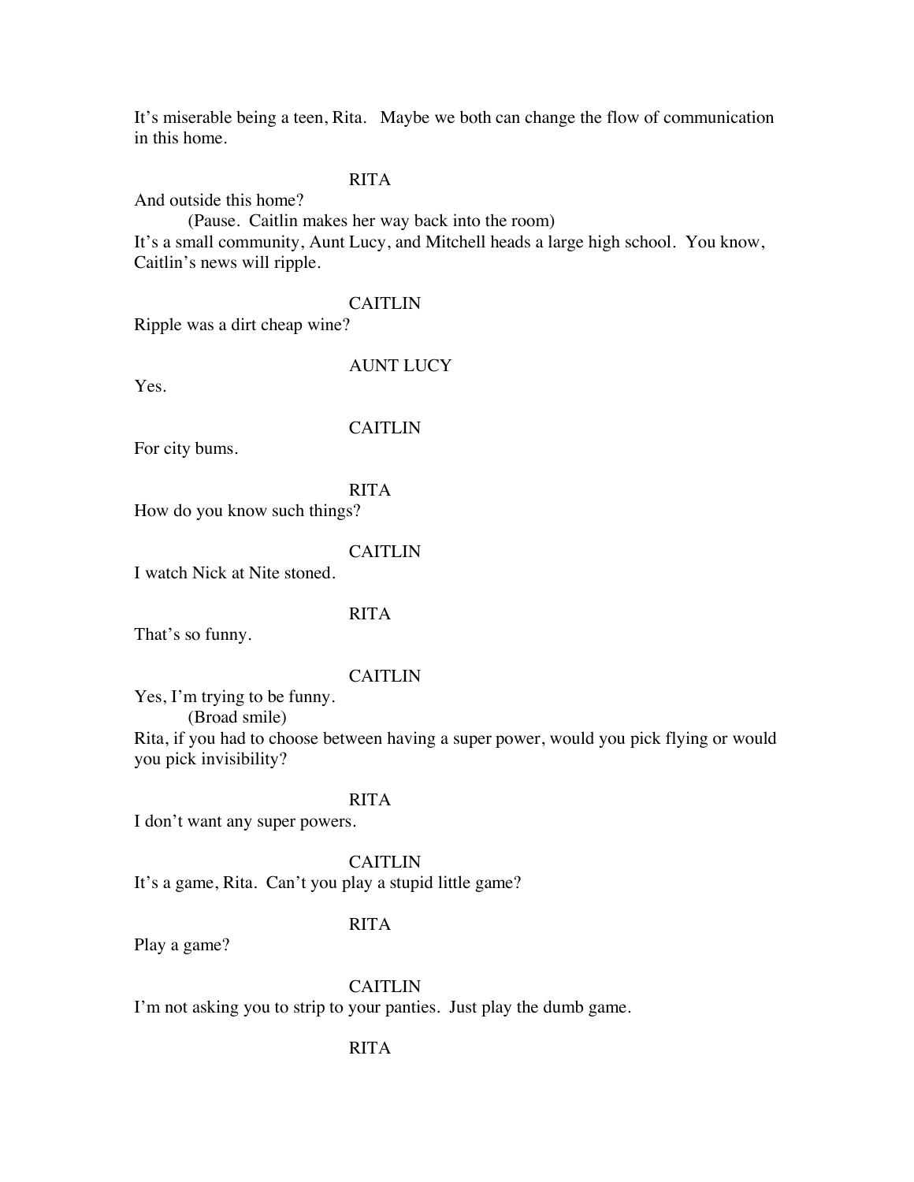It's miserable being a teen, Rita. Maybe we both can change the flow of communication in this home.

RITA

And outside this home?

(Pause. Caitlin makes her way back into the room)

It's a small community, Aunt Lucy, and Mitchell heads a large high school. You know, Caitlin's news will ripple.

CAITLIN

Ripple was a dirt cheap wine?

AUNT LUCY

Yes.

CAITLIN

For city bums.

RITA

How do you know such things?

CAITLIN

I watch Nick at Nite stoned.

RITA

That's so funny.

CAITLIN

Yes, I'm trying to be funny.

(Broad smile)

Rita, if you had to choose between having a super power, would you pick flying or would you pick invisibility?

RITA

I don't want any super powers.

CAITLIN

It's a game, Rita. Can't you play a stupid little game?

RITA

Play a game?

CAITLIN

I'm not asking you to strip to your panties. Just play the dumb game.

RITA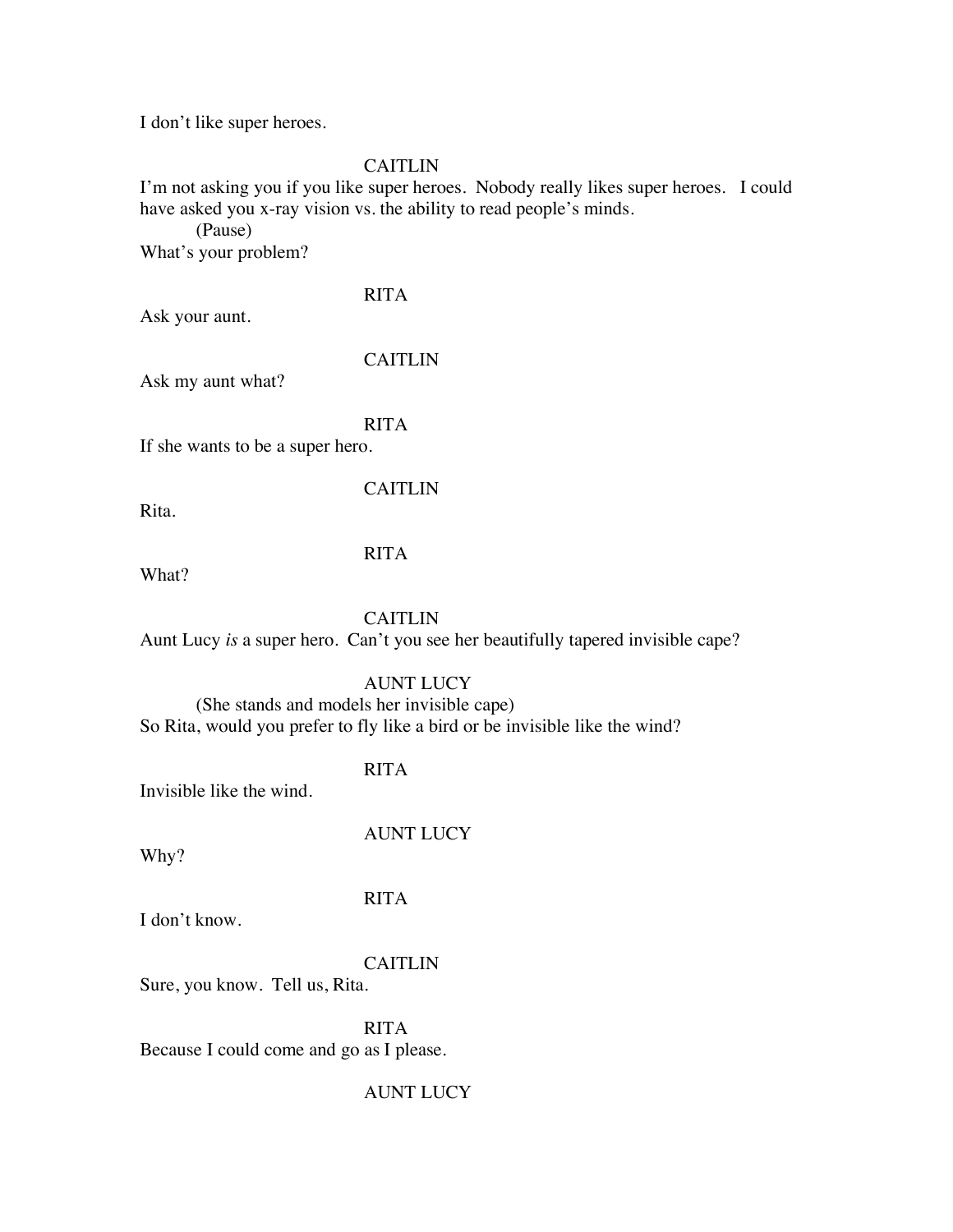I don't like super heroes.

CAITLIN

I'm not asking you if you like super heroes. Nobody really likes super heroes. I could have asked you x-ray vision vs. the ability to read people's minds.

(Pause)

What's your problem?

RITA

Ask your aunt.

CAITLIN

Ask my aunt what?

RITA

If she wants to be a super hero.

CAITLIN

Rita.

RITA

What?

CAITLIN

Aunt Lucy *is* a super hero. Can't you see her beautifully tapered invisible cape?

AUNT LUCY

(She stands and models her invisible cape)

So Rita, would you prefer to fly like a bird or be invisible like the wind?

RITA

Invisible like the wind.

AUNT LUCY

Why?

RITA

I don't know.

CAITLIN

Sure, you know. Tell us, Rita.

RITA

Because I could come and go as I please.

AUNT LUCY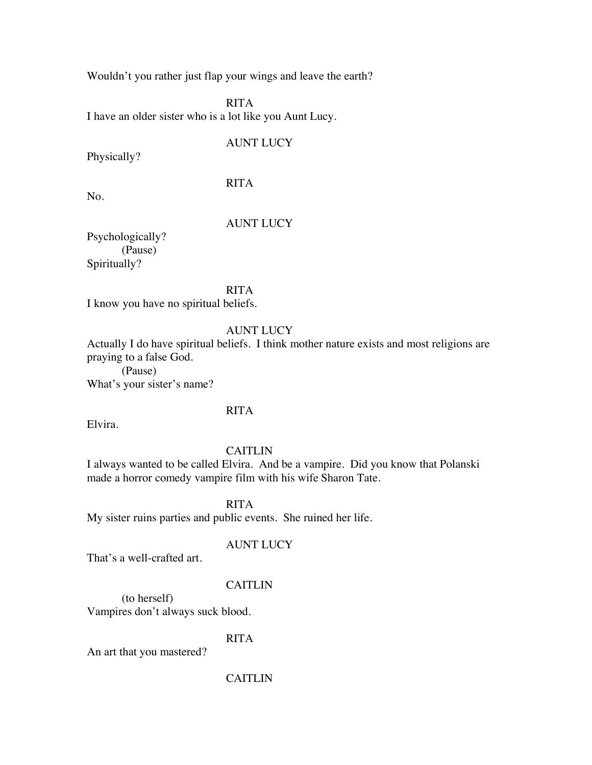Wouldn't you rather just flap your wings and leave the earth?

RITA

I have an older sister who is a lot like you Aunt Lucy.

AUNT LUCY

Physically?

RITA

No.

AUNT LUCY

Psychologically?
(Pause)
Spiritually?

RITA

I know you have no spiritual beliefs.

AUNT LUCY

Actually I do have spiritual beliefs. I think mother nature exists and most religions are praying to a false God.
(Pause)
What's your sister's name?

RITA

Elvira.

CAITLIN

I always wanted to be called Elvira. And be a vampire. Did you know that Polanski made a horror comedy vampire film with his wife Sharon Tate.

RITA

My sister ruins parties and public events. She ruined her life.

AUNT LUCY

That's a well-crafted art.

CAITLIN

(to herself)
Vampires don't always suck blood.

RITA

An art that you mastered?

CAITLIN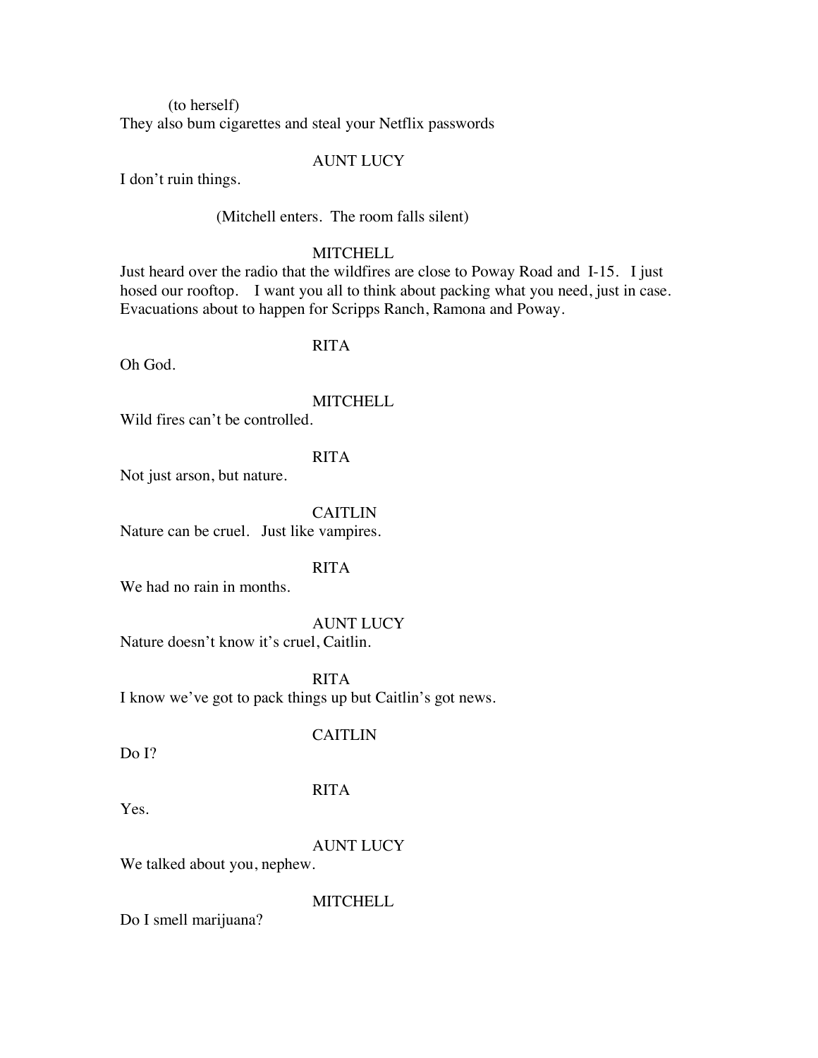(to herself)
They also bum cigarettes and steal your Netflix passwords

AUNT LUCY

I don't ruin things.

(Mitchell enters. The room falls silent)

MITCHELL

Just heard over the radio that the wildfires are close to Poway Road and I-15. I just hosed our rooftop. I want you all to think about packing what you need, just in case. Evacuations about to happen for Scripps Ranch, Ramona and Poway.

RITA

Oh God.

MITCHELL

Wild fires can't be controlled.

RITA

Not just arson, but nature.

CAITLIN

Nature can be cruel. Just like vampires.

RITA

We had no rain in months.

AUNT LUCY

Nature doesn't know it's cruel, Caitlin.

RITA

I know we've got to pack things up but Caitlin's got news.

CAITLIN

Do I?

RITA

Yes.

AUNT LUCY

We talked about you, nephew.

MITCHELL

Do I smell marijuana?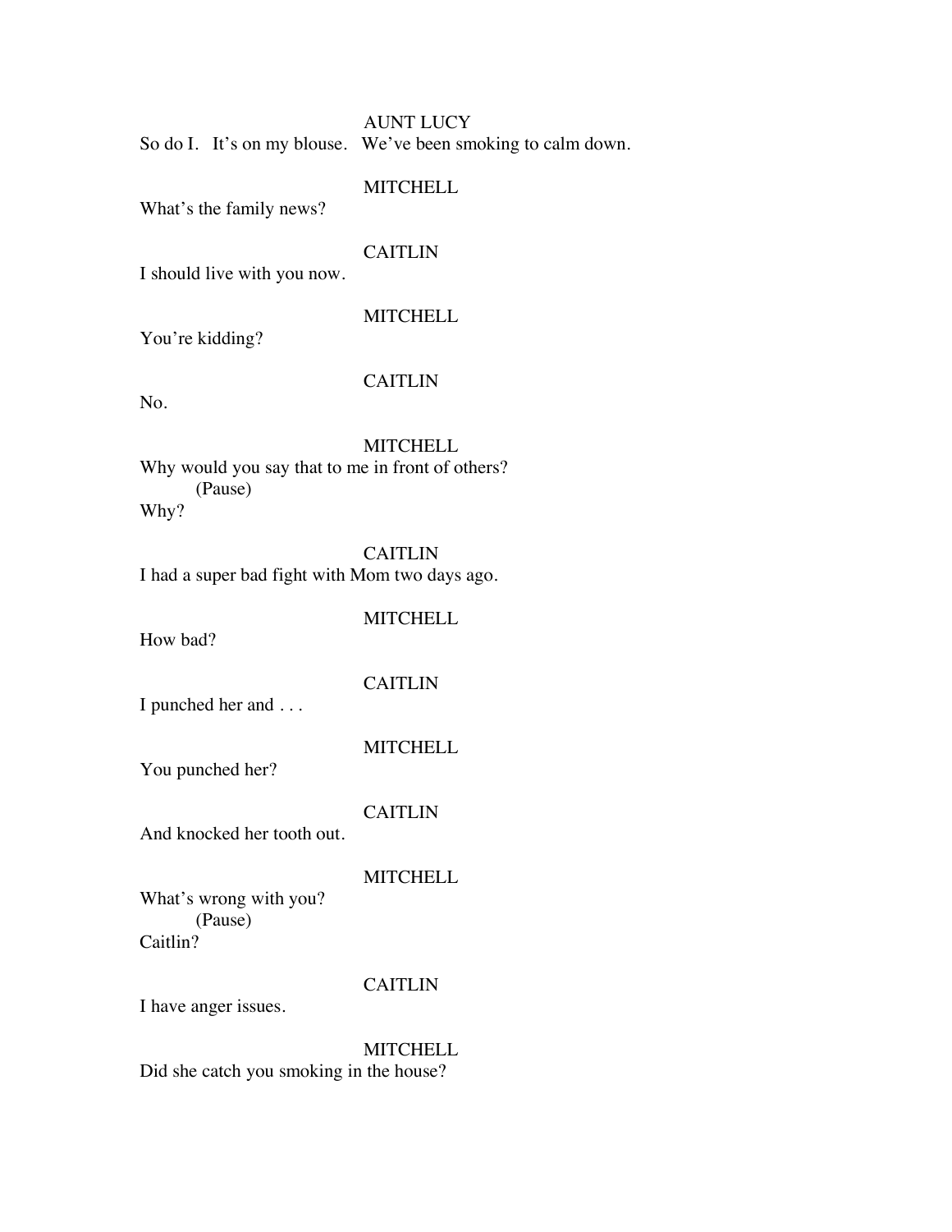AUNT LUCY

So do I. It's on my blouse. We've been smoking to calm down.

MITCHELL

What's the family news?

CAITLIN

I should live with you now.

MITCHELL

You're kidding?

CAITLIN

No.

MITCHELL

Why would you say that to me in front of others?

(Pause)

Why?

CAITLIN

I had a super bad fight with Mom two days ago.

MITCHELL

How bad?

CAITLIN

I punched her and . . .

MITCHELL

You punched her?

CAITLIN

And knocked her tooth out.

MITCHELL

What's wrong with you?

(Pause)

Caitlin?

CAITLIN

I have anger issues.

MITCHELL

Did she catch you smoking in the house?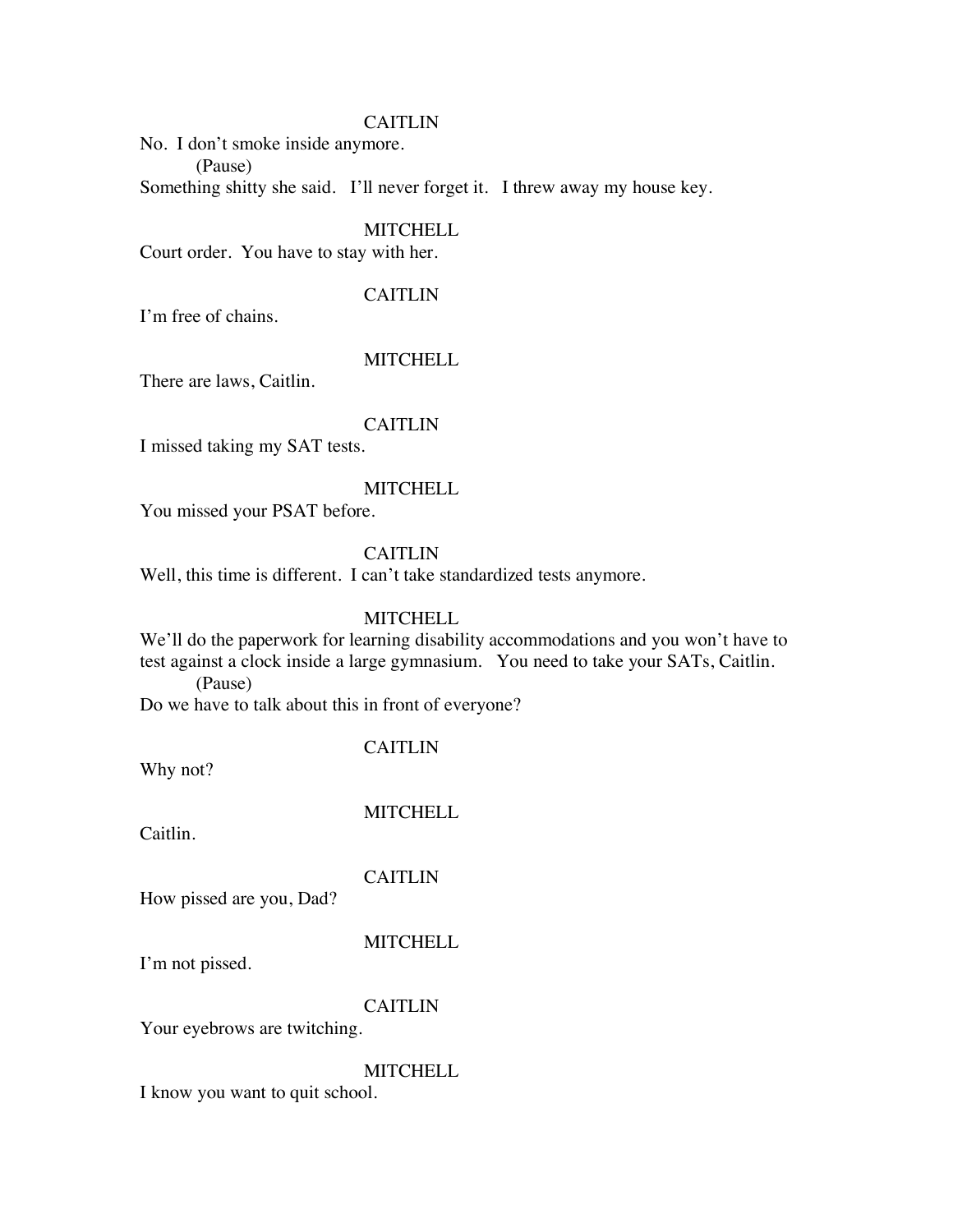CAITLIN

No. I don't smoke inside anymore.

(Pause)

Something shitty she said. I'll never forget it. I threw away my house key.

MITCHELL

Court order. You have to stay with her.

CAITLIN

I'm free of chains.

MITCHELL

There are laws, Caitlin.

CAITLIN

I missed taking my SAT tests.

MITCHELL

You missed your PSAT before.

CAITLIN

Well, this time is different. I can't take standardized tests anymore.

MITCHELL

We'll do the paperwork for learning disability accommodations and you won't have to test against a clock inside a large gymnasium. You need to take your SATs, Caitlin.

(Pause)

Do we have to talk about this in front of everyone?

CAITLIN

Why not?

MITCHELL

Caitlin.

CAITLIN

How pissed are you, Dad?

MITCHELL

I'm not pissed.

CAITLIN

Your eyebrows are twitching.

MITCHELL

I know you want to quit school.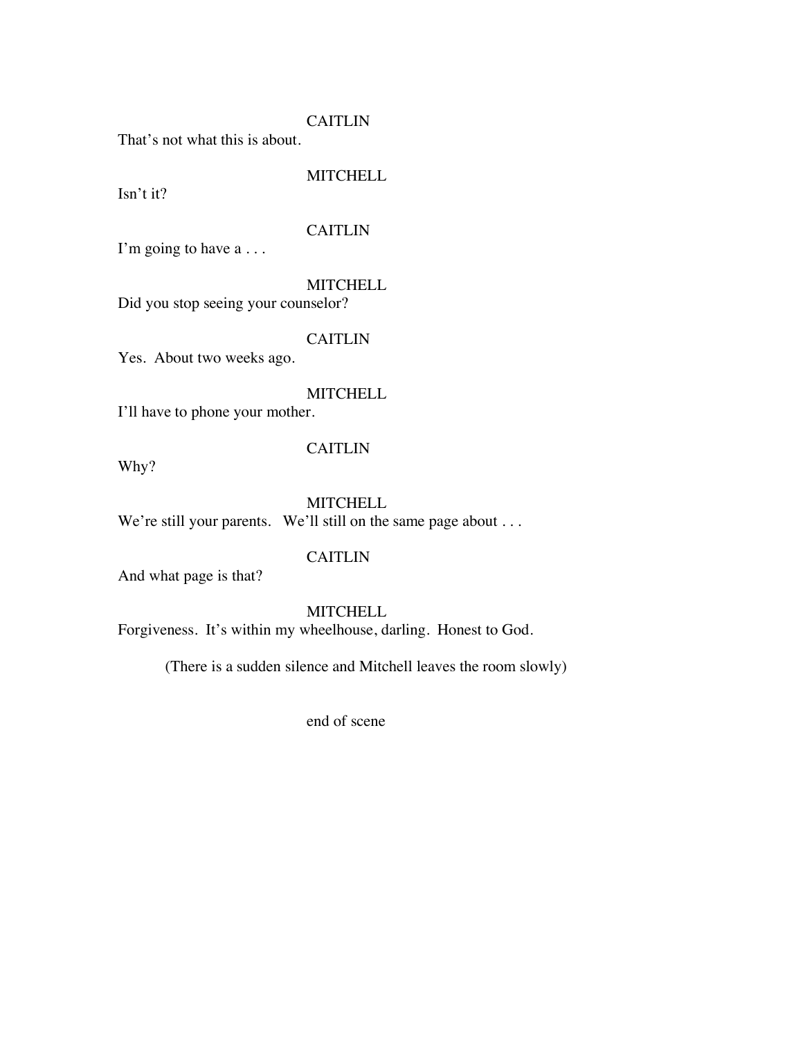CAITLIN

That's not what this is about.

MITCHELL

Isn't it?

CAITLIN

I'm going to have a . . .

MITCHELL

Did you stop seeing your counselor?

CAITLIN

Yes. About two weeks ago.

MITCHELL

I'll have to phone your mother.

CAITLIN

Why?

MITCHELL

We're still your parents. We'll still on the same page about . . .

CAITLIN

And what page is that?

MITCHELL

Forgiveness. It's within my wheelhouse, darling. Honest to God.

(There is a sudden silence and Mitchell leaves the room slowly)

end of scene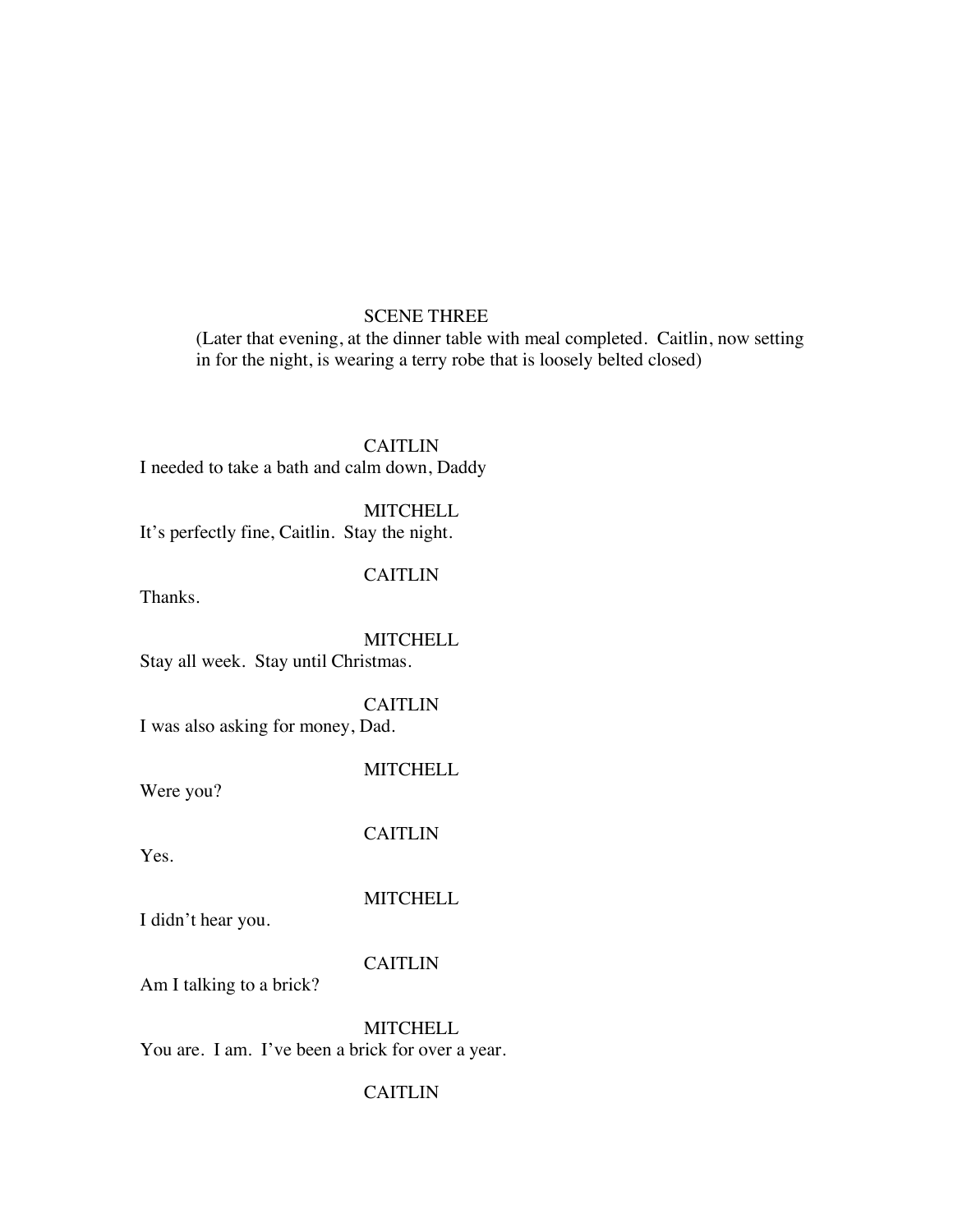SCENE THREE

(Later that evening, at the dinner table with meal completed. Caitlin, now setting in for the night, is wearing a terry robe that is loosely belted closed)

CAITLIN

I needed to take a bath and calm down, Daddy

MITCHELL

It's perfectly fine, Caitlin. Stay the night.

CAITLIN

Thanks.

MITCHELL

Stay all week. Stay until Christmas.

CAITLIN

I was also asking for money, Dad.

MITCHELL

Were you?

CAITLIN

Yes.

MITCHELL

I didn't hear you.

CAITLIN

Am I talking to a brick?

MITCHELL

You are. I am. I've been a brick for over a year.

CAITLIN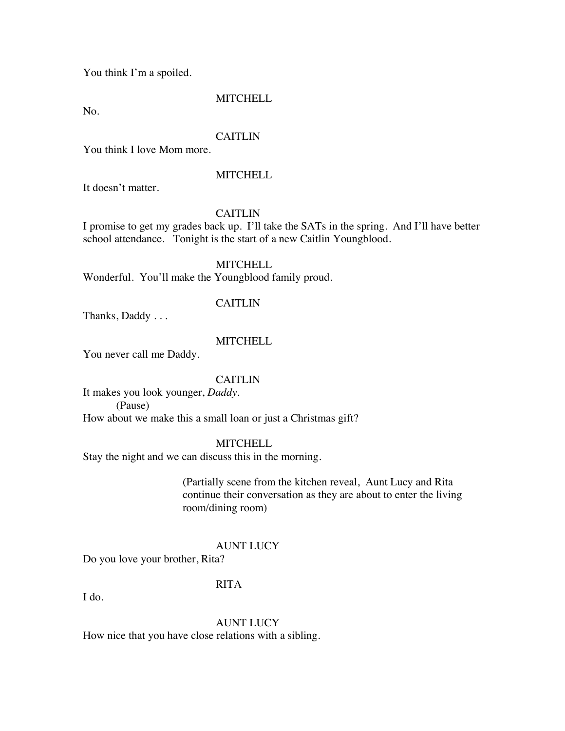You think I'm a spoiled.

MITCHELL

No.

CAITLIN

You think I love Mom more.

MITCHELL

It doesn't matter.

CAITLIN

I promise to get my grades back up. I'll take the SATs in the spring. And I'll have better school attendance. Tonight is the start of a new Caitlin Youngblood.

MITCHELL

Wonderful. You'll make the Youngblood family proud.

CAITLIN

Thanks, Daddy . . .

MITCHELL

You never call me Daddy.

CAITLIN

It makes you look younger, *Daddy*.
(Pause)
How about we make this a small loan or just a Christmas gift?

MITCHELL

Stay the night and we can discuss this in the morning.

(Partially scene from the kitchen reveal, Aunt Lucy and Rita continue their conversation as they are about to enter the living room/dining room)

AUNT LUCY

Do you love your brother, Rita?

RITA

I do.

AUNT LUCY

How nice that you have close relations with a sibling.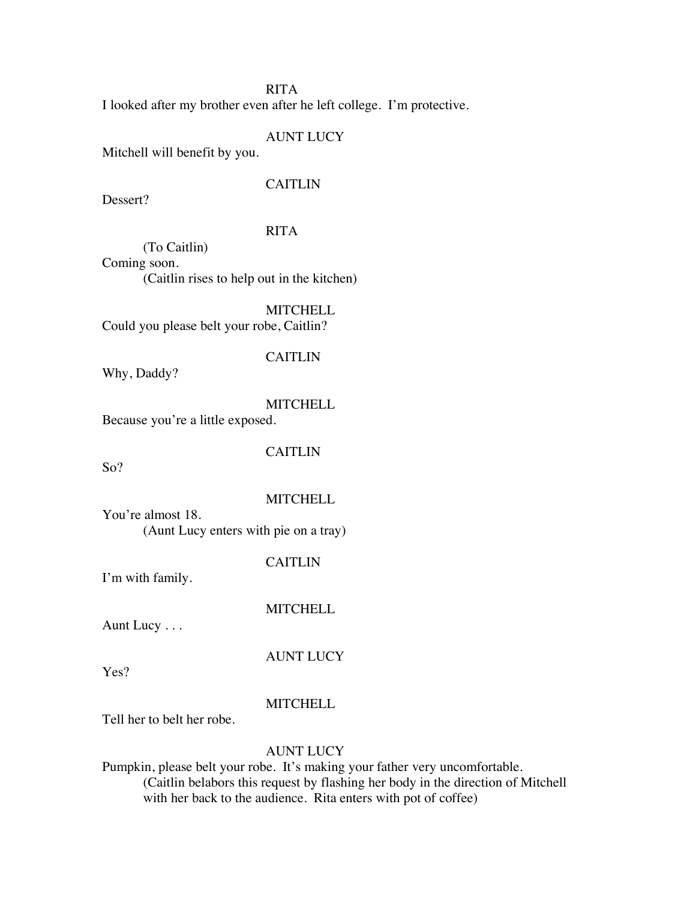RITA

I looked after my brother even after he left college. I'm protective.

AUNT LUCY

Mitchell will benefit by you.

CAITLIN

Dessert?

RITA

(To Caitlin)

Coming soon.

(Caitlin rises to help out in the kitchen)

MITCHELL

Could you please belt your robe, Caitlin?

CAITLIN

Why, Daddy?

MITCHELL

Because you're a little exposed.

CAITLIN

So?

MITCHELL

You're almost 18.

(Aunt Lucy enters with pie on a tray)

CAITLIN

I'm with family.

MITCHELL

Aunt Lucy . . .

AUNT LUCY

Yes?

MITCHELL

Tell her to belt her robe.

AUNT LUCY

Pumpkin, please belt your robe. It's making your father very uncomfortable.

(Caitlin belabors this request by flashing her body in the direction of Mitchell with her back to the audience. Rita enters with pot of coffee)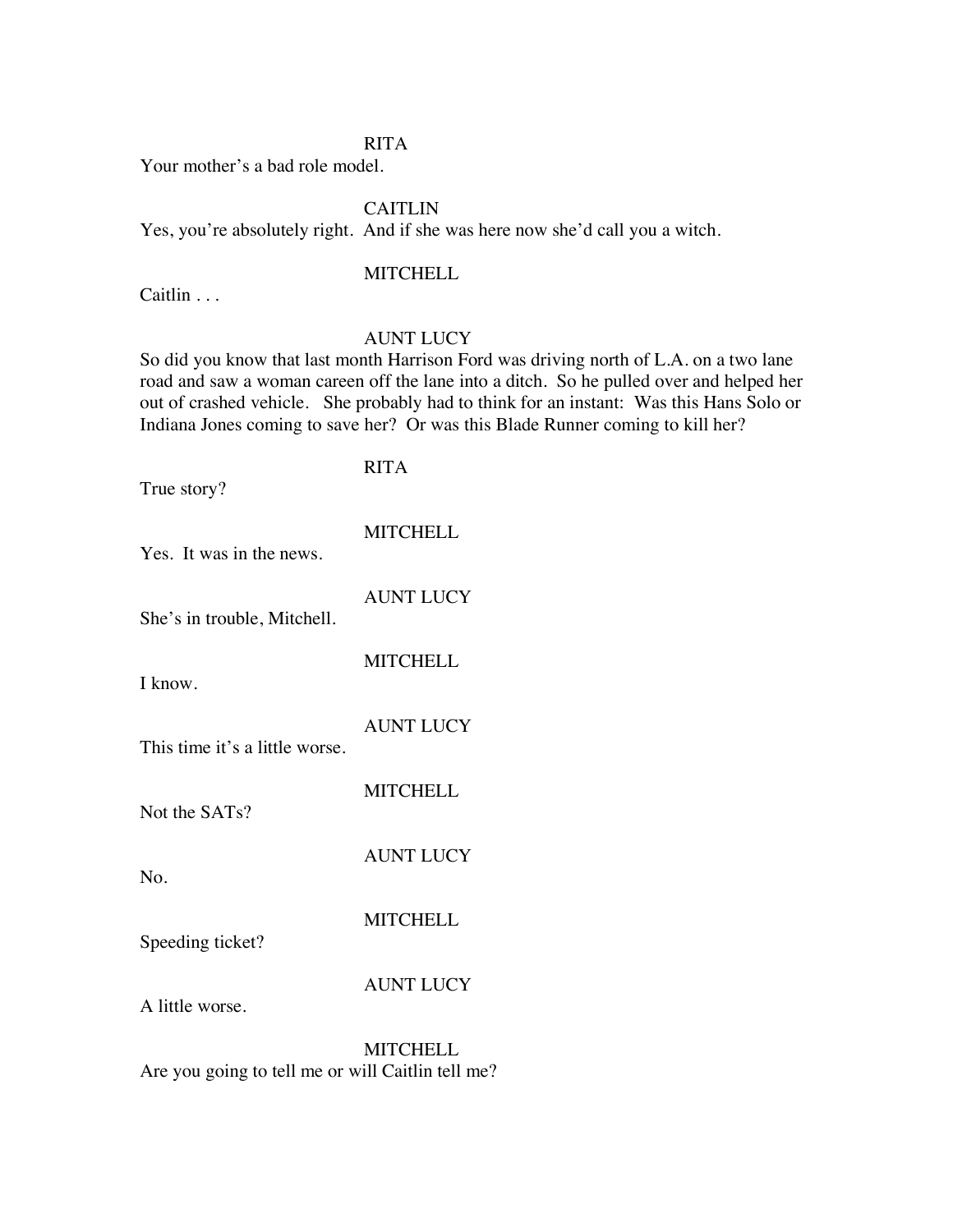RITA

Your mother's a bad role model.

CAITLIN

Yes, you're absolutely right. And if she was here now she'd call you a witch.

MITCHELL

Caitlin . . .

AUNT LUCY

So did you know that last month Harrison Ford was driving north of L.A. on a two lane road and saw a woman careen off the lane into a ditch. So he pulled over and helped her out of crashed vehicle. She probably had to think for an instant: Was this Hans Solo or Indiana Jones coming to save her? Or was this Blade Runner coming to kill her?

RITA

True story?

MITCHELL

Yes. It was in the news.

AUNT LUCY

She's in trouble, Mitchell.

MITCHELL

I know.

AUNT LUCY

This time it's a little worse.

MITCHELL

Not the SATs?

AUNT LUCY

No.

MITCHELL

Speeding ticket?

AUNT LUCY

A little worse.

MITCHELL

Are you going to tell me or will Caitlin tell me?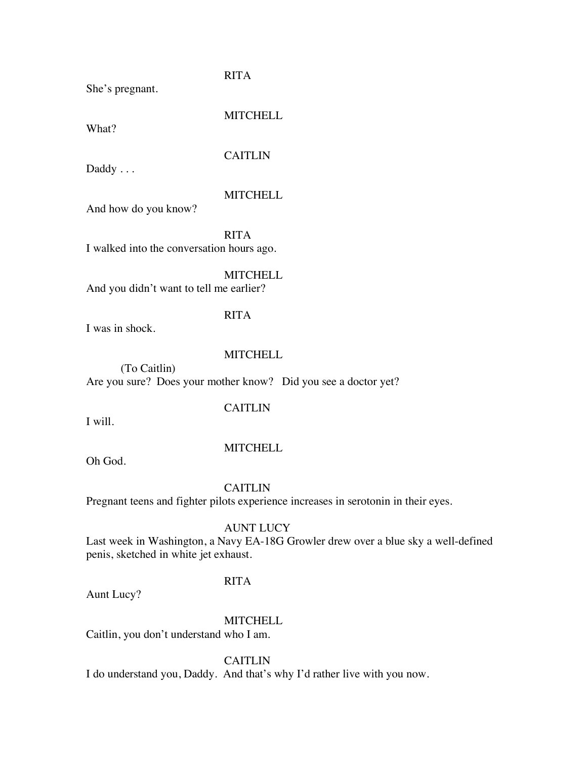RITA

She's pregnant.

MITCHELL

What?

CAITLIN

Daddy . . .

MITCHELL

And how do you know?

RITA

I walked into the conversation hours ago.

MITCHELL

And you didn't want to tell me earlier?

RITA

I was in shock.

MITCHELL

(To Caitlin)

Are you sure? Does your mother know? Did you see a doctor yet?

CAITLIN

I will.

MITCHELL

Oh God.

CAITLIN

Pregnant teens and fighter pilots experience increases in serotonin in their eyes.

AUNT LUCY

Last week in Washington, a Navy EA-18G Growler drew over a blue sky a well-defined penis, sketched in white jet exhaust.

RITA

Aunt Lucy?

MITCHELL

Caitlin, you don't understand who I am.

CAITLIN

I do understand you, Daddy. And that's why I'd rather live with you now.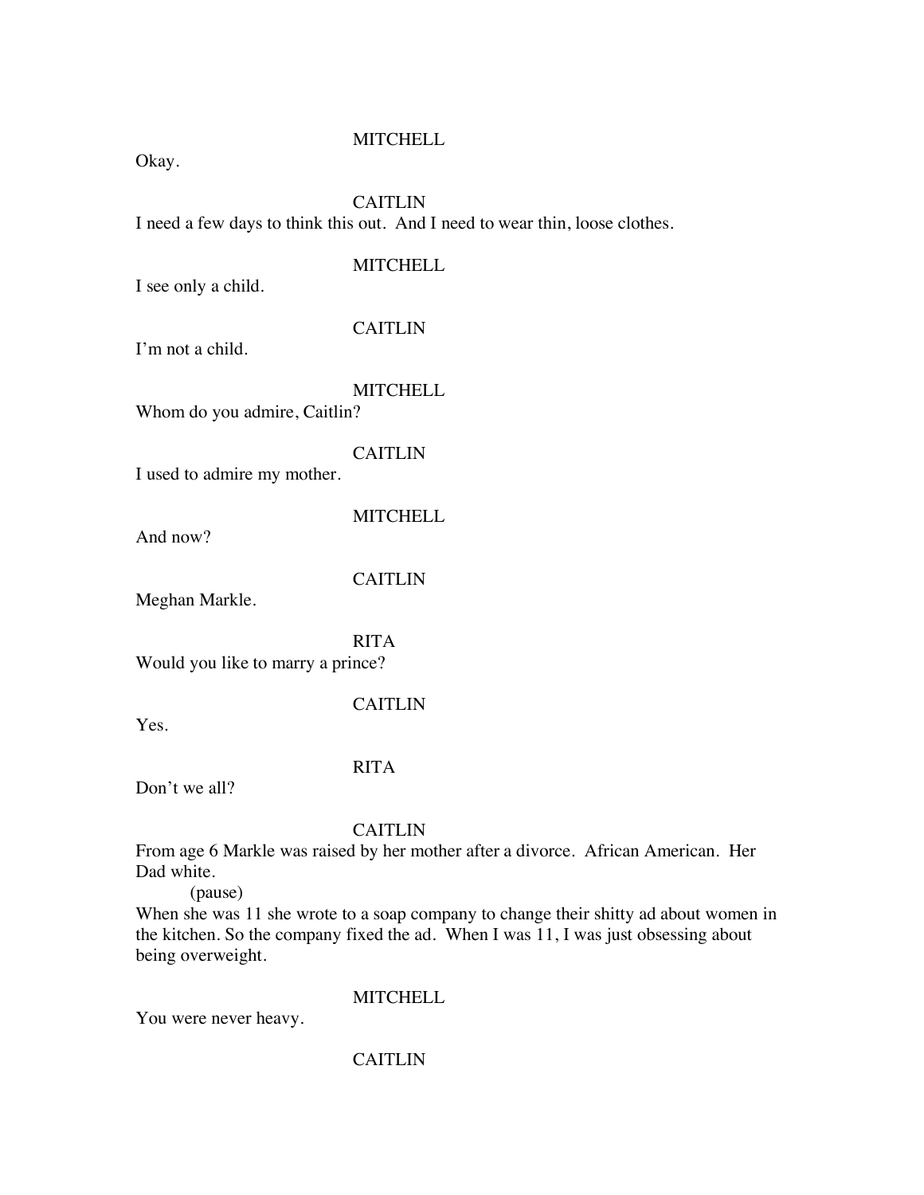MITCHELL

Okay.

CAITLIN

I need a few days to think this out. And I need to wear thin, loose clothes.

MITCHELL

I see only a child.

CAITLIN

I'm not a child.

MITCHELL

Whom do you admire, Caitlin?

CAITLIN

I used to admire my mother.

MITCHELL

And now?

CAITLIN

Meghan Markle.

RITA

Would you like to marry a prince?

CAITLIN

Yes.

RITA

Don't we all?

CAITLIN

From age 6 Markle was raised by her mother after a divorce. African American. Her Dad white.

(pause)

When she was 11 she wrote to a soap company to change their shitty ad about women in the kitchen. So the company fixed the ad. When I was 11, I was just obsessing about being overweight.

MITCHELL

You were never heavy.

CAITLIN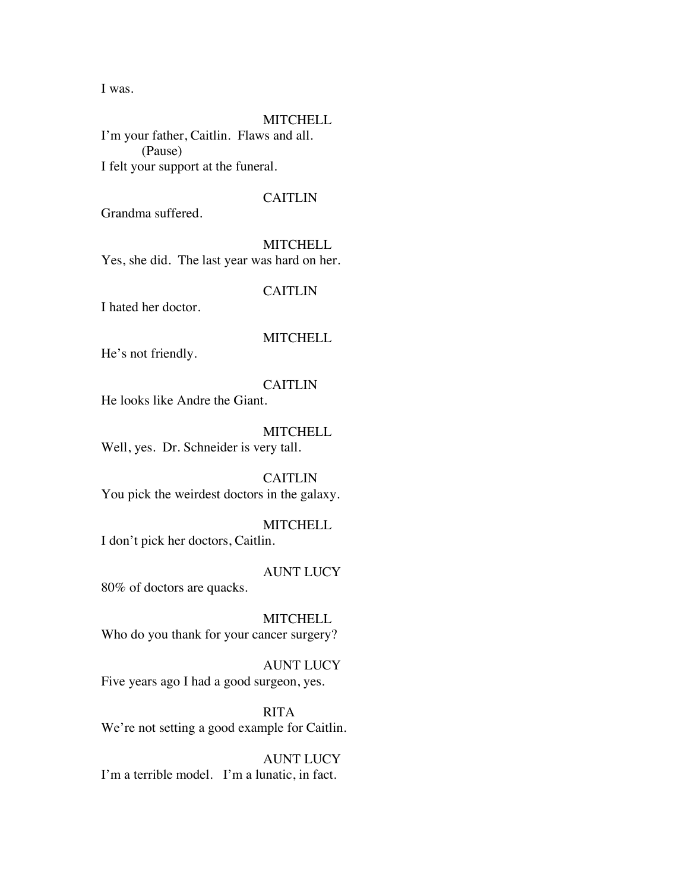I was.

MITCHELL

I'm your father, Caitlin. Flaws and all.

(Pause)

I felt your support at the funeral.

CAITLIN

Grandma suffered.

MITCHELL

Yes, she did. The last year was hard on her.

CAITLIN

I hated her doctor.

MITCHELL

He's not friendly.

CAITLIN

He looks like Andre the Giant.

MITCHELL

Well, yes. Dr. Schneider is very tall.

CAITLIN

You pick the weirdest doctors in the galaxy.

MITCHELL

I don't pick her doctors, Caitlin.

AUNT LUCY

80% of doctors are quacks.

MITCHELL

Who do you thank for your cancer surgery?

AUNT LUCY

Five years ago I had a good surgeon, yes.

RITA

We're not setting a good example for Caitlin.

AUNT LUCY

I'm a terrible model. I'm a lunatic, in fact.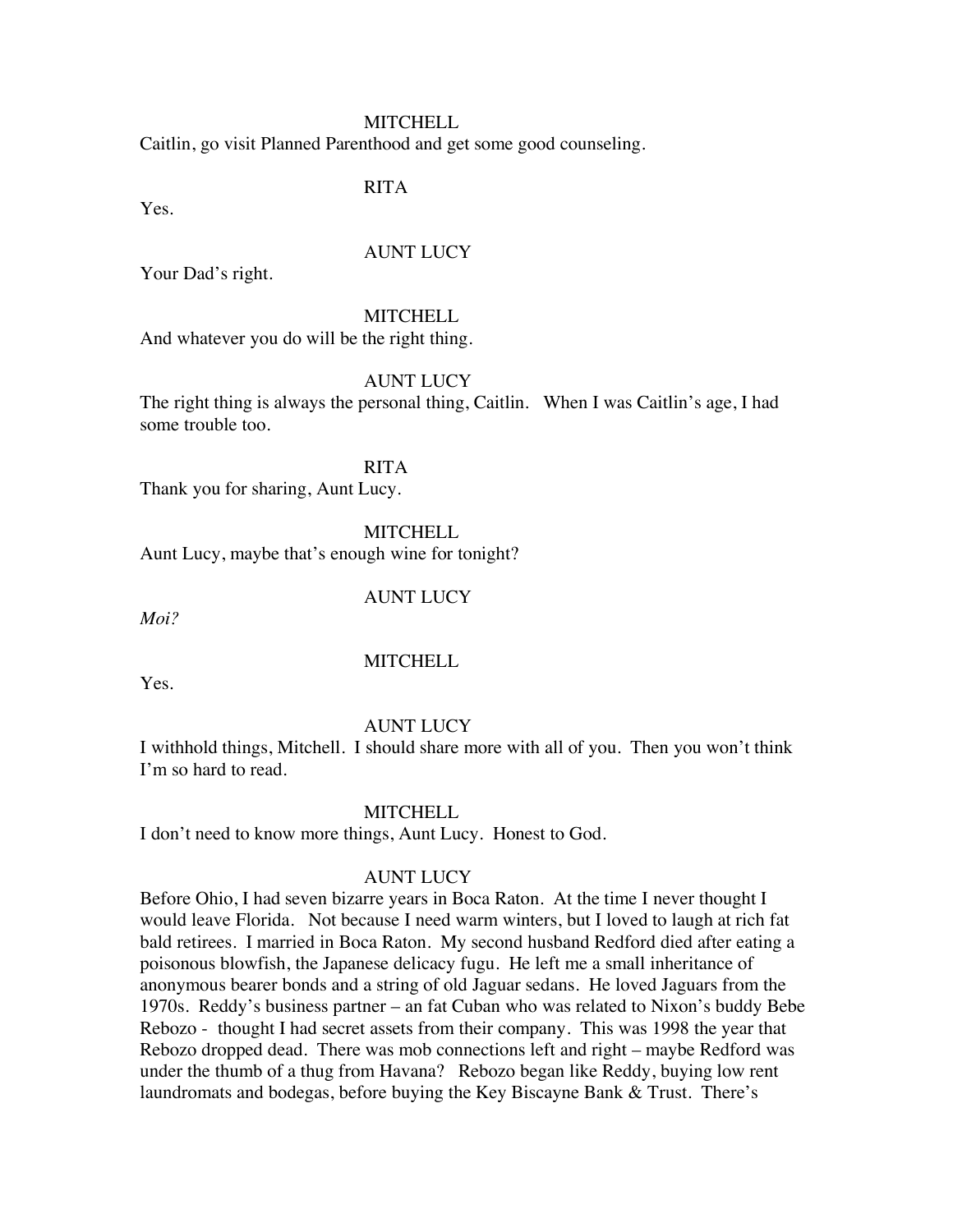MITCHELL

Caitlin, go visit Planned Parenthood and get some good counseling.

RITA

Yes.

AUNT LUCY

Your Dad's right.

MITCHELL

And whatever you do will be the right thing.

AUNT LUCY

The right thing is always the personal thing, Caitlin. When I was Caitlin's age, I had some trouble too.

RITA

Thank you for sharing, Aunt Lucy.

MITCHELL

Aunt Lucy, maybe that's enough wine for tonight?

AUNT LUCY

*Moi?*

MITCHELL

Yes.

AUNT LUCY

I withhold things, Mitchell. I should share more with all of you. Then you won't think I'm so hard to read.

MITCHELL

I don't need to know more things, Aunt Lucy. Honest to God.

AUNT LUCY

Before Ohio, I had seven bizarre years in Boca Raton. At the time I never thought I would leave Florida. Not because I need warm winters, but I loved to laugh at rich fat bald retirees. I married in Boca Raton. My second husband Redford died after eating a poisonous blowfish, the Japanese delicacy fugu. He left me a small inheritance of anonymous bearer bonds and a string of old Jaguar sedans. He loved Jaguars from the 1970s. Reddy's business partner – an fat Cuban who was related to Nixon's buddy Bebe Rebozo - thought I had secret assets from their company. This was 1998 the year that Rebozo dropped dead. There was mob connections left and right – maybe Redford was under the thumb of a thug from Havana? Rebozo began like Reddy, buying low rent laundromats and bodegas, before buying the Key Biscayne Bank & Trust. There's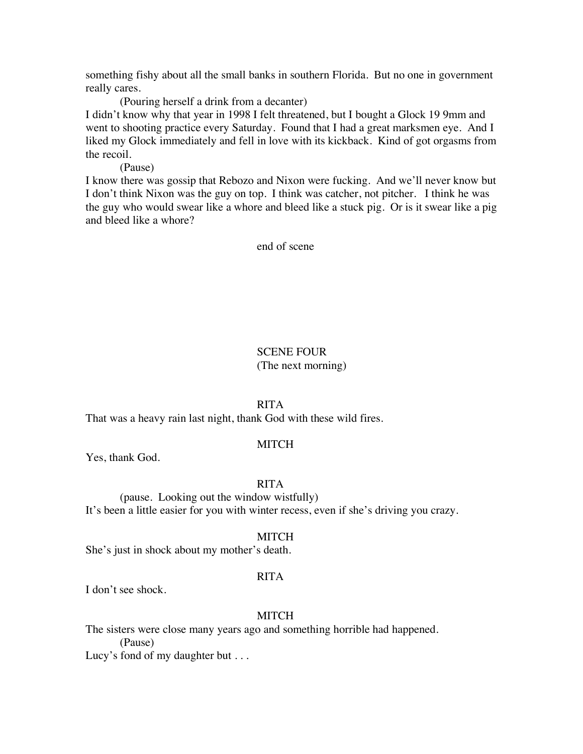something fishy about all the small banks in southern Florida. But no one in government really cares.

(Pouring herself a drink from a decanter)

I didn't know why that year in 1998 I felt threatened, but I bought a Glock 19 9mm and went to shooting practice every Saturday. Found that I had a great marksmen eye. And I liked my Glock immediately and fell in love with its kickback. Kind of got orgasms from the recoil.

(Pause)

I know there was gossip that Rebozo and Nixon were fucking. And we'll never know but I don't think Nixon was the guy on top. I think was catcher, not pitcher. I think he was the guy who would swear like a whore and bleed like a stuck pig. Or is it swear like a pig and bleed like a whore?

end of scene

SCENE FOUR

(The next morning)

RITA

That was a heavy rain last night, thank God with these wild fires.

MITCH

Yes, thank God.

RITA

(pause. Looking out the window wistfully)

It's been a little easier for you with winter recess, even if she's driving you crazy.

MITCH

She's just in shock about my mother's death.

RITA

I don't see shock.

MITCH

The sisters were close many years ago and something horrible had happened.

(Pause)

Lucy's fond of my daughter but . . .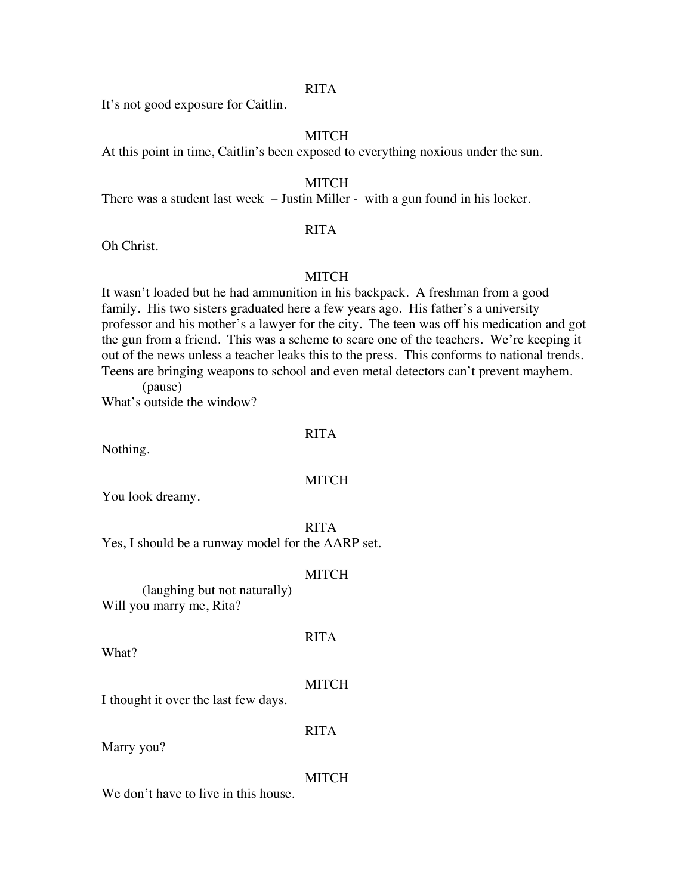RITA

It's not good exposure for Caitlin.

MITCH

At this point in time, Caitlin's been exposed to everything noxious under the sun.

MITCH

There was a student last week – Justin Miller - with a gun found in his locker.

RITA

Oh Christ.

MITCH

It wasn't loaded but he had ammunition in his backpack. A freshman from a good family. His two sisters graduated here a few years ago. His father's a university professor and his mother's a lawyer for the city. The teen was off his medication and got the gun from a friend. This was a scheme to scare one of the teachers. We're keeping it out of the news unless a teacher leaks this to the press. This conforms to national trends. Teens are bringing weapons to school and even metal detectors can't prevent mayhem.

(pause)

What's outside the window?

RITA

Nothing.

MITCH

You look dreamy.

RITA

Yes, I should be a runway model for the AARP set.

MITCH

(laughing but not naturally)

Will you marry me, Rita?

RITA

What?

MITCH

I thought it over the last few days.

RITA

Marry you?

MITCH

We don't have to live in this house.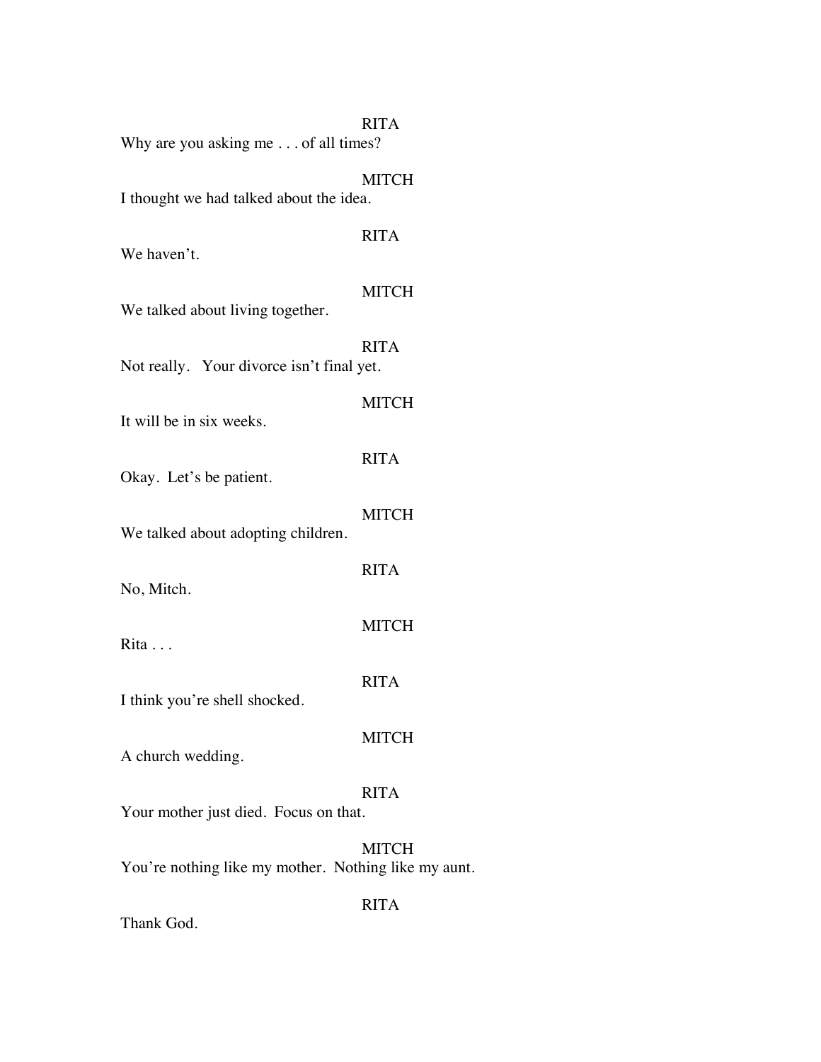RITA

Why are you asking me . . . of all times?

MITCH

I thought we had talked about the idea.

RITA

We haven't.

MITCH

We talked about living together.

RITA

Not really.   Your divorce isn't final yet.

MITCH

It will be in six weeks.

RITA

Okay.  Let's be patient.

MITCH

We talked about adopting children.

RITA

No, Mitch.

MITCH

Rita . . .

RITA

I think you're shell shocked.

MITCH

A church wedding.

RITA

Your mother just died.  Focus on that.

MITCH

You're nothing like my mother.  Nothing like my aunt.

RITA

Thank God.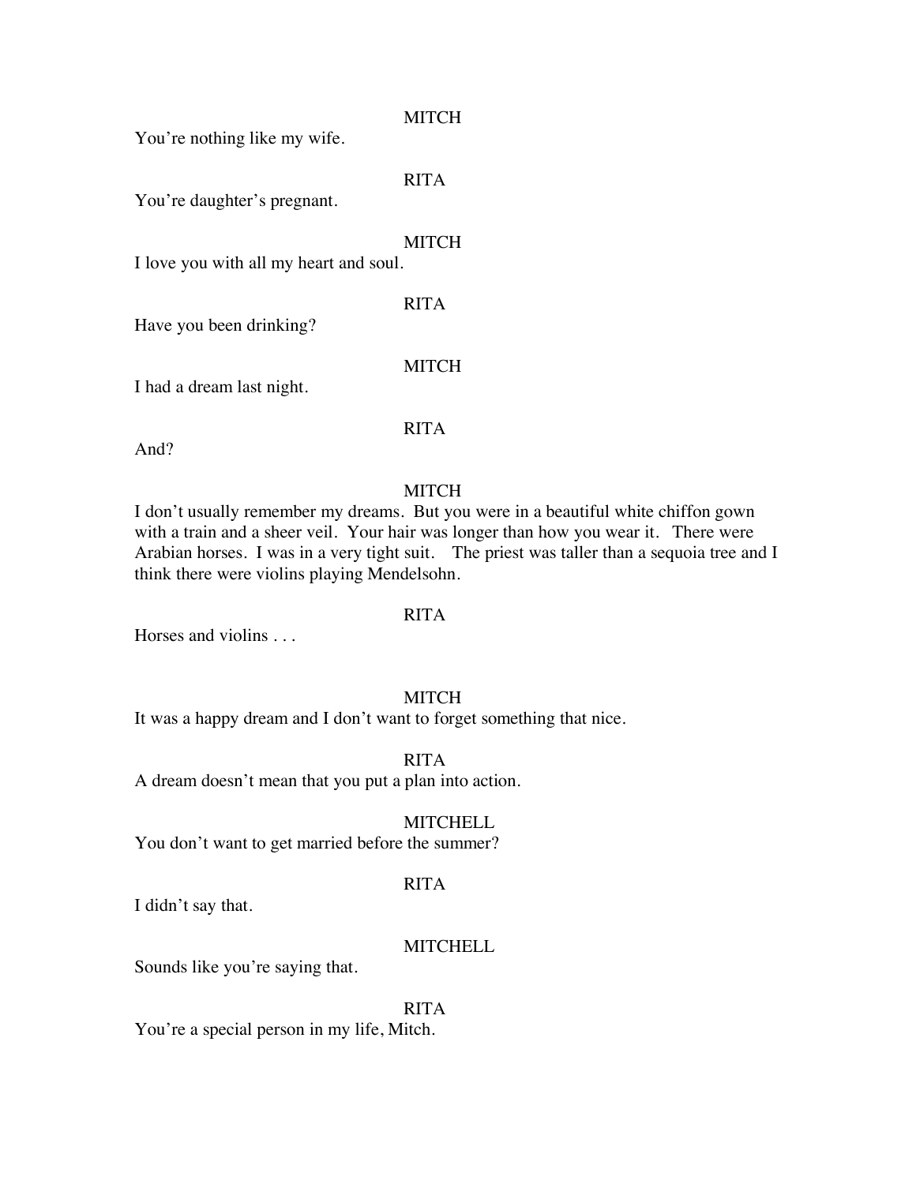MITCH

You're nothing like my wife.

RITA

You're daughter's pregnant.

MITCH

I love you with all my heart and soul.

RITA

Have you been drinking?

MITCH

I had a dream last night.

RITA

And?

MITCH

I don't usually remember my dreams. But you were in a beautiful white chiffon gown with a train and a sheer veil. Your hair was longer than how you wear it. There were Arabian horses. I was in a very tight suit. The priest was taller than a sequoia tree and I think there were violins playing Mendelsohn.

RITA

Horses and violins . . .

MITCH

It was a happy dream and I don't want to forget something that nice.

RITA

A dream doesn't mean that you put a plan into action.

MITCHELL

You don't want to get married before the summer?

RITA

I didn't say that.

MITCHELL

Sounds like you're saying that.

RITA

You're a special person in my life, Mitch.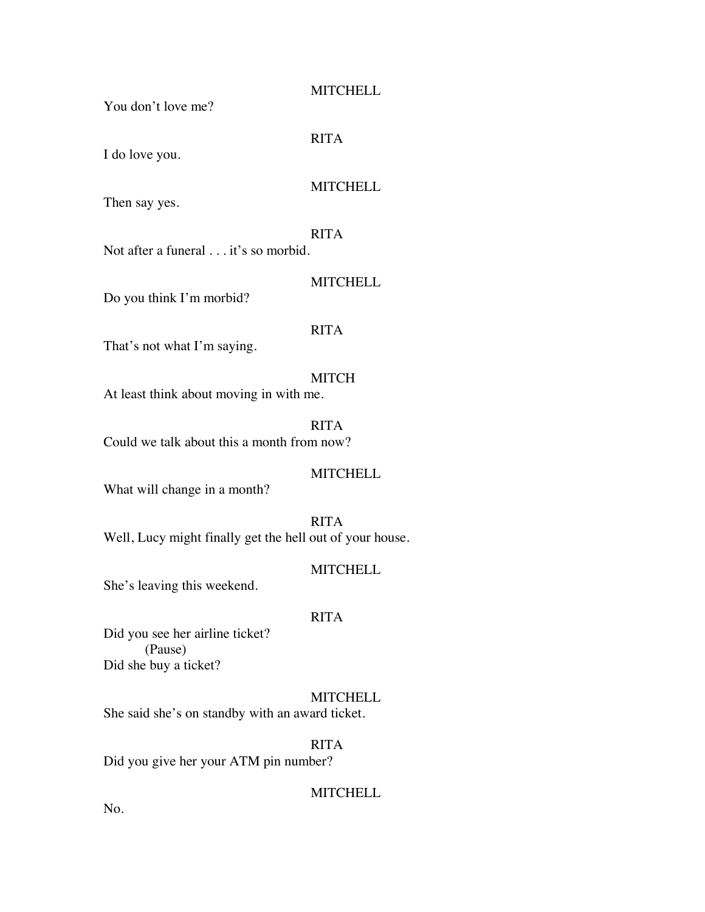MITCHELL

You don't love me?

RITA

I do love you.

MITCHELL

Then say yes.

RITA

Not after a funeral . . . it's so morbid.

MITCHELL

Do you think I'm morbid?

RITA

That's not what I'm saying.

MITCH

At least think about moving in with me.

RITA

Could we talk about this a month from now?

MITCHELL

What will change in a month?

RITA

Well, Lucy might finally get the hell out of your house.

MITCHELL

She's leaving this weekend.

RITA

Did you see her airline ticket?
(Pause)
Did she buy a ticket?

MITCHELL

She said she's on standby with an award ticket.

RITA

Did you give her your ATM pin number?

MITCHELL

No.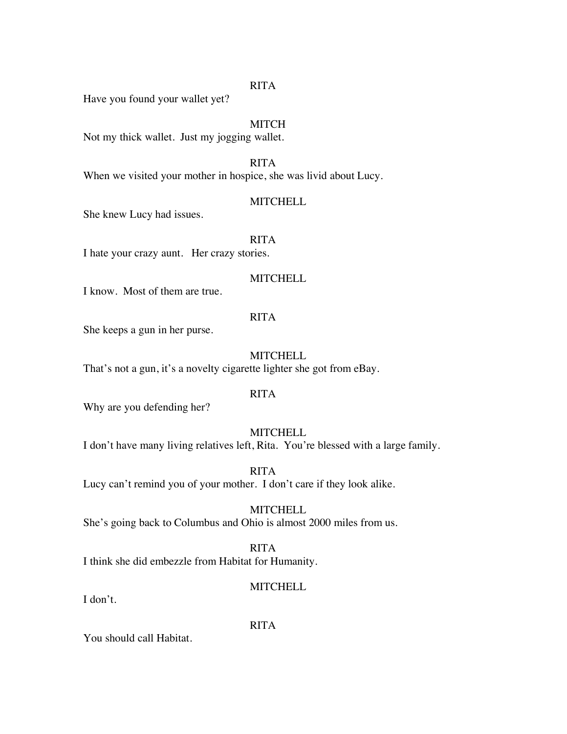RITA

Have you found your wallet yet?

MITCH

Not my thick wallet. Just my jogging wallet.

RITA

When we visited your mother in hospice, she was livid about Lucy.

MITCHELL

She knew Lucy had issues.

RITA

I hate your crazy aunt. Her crazy stories.

MITCHELL

I know. Most of them are true.

RITA

She keeps a gun in her purse.

MITCHELL

That's not a gun, it's a novelty cigarette lighter she got from eBay.

RITA

Why are you defending her?

MITCHELL

I don't have many living relatives left, Rita. You're blessed with a large family.

RITA

Lucy can't remind you of your mother. I don't care if they look alike.

MITCHELL

She's going back to Columbus and Ohio is almost 2000 miles from us.

RITA

I think she did embezzle from Habitat for Humanity.

MITCHELL

I don't.

RITA

You should call Habitat.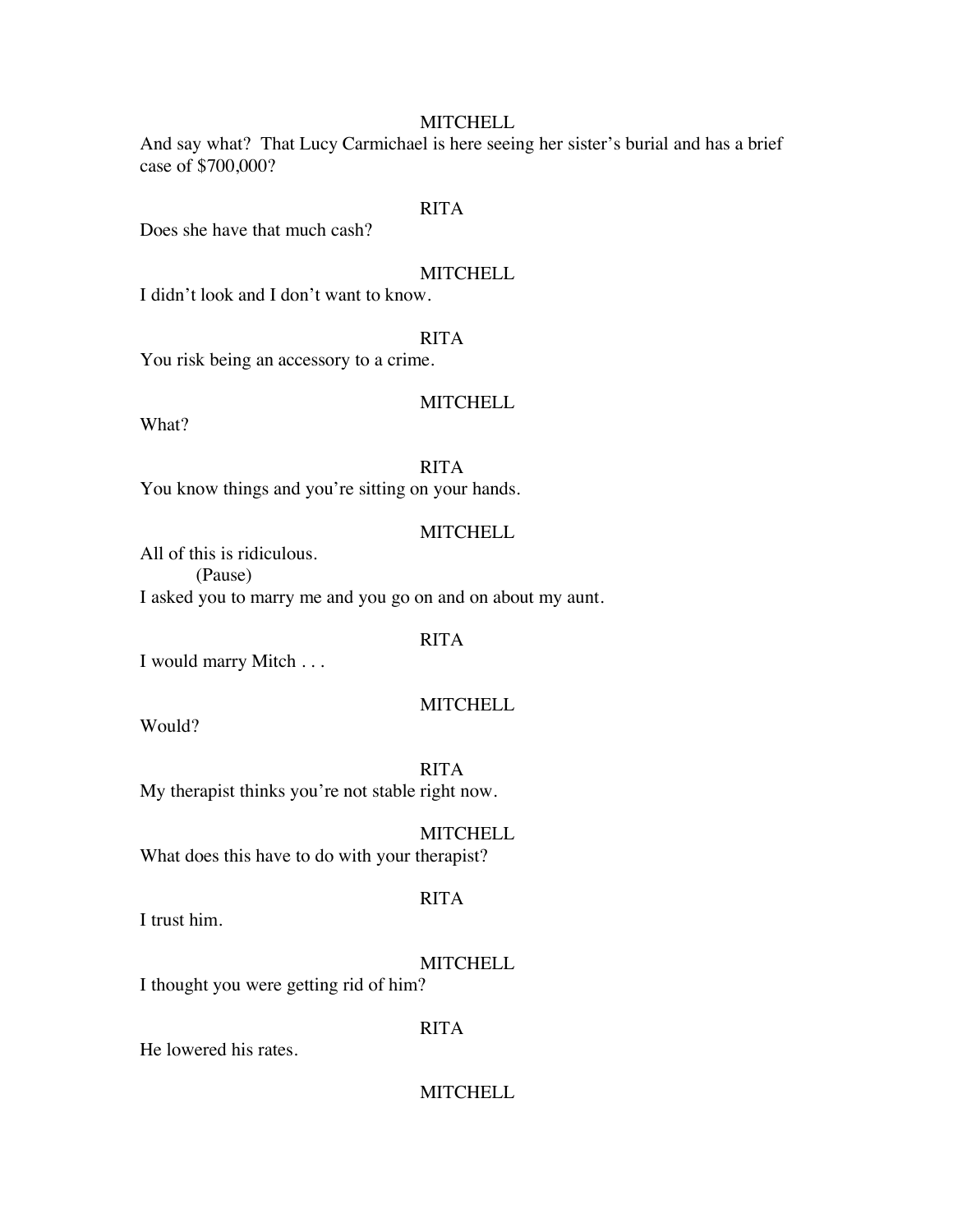MITCHELL

And say what? That Lucy Carmichael is here seeing her sister's burial and has a brief case of $700,000?

RITA

Does she have that much cash?

MITCHELL

I didn't look and I don't want to know.

RITA

You risk being an accessory to a crime.

MITCHELL

What?

RITA

You know things and you're sitting on your hands.

MITCHELL

All of this is ridiculous.

(Pause)

I asked you to marry me and you go on and on about my aunt.

RITA

I would marry Mitch . . .

MITCHELL

Would?

RITA

My therapist thinks you're not stable right now.

MITCHELL

What does this have to do with your therapist?

RITA

I trust him.

MITCHELL

I thought you were getting rid of him?

RITA

He lowered his rates.

MITCHELL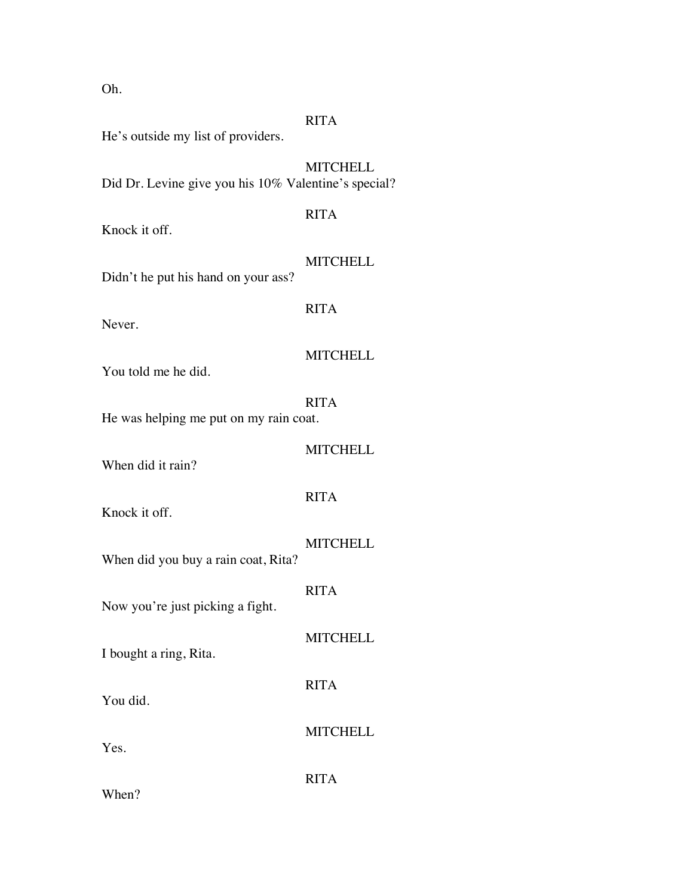Oh.

RITA
He's outside my list of providers.

MITCHELL
Did Dr. Levine give you his 10% Valentine's special?

RITA
Knock it off.

MITCHELL
Didn't he put his hand on your ass?

RITA
Never.

MITCHELL
You told me he did.

RITA
He was helping me put on my rain coat.

MITCHELL
When did it rain?

RITA
Knock it off.

MITCHELL
When did you buy a rain coat, Rita?

RITA
Now you're just picking a fight.

MITCHELL
I bought a ring, Rita.

RITA
You did.

MITCHELL
Yes.

RITA
When?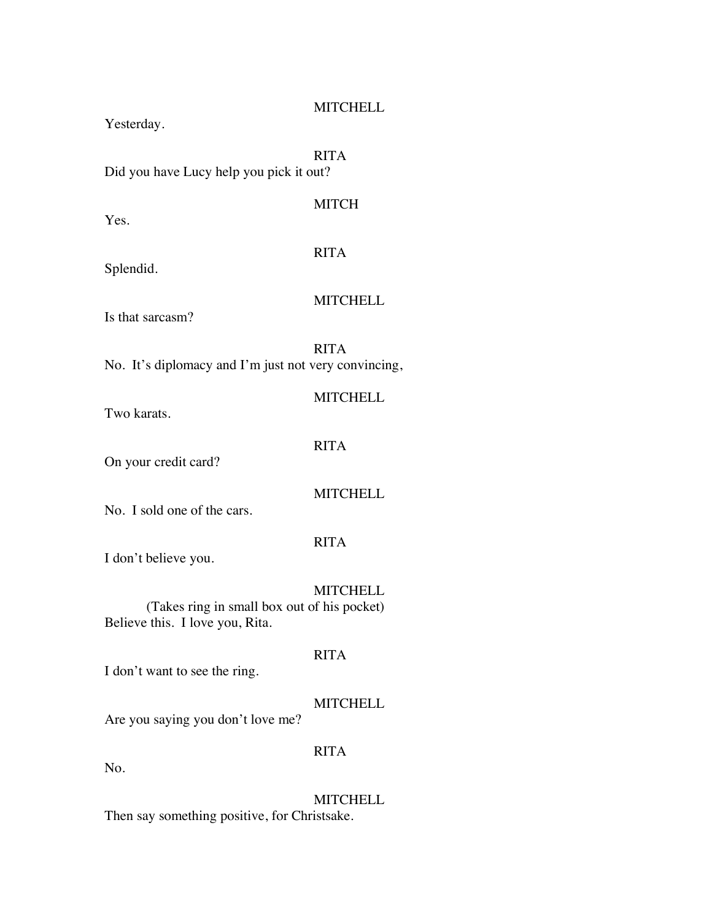MITCHELL

Yesterday.

RITA

Did you have Lucy help you pick it out?

MITCH

Yes.

RITA

Splendid.

MITCHELL

Is that sarcasm?

RITA

No. It's diplomacy and I'm just not very convincing,

MITCHELL

Two karats.

RITA

On your credit card?

MITCHELL

No. I sold one of the cars.

RITA

I don't believe you.

MITCHELL

(Takes ring in small box out of his pocket)

Believe this. I love you, Rita.

RITA

I don't want to see the ring.

MITCHELL

Are you saying you don't love me?

RITA

No.

MITCHELL

Then say something positive, for Christsake.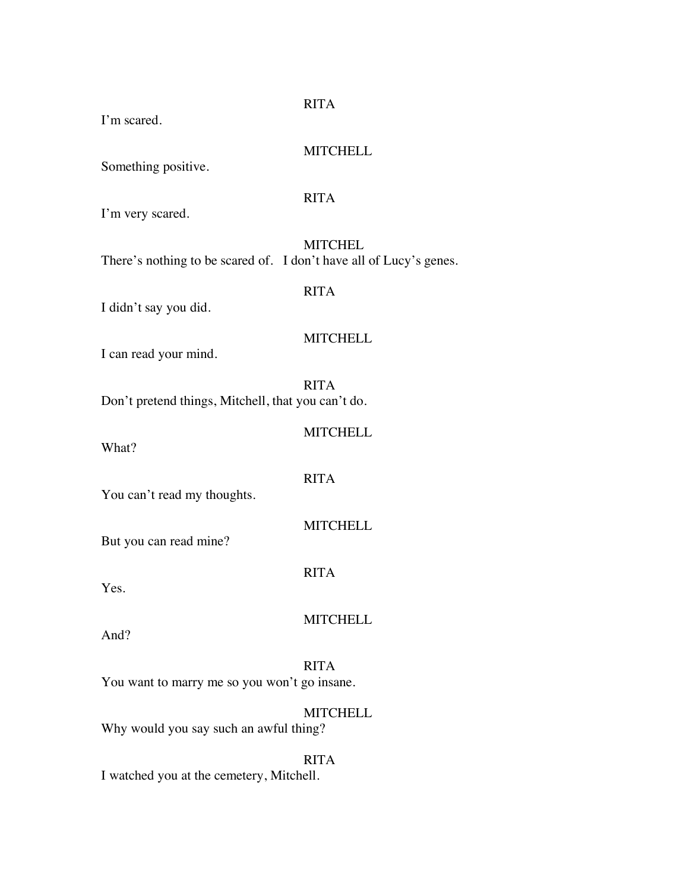RITA

I'm scared.

MITCHELL

Something positive.

RITA

I'm very scared.

MITCHEL

There's nothing to be scared of.   I don't have all of Lucy's genes.

RITA

I didn't say you did.

MITCHELL

I can read your mind.

RITA

Don't pretend things, Mitchell, that you can't do.

MITCHELL

What?

RITA

You can't read my thoughts.

MITCHELL

But you can read mine?

RITA

Yes.

MITCHELL

And?

RITA

You want to marry me so you won't go insane.

MITCHELL

Why would you say such an awful thing?

RITA

I watched you at the cemetery, Mitchell.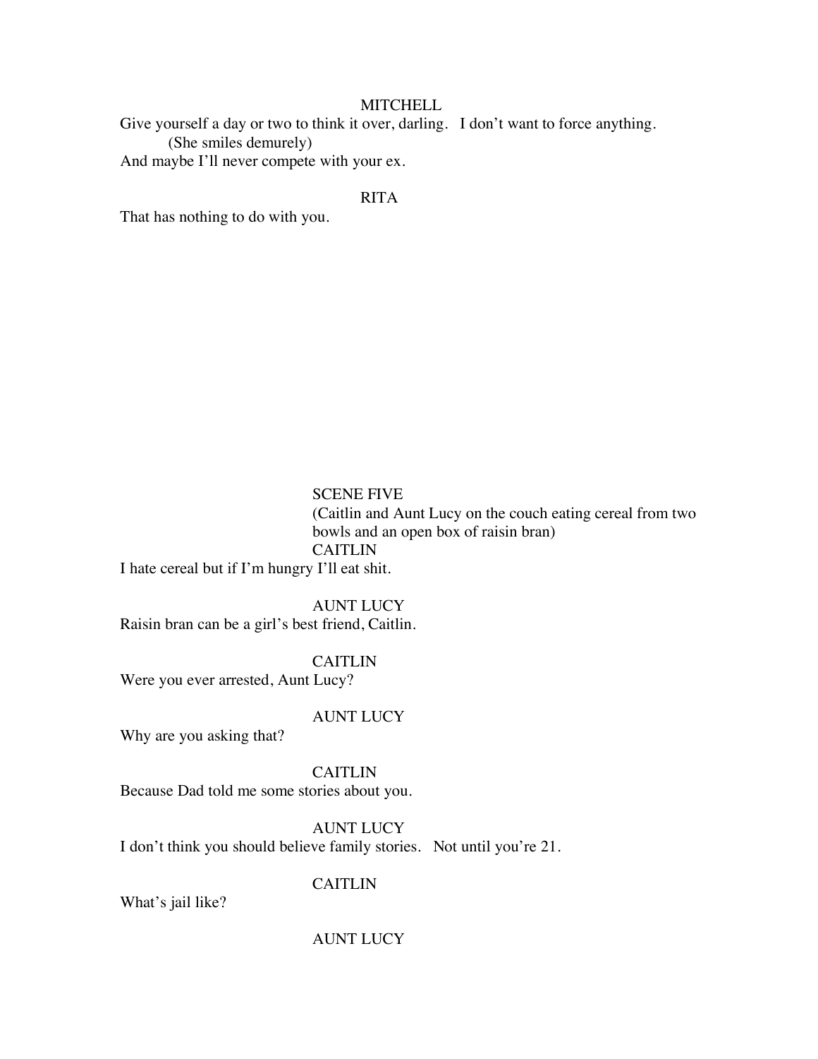MITCHELL

Give yourself a day or two to think it over, darling. I don't want to force anything.

(She smiles demurely)

And maybe I'll never compete with your ex.

RITA

That has nothing to do with you.

SCENE FIVE

(Caitlin and Aunt Lucy on the couch eating cereal from two bowls and an open box of raisin bran)

CAITLIN

I hate cereal but if I'm hungry I'll eat shit.

AUNT LUCY

Raisin bran can be a girl's best friend, Caitlin.

CAITLIN

Were you ever arrested, Aunt Lucy?

AUNT LUCY

Why are you asking that?

CAITLIN

Because Dad told me some stories about you.

AUNT LUCY

I don't think you should believe family stories. Not until you're 21.

CAITLIN

What's jail like?

AUNT LUCY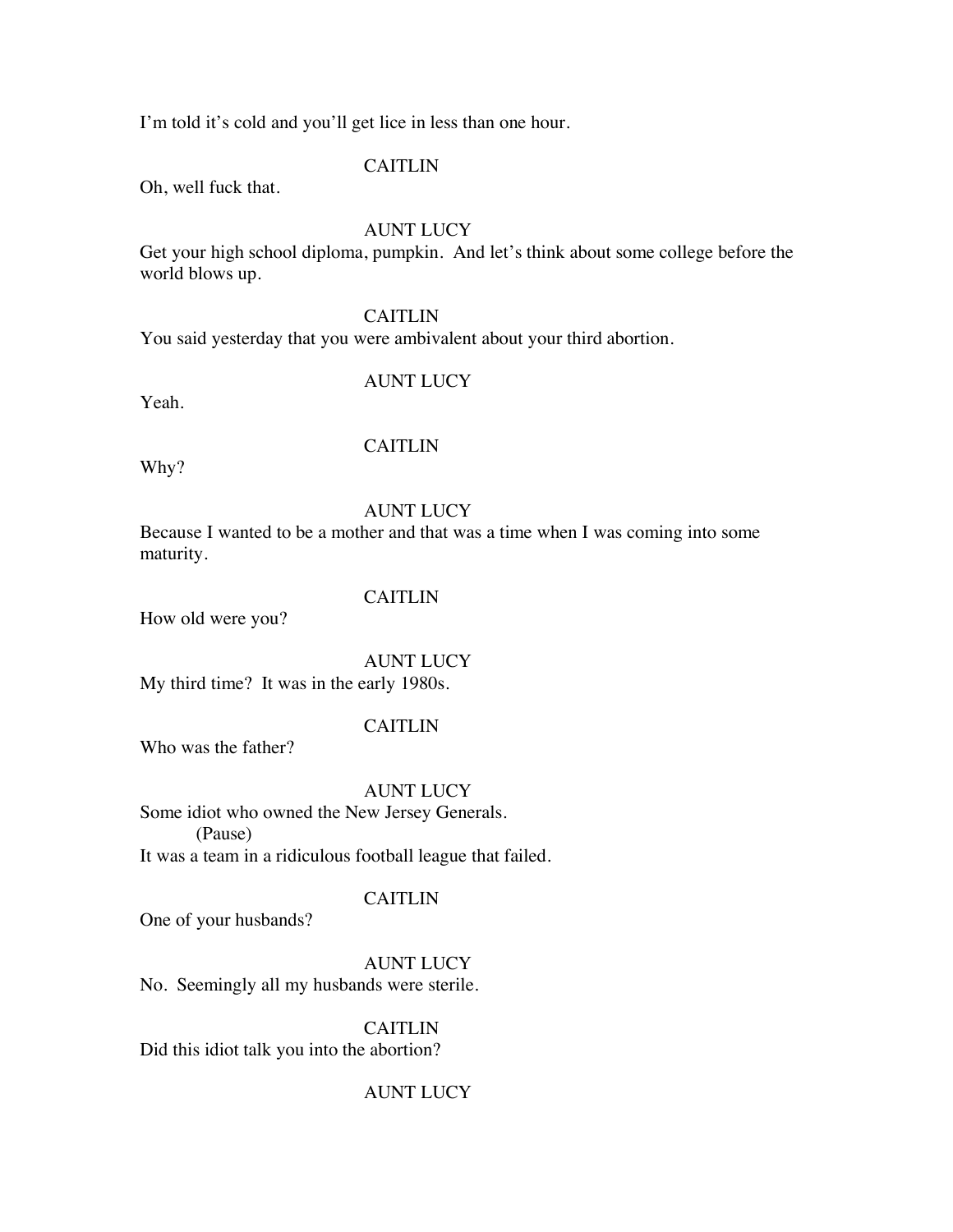I'm told it's cold and you'll get lice in less than one hour.

CAITLIN

Oh, well fuck that.

AUNT LUCY

Get your high school diploma, pumpkin. And let's think about some college before the world blows up.

CAITLIN

You said yesterday that you were ambivalent about your third abortion.

AUNT LUCY

Yeah.

CAITLIN

Why?

AUNT LUCY

Because I wanted to be a mother and that was a time when I was coming into some maturity.

CAITLIN

How old were you?

AUNT LUCY

My third time? It was in the early 1980s.

CAITLIN

Who was the father?

AUNT LUCY

Some idiot who owned the New Jersey Generals.

(Pause)

It was a team in a ridiculous football league that failed.

CAITLIN

One of your husbands?

AUNT LUCY

No. Seemingly all my husbands were sterile.

CAITLIN

Did this idiot talk you into the abortion?

AUNT LUCY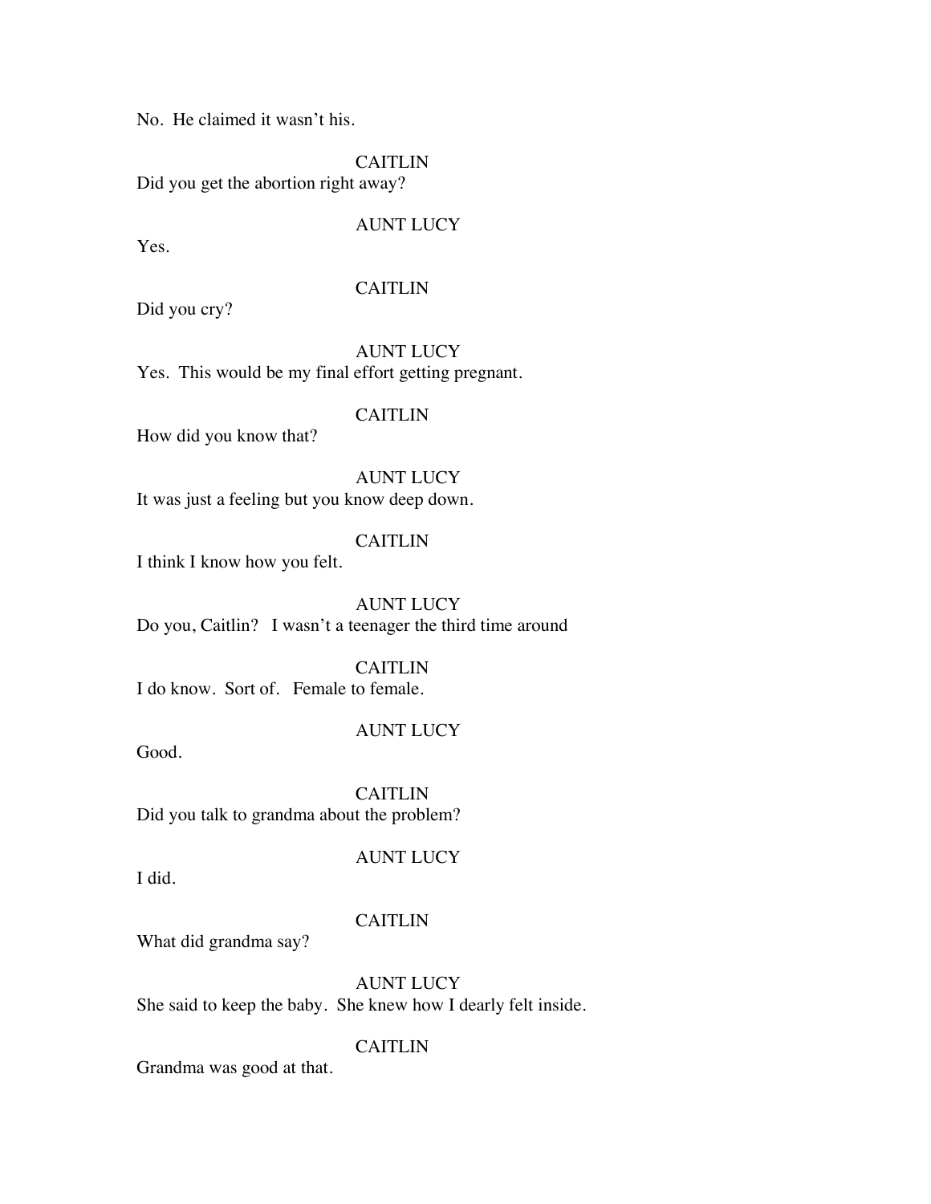No. He claimed it wasn't his.

CAITLIN

Did you get the abortion right away?

AUNT LUCY

Yes.

CAITLIN

Did you cry?

AUNT LUCY

Yes. This would be my final effort getting pregnant.

CAITLIN

How did you know that?

AUNT LUCY

It was just a feeling but you know deep down.

CAITLIN

I think I know how you felt.

AUNT LUCY

Do you, Caitlin? I wasn't a teenager the third time around

CAITLIN

I do know. Sort of. Female to female.

AUNT LUCY

Good.

CAITLIN

Did you talk to grandma about the problem?

AUNT LUCY

I did.

CAITLIN

What did grandma say?

AUNT LUCY

She said to keep the baby. She knew how I dearly felt inside.

CAITLIN

Grandma was good at that.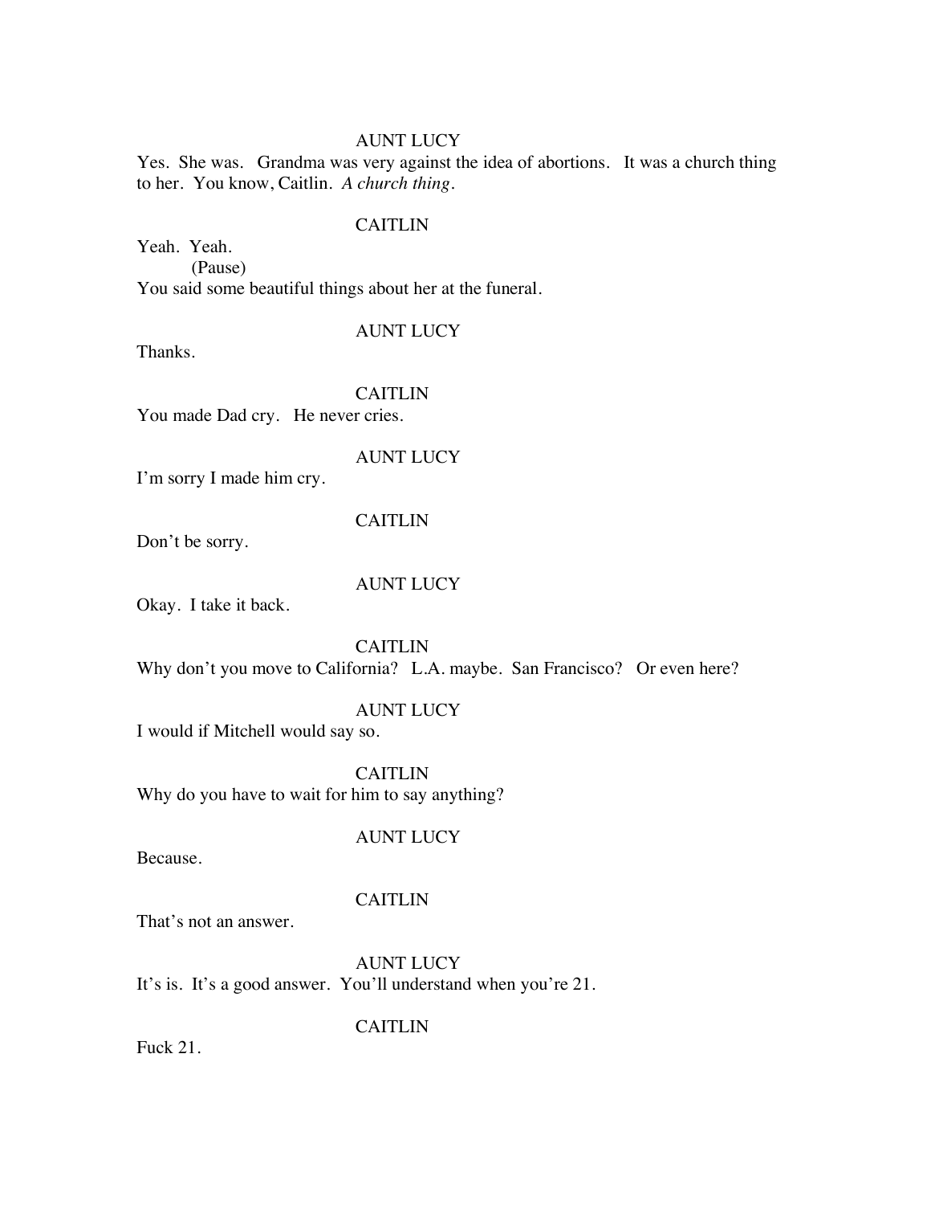AUNT LUCY

Yes. She was. Grandma was very against the idea of abortions. It was a church thing to her. You know, Caitlin. *A church thing*.

CAITLIN

Yeah. Yeah.

(Pause)

You said some beautiful things about her at the funeral.

AUNT LUCY

Thanks.

CAITLIN

You made Dad cry. He never cries.

AUNT LUCY

I'm sorry I made him cry.

CAITLIN

Don't be sorry.

AUNT LUCY

Okay. I take it back.

CAITLIN

Why don't you move to California? L.A. maybe. San Francisco? Or even here?

AUNT LUCY

I would if Mitchell would say so.

CAITLIN

Why do you have to wait for him to say anything?

AUNT LUCY

Because.

CAITLIN

That's not an answer.

AUNT LUCY

It's is. It's a good answer. You'll understand when you're 21.

CAITLIN

Fuck 21.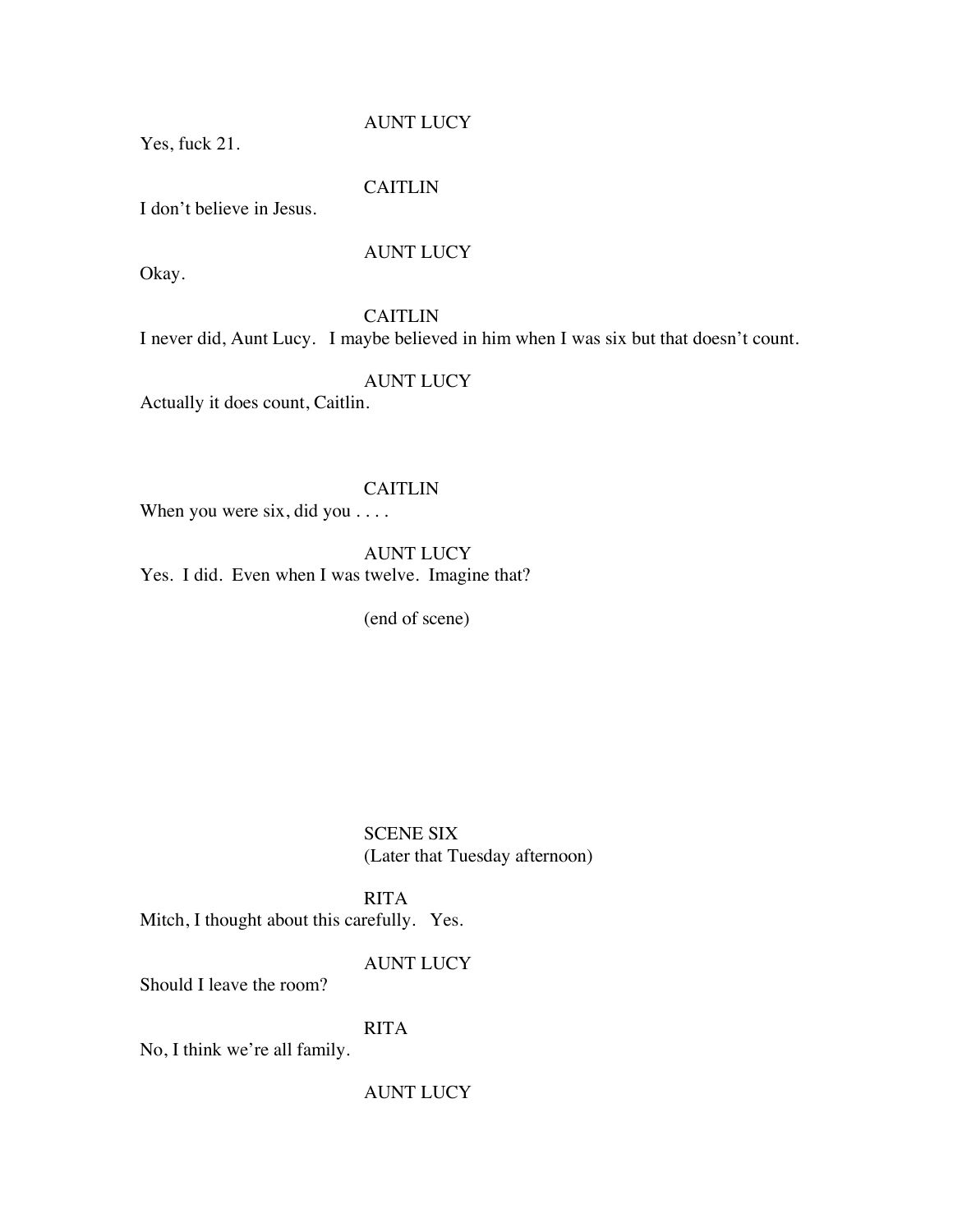AUNT LUCY

Yes, fuck 21.

CAITLIN

I don't believe in Jesus.

AUNT LUCY

Okay.

CAITLIN

I never did, Aunt Lucy. I maybe believed in him when I was six but that doesn't count.

AUNT LUCY

Actually it does count, Caitlin.

CAITLIN

When you were six, did you . . . .

AUNT LUCY

Yes. I did. Even when I was twelve. Imagine that?

(end of scene)

SCENE SIX

(Later that Tuesday afternoon)

RITA

Mitch, I thought about this carefully. Yes.

AUNT LUCY

Should I leave the room?

RITA

No, I think we're all family.

AUNT LUCY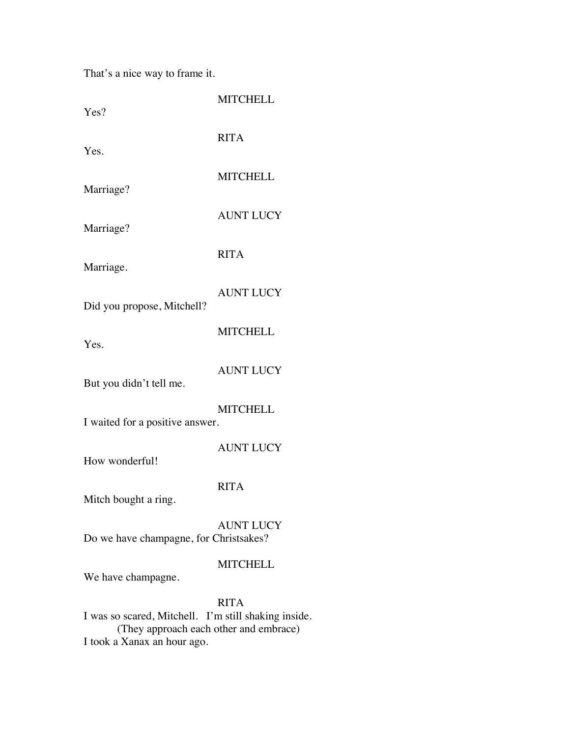That's a nice way to frame it.

MITCHELL

Yes?

RITA

Yes.

MITCHELL

Marriage?

AUNT LUCY

Marriage?

RITA

Marriage.

AUNT LUCY

Did you propose, Mitchell?

MITCHELL

Yes.

AUNT LUCY

But you didn't tell me.

MITCHELL

I waited for a positive answer.

AUNT LUCY

How wonderful!

RITA

Mitch bought a ring.

AUNT LUCY

Do we have champagne, for Christsakes?

MITCHELL

We have champagne.

RITA

I was so scared, Mitchell. I'm still shaking inside.

(They approach each other and embrace)

I took a Xanax an hour ago.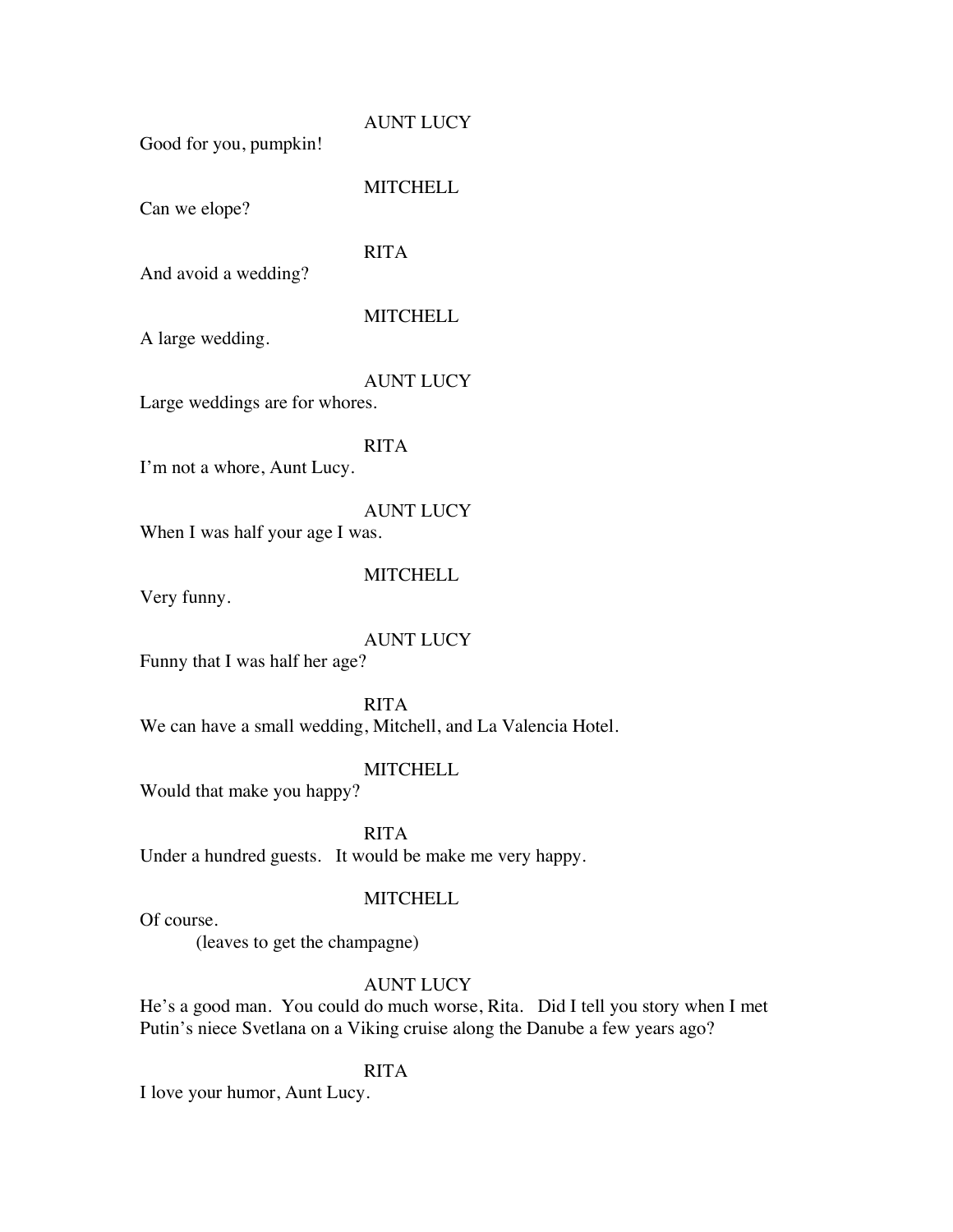AUNT LUCY

Good for you, pumpkin!

MITCHELL

Can we elope?

RITA

And avoid a wedding?

MITCHELL

A large wedding.

AUNT LUCY

Large weddings are for whores.

RITA

I'm not a whore, Aunt Lucy.

AUNT LUCY

When I was half your age I was.

MITCHELL

Very funny.

AUNT LUCY

Funny that I was half her age?

RITA

We can have a small wedding, Mitchell, and La Valencia Hotel.

MITCHELL

Would that make you happy?

RITA

Under a hundred guests. It would be make me very happy.

MITCHELL

Of course.

(leaves to get the champagne)

AUNT LUCY

He's a good man. You could do much worse, Rita. Did I tell you story when I met Putin's niece Svetlana on a Viking cruise along the Danube a few years ago?

RITA

I love your humor, Aunt Lucy.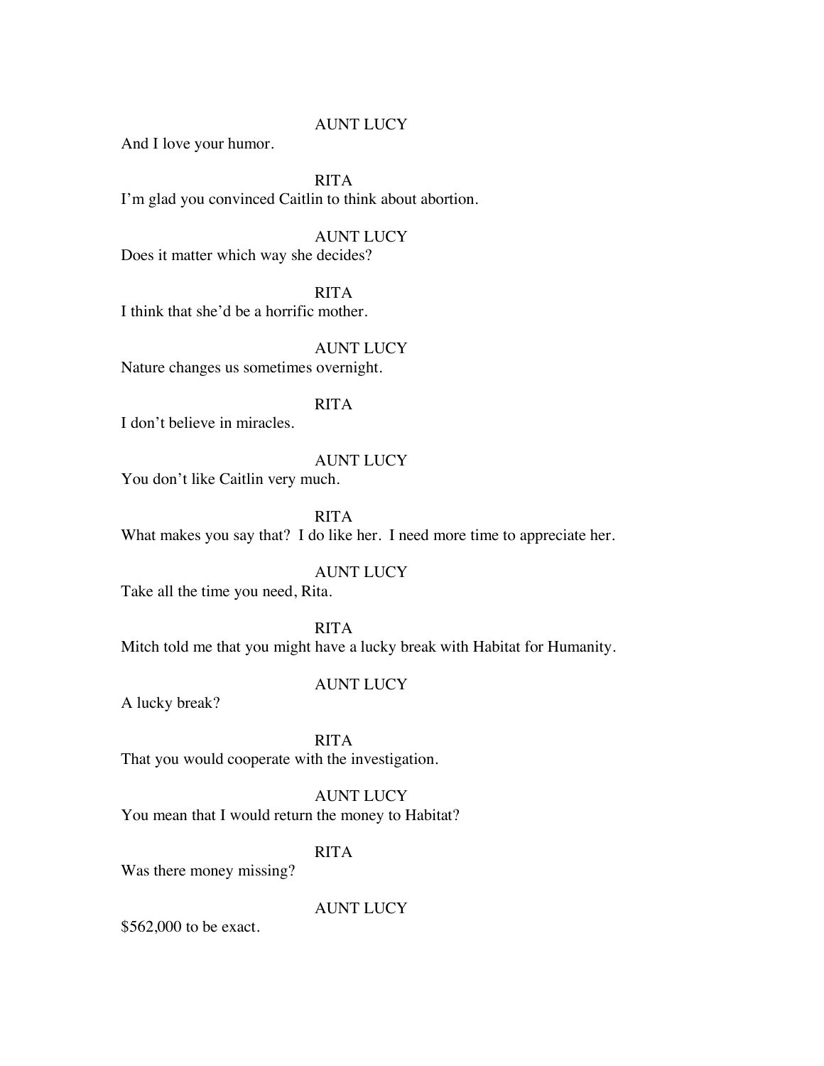AUNT LUCY

And I love your humor.

RITA

I'm glad you convinced Caitlin to think about abortion.

AUNT LUCY

Does it matter which way she decides?

RITA

I think that she'd be a horrific mother.

AUNT LUCY

Nature changes us sometimes overnight.

RITA

I don't believe in miracles.

AUNT LUCY

You don't like Caitlin very much.

RITA

What makes you say that? I do like her. I need more time to appreciate her.

AUNT LUCY

Take all the time you need, Rita.

RITA

Mitch told me that you might have a lucky break with Habitat for Humanity.

AUNT LUCY

A lucky break?

RITA

That you would cooperate with the investigation.

AUNT LUCY

You mean that I would return the money to Habitat?

RITA

Was there money missing?

AUNT LUCY

$562,000 to be exact.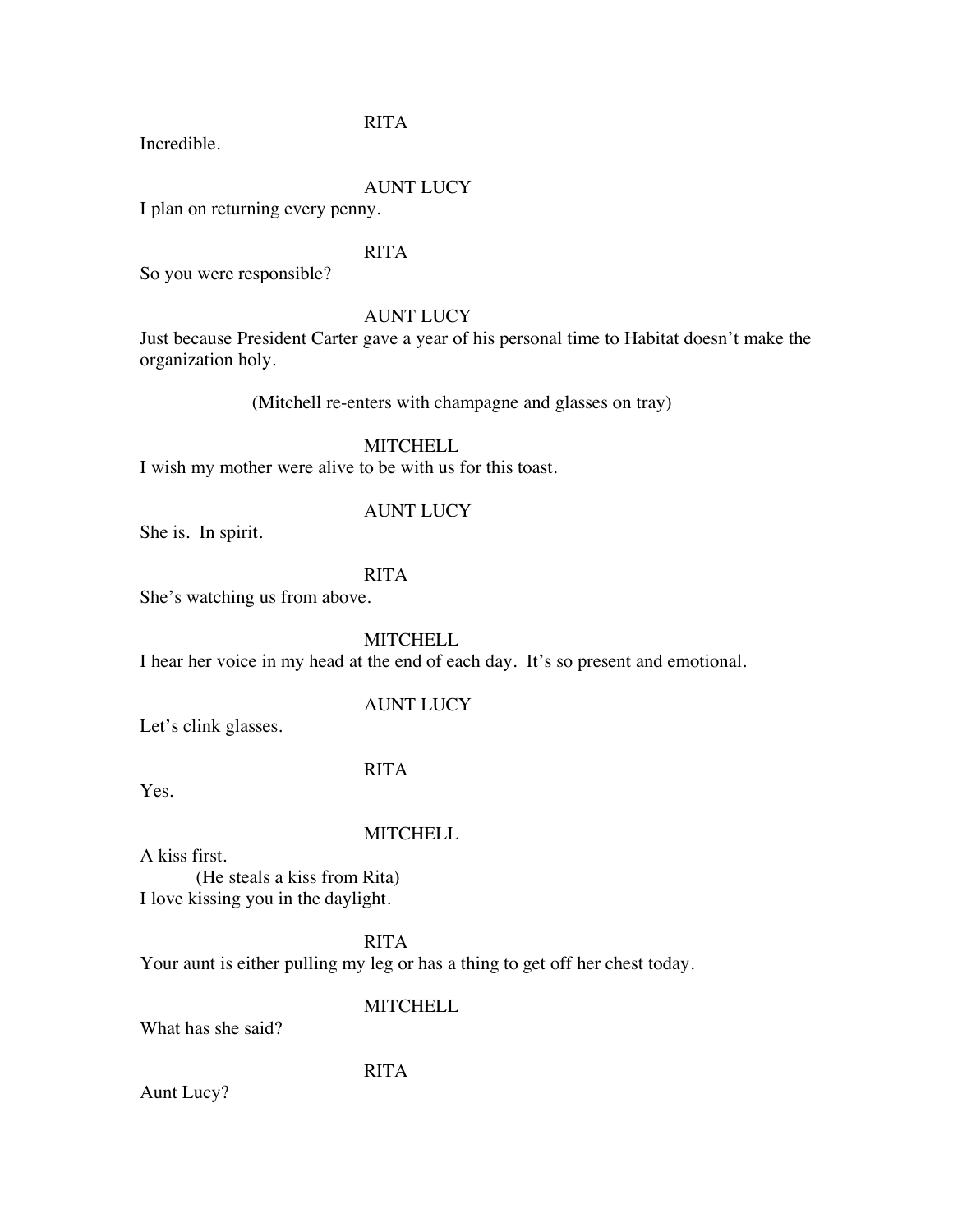RITA

Incredible.

AUNT LUCY

I plan on returning every penny.

RITA

So you were responsible?

AUNT LUCY

Just because President Carter gave a year of his personal time to Habitat doesn't make the organization holy.

(Mitchell re-enters with champagne and glasses on tray)

MITCHELL

I wish my mother were alive to be with us for this toast.

AUNT LUCY

She is.  In spirit.

RITA

She's watching us from above.

MITCHELL

I hear her voice in my head at the end of each day.  It's so present and emotional.

AUNT LUCY

Let's clink glasses.

RITA

Yes.

MITCHELL

A kiss first.

(He steals a kiss from Rita)

I love kissing you in the daylight.

RITA

Your aunt is either pulling my leg or has a thing to get off her chest today.

MITCHELL

What has she said?

RITA

Aunt Lucy?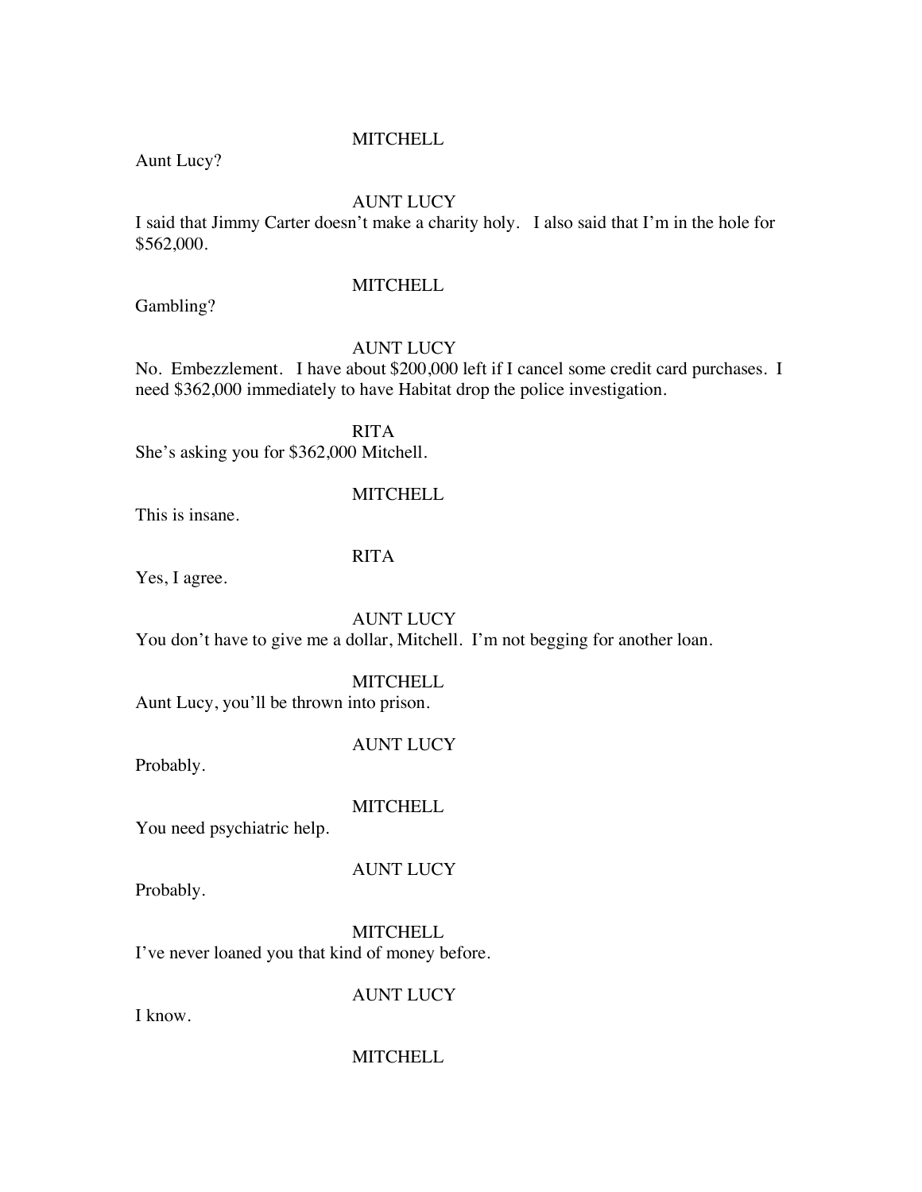MITCHELL

Aunt Lucy?

AUNT LUCY

I said that Jimmy Carter doesn't make a charity holy. I also said that I'm in the hole for $562,000.

MITCHELL

Gambling?

AUNT LUCY

No. Embezzlement. I have about $200,000 left if I cancel some credit card purchases. I need $362,000 immediately to have Habitat drop the police investigation.

RITA

She's asking you for $362,000 Mitchell.

MITCHELL

This is insane.

RITA

Yes, I agree.

AUNT LUCY

You don't have to give me a dollar, Mitchell. I'm not begging for another loan.

MITCHELL

Aunt Lucy, you'll be thrown into prison.

AUNT LUCY

Probably.

MITCHELL

You need psychiatric help.

AUNT LUCY

Probably.

MITCHELL

I've never loaned you that kind of money before.

AUNT LUCY

I know.

MITCHELL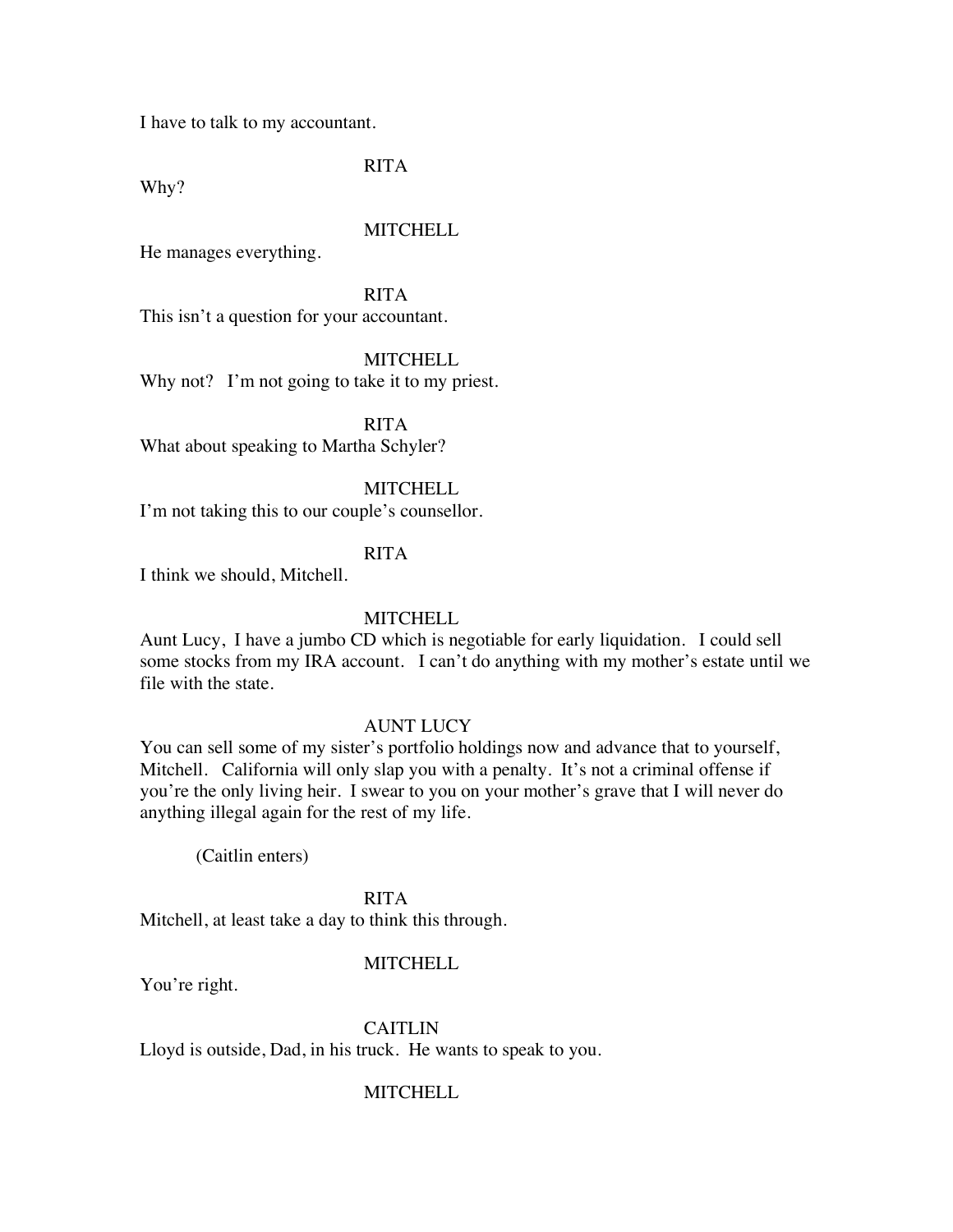I have to talk to my accountant.

RITA

Why?

MITCHELL

He manages everything.

RITA

This isn't a question for your accountant.

MITCHELL

Why not? I'm not going to take it to my priest.

RITA

What about speaking to Martha Schyler?

MITCHELL

I'm not taking this to our couple's counsellor.

RITA

I think we should, Mitchell.

MITCHELL

Aunt Lucy, I have a jumbo CD which is negotiable for early liquidation. I could sell some stocks from my IRA account. I can't do anything with my mother's estate until we file with the state.

AUNT LUCY

You can sell some of my sister's portfolio holdings now and advance that to yourself, Mitchell. California will only slap you with a penalty. It's not a criminal offense if you're the only living heir. I swear to you on your mother's grave that I will never do anything illegal again for the rest of my life.

(Caitlin enters)

RITA

Mitchell, at least take a day to think this through.

MITCHELL

You're right.

CAITLIN

Lloyd is outside, Dad, in his truck. He wants to speak to you.

MITCHELL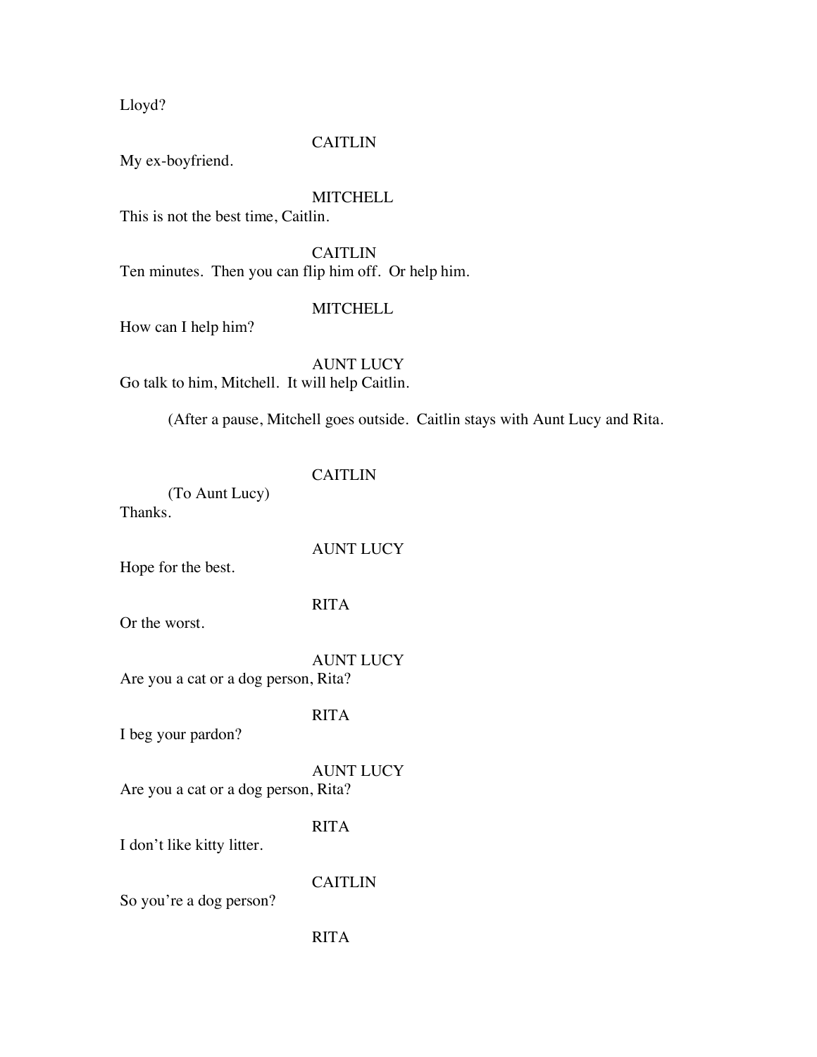Lloyd?

CAITLIN

My ex-boyfriend.

MITCHELL

This is not the best time, Caitlin.

CAITLIN

Ten minutes. Then you can flip him off. Or help him.

MITCHELL

How can I help him?

AUNT LUCY

Go talk to him, Mitchell. It will help Caitlin.

(After a pause, Mitchell goes outside. Caitlin stays with Aunt Lucy and Rita.

CAITLIN

(To Aunt Lucy)

Thanks.

AUNT LUCY

Hope for the best.

RITA

Or the worst.

AUNT LUCY

Are you a cat or a dog person, Rita?

RITA

I beg your pardon?

AUNT LUCY

Are you a cat or a dog person, Rita?

RITA

I don't like kitty litter.

CAITLIN

So you're a dog person?

RITA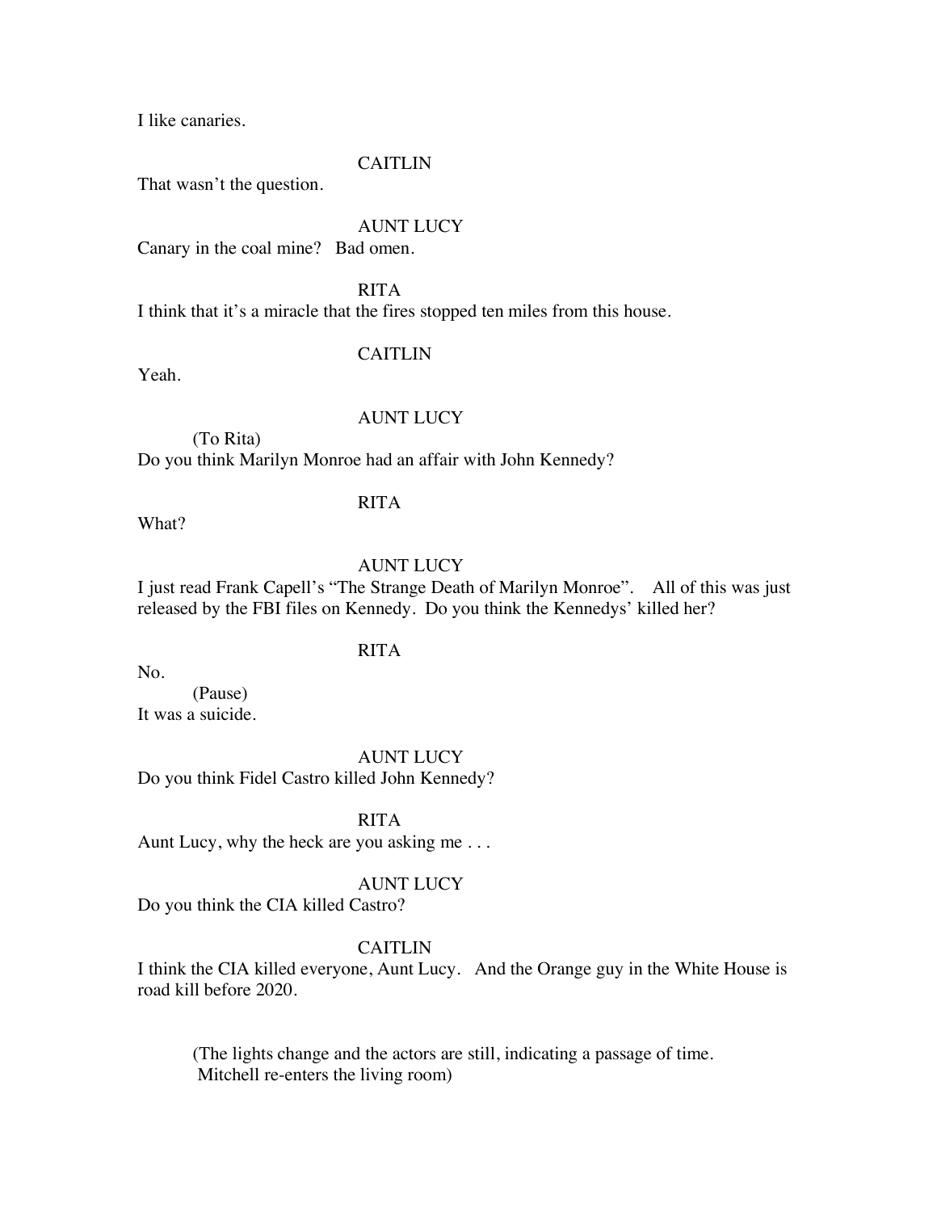I like canaries.

CAITLIN

That wasn't the question.

AUNT LUCY

Canary in the coal mine? Bad omen.

RITA

I think that it's a miracle that the fires stopped ten miles from this house.

CAITLIN

Yeah.

AUNT LUCY

(To Rita)

Do you think Marilyn Monroe had an affair with John Kennedy?

RITA

What?

AUNT LUCY

I just read Frank Capell's "The Strange Death of Marilyn Monroe". All of this was just released by the FBI files on Kennedy. Do you think the Kennedys' killed her?

RITA

No.

(Pause)

It was a suicide.

AUNT LUCY

Do you think Fidel Castro killed John Kennedy?

RITA

Aunt Lucy, why the heck are you asking me . . .

AUNT LUCY

Do you think the CIA killed Castro?

CAITLIN

I think the CIA killed everyone, Aunt Lucy. And the Orange guy in the White House is road kill before 2020.

(The lights change and the actors are still, indicating a passage of time. Mitchell re-enters the living room)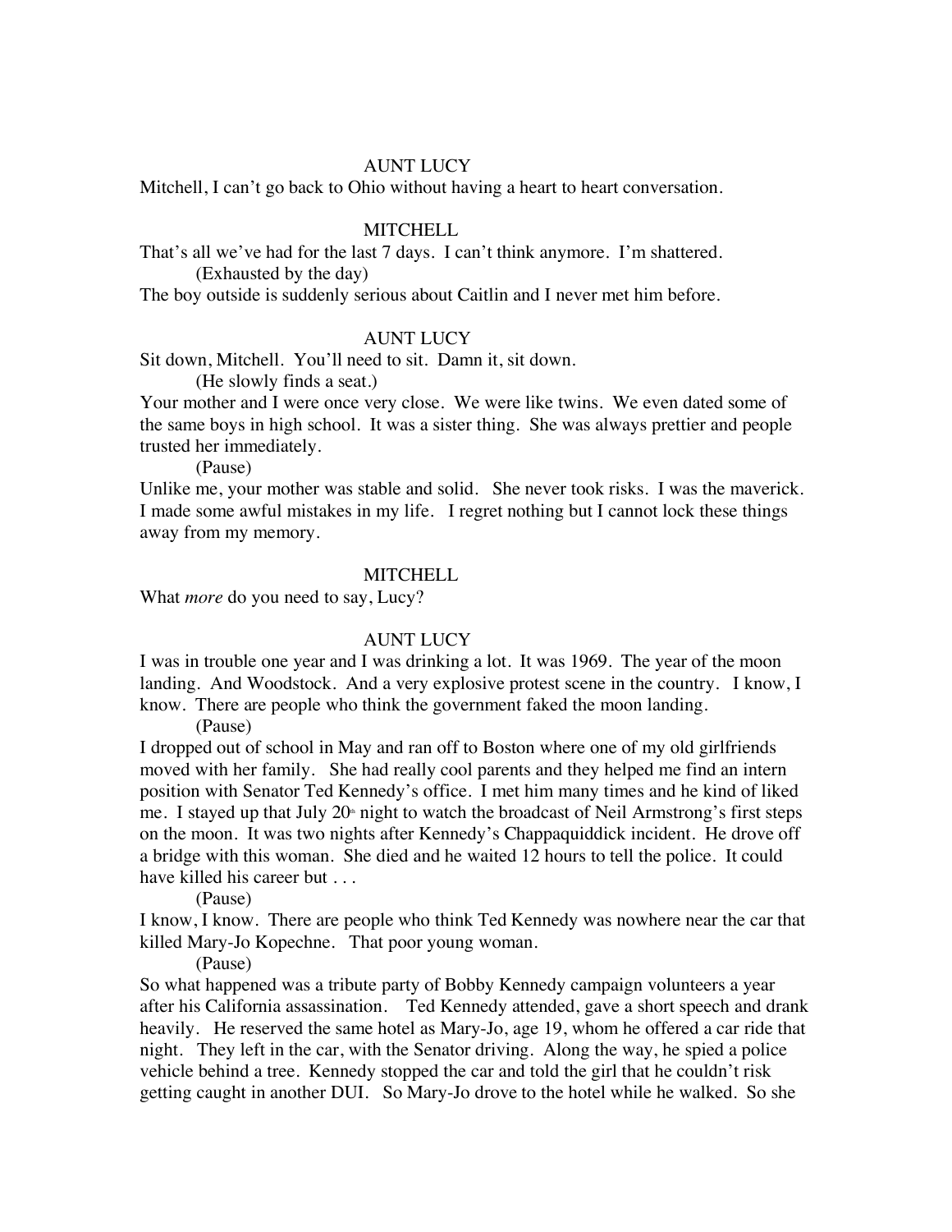AUNT LUCY

Mitchell, I can't go back to Ohio without having a heart to heart conversation.

MITCHELL

That's all we've had for the last 7 days. I can't think anymore. I'm shattered.

(Exhausted by the day)

The boy outside is suddenly serious about Caitlin and I never met him before.

AUNT LUCY

Sit down, Mitchell. You'll need to sit. Damn it, sit down.

(He slowly finds a seat.)

Your mother and I were once very close. We were like twins. We even dated some of the same boys in high school. It was a sister thing. She was always prettier and people trusted her immediately.

(Pause)

Unlike me, your mother was stable and solid. She never took risks. I was the maverick. I made some awful mistakes in my life. I regret nothing but I cannot lock these things away from my memory.

MITCHELL

What *more* do you need to say, Lucy?

AUNT LUCY

I was in trouble one year and I was drinking a lot. It was 1969. The year of the moon landing. And Woodstock. And a very explosive protest scene in the country. I know, I know. There are people who think the government faked the moon landing.

(Pause)

I dropped out of school in May and ran off to Boston where one of my old girlfriends moved with her family. She had really cool parents and they helped me find an intern position with Senator Ted Kennedy's office. I met him many times and he kind of liked me. I stayed up that July 20th night to watch the broadcast of Neil Armstrong's first steps on the moon. It was two nights after Kennedy's Chappaquiddick incident. He drove off a bridge with this woman. She died and he waited 12 hours to tell the police. It could have killed his career but . . .

(Pause)

I know, I know. There are people who think Ted Kennedy was nowhere near the car that killed Mary-Jo Kopechne. That poor young woman.

(Pause)

So what happened was a tribute party of Bobby Kennedy campaign volunteers a year after his California assassination. Ted Kennedy attended, gave a short speech and drank heavily. He reserved the same hotel as Mary-Jo, age 19, whom he offered a car ride that night. They left in the car, with the Senator driving. Along the way, he spied a police vehicle behind a tree. Kennedy stopped the car and told the girl that he couldn't risk getting caught in another DUI. So Mary-Jo drove to the hotel while he walked. So she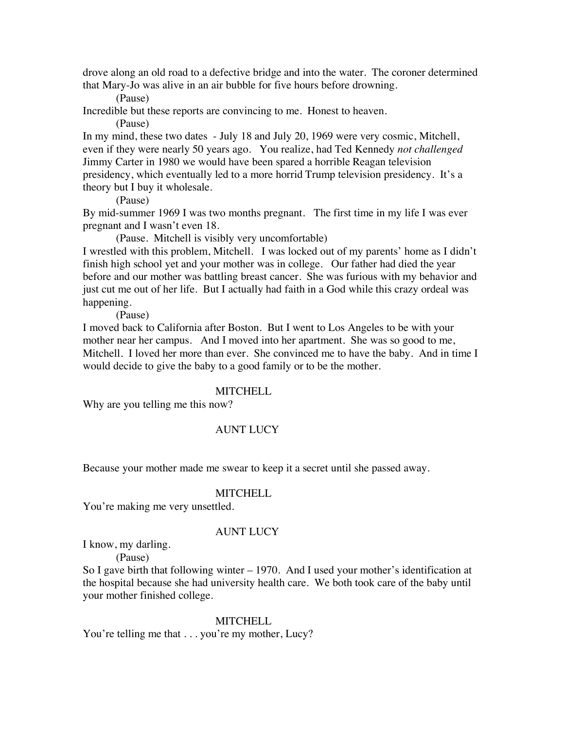drove along an old road to a defective bridge and into the water. The coroner determined that Mary-Jo was alive in an air bubble for five hours before drowning.

(Pause)

Incredible but these reports are convincing to me. Honest to heaven.

(Pause)

In my mind, these two dates - July 18 and July 20, 1969 were very cosmic, Mitchell, even if they were nearly 50 years ago. You realize, had Ted Kennedy *not challenged* Jimmy Carter in 1980 we would have been spared a horrible Reagan television presidency, which eventually led to a more horrid Trump television presidency. It's a theory but I buy it wholesale.

(Pause)

By mid-summer 1969 I was two months pregnant. The first time in my life I was ever pregnant and I wasn't even 18.

(Pause. Mitchell is visibly very uncomfortable)

I wrestled with this problem, Mitchell. I was locked out of my parents' home as I didn't finish high school yet and your mother was in college. Our father had died the year before and our mother was battling breast cancer. She was furious with my behavior and just cut me out of her life. But I actually had faith in a God while this crazy ordeal was happening.

(Pause)

I moved back to California after Boston. But I went to Los Angeles to be with your mother near her campus. And I moved into her apartment. She was so good to me, Mitchell. I loved her more than ever. She convinced me to have the baby. And in time I would decide to give the baby to a good family or to be the mother.

MITCHELL

Why are you telling me this now?

AUNT LUCY

Because your mother made me swear to keep it a secret until she passed away.

MITCHELL

You're making me very unsettled.

AUNT LUCY

I know, my darling.

(Pause)

So I gave birth that following winter – 1970. And I used your mother's identification at the hospital because she had university health care. We both took care of the baby until your mother finished college.

MITCHELL

You're telling me that . . . you're my mother, Lucy?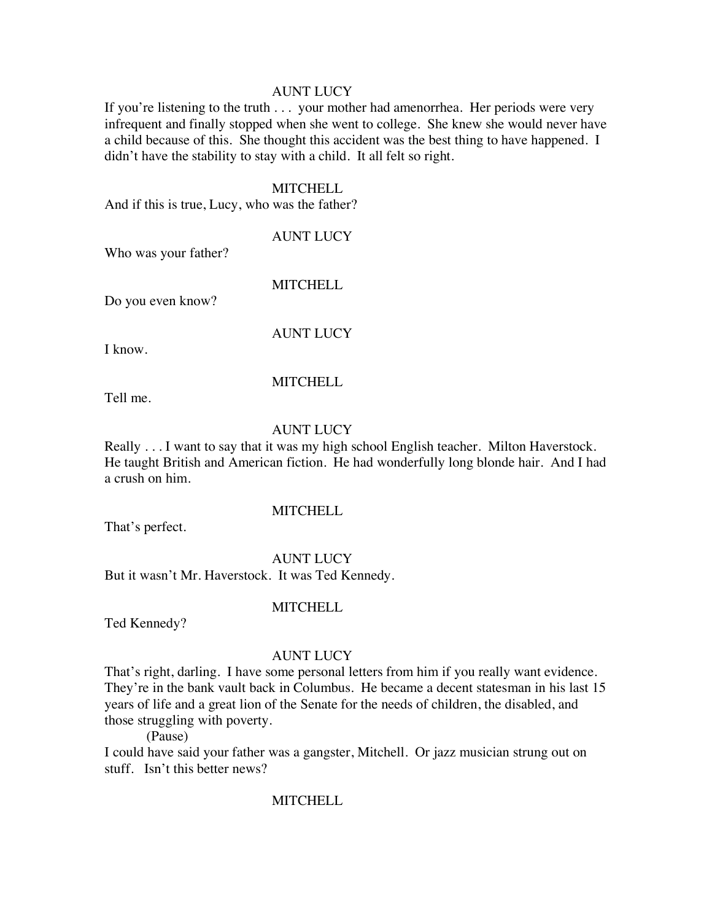AUNT LUCY

If you're listening to the truth . . . your mother had amenorrhea. Her periods were very infrequent and finally stopped when she went to college. She knew she would never have a child because of this. She thought this accident was the best thing to have happened. I didn't have the stability to stay with a child. It all felt so right.

MITCHELL

And if this is true, Lucy, who was the father?

AUNT LUCY

Who was your father?

MITCHELL

Do you even know?

AUNT LUCY

I know.

MITCHELL

Tell me.

AUNT LUCY

Really . . . I want to say that it was my high school English teacher. Milton Haverstock. He taught British and American fiction. He had wonderfully long blonde hair. And I had a crush on him.

MITCHELL

That's perfect.

AUNT LUCY

But it wasn't Mr. Haverstock. It was Ted Kennedy.

MITCHELL

Ted Kennedy?

AUNT LUCY

That's right, darling. I have some personal letters from him if you really want evidence. They're in the bank vault back in Columbus. He became a decent statesman in his last 15 years of life and a great lion of the Senate for the needs of children, the disabled, and those struggling with poverty.

(Pause)

I could have said your father was a gangster, Mitchell. Or jazz musician strung out on stuff. Isn't this better news?

MITCHELL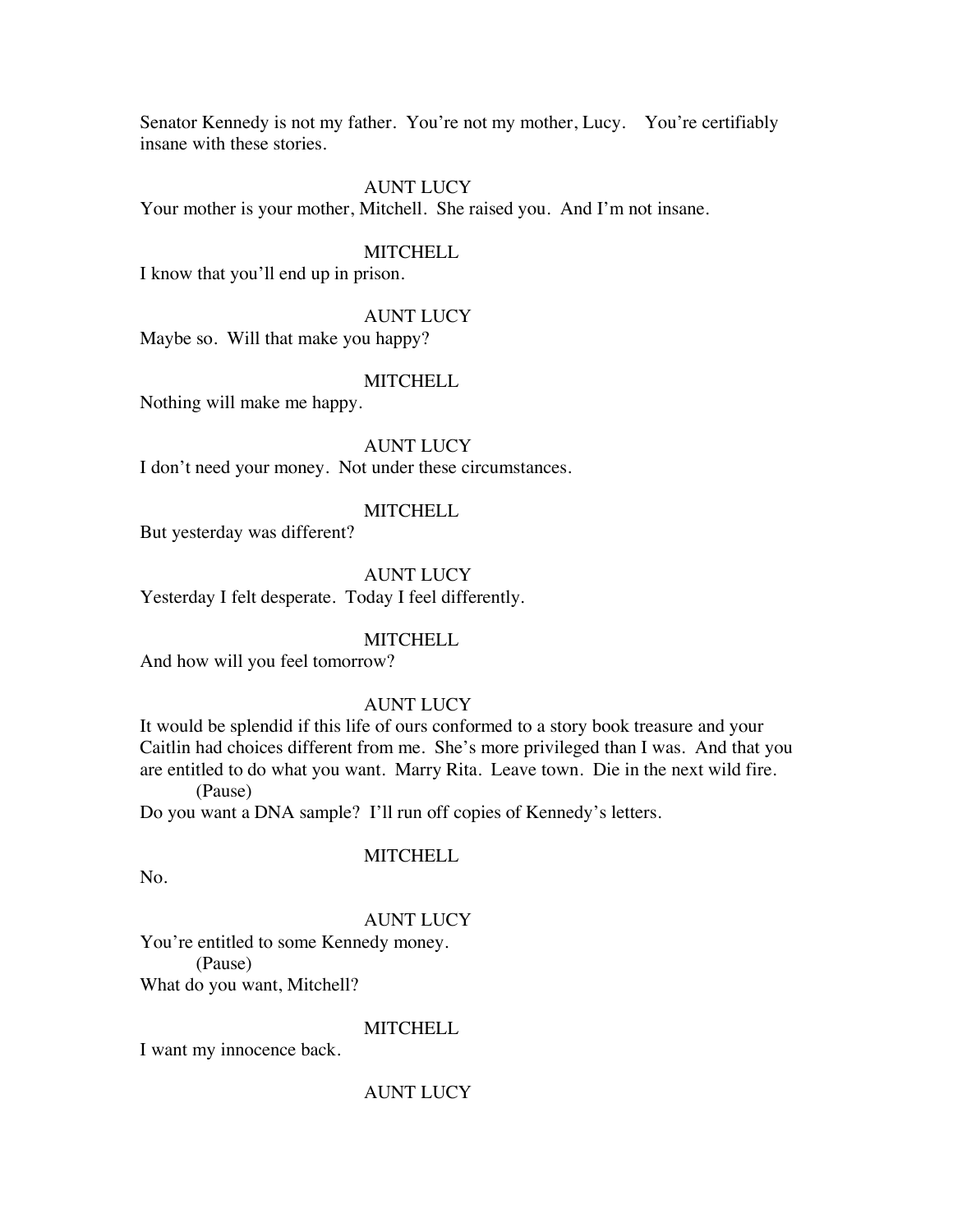Senator Kennedy is not my father. You're not my mother, Lucy. You're certifiably insane with these stories.

AUNT LUCY

Your mother is your mother, Mitchell. She raised you. And I'm not insane.

MITCHELL

I know that you'll end up in prison.

AUNT LUCY

Maybe so. Will that make you happy?

MITCHELL

Nothing will make me happy.

AUNT LUCY

I don't need your money. Not under these circumstances.

MITCHELL

But yesterday was different?

AUNT LUCY

Yesterday I felt desperate. Today I feel differently.

MITCHELL

And how will you feel tomorrow?

AUNT LUCY

It would be splendid if this life of ours conformed to a story book treasure and your Caitlin had choices different from me. She's more privileged than I was. And that you are entitled to do what you want. Marry Rita. Leave town. Die in the next wild fire.

(Pause)

Do you want a DNA sample? I'll run off copies of Kennedy's letters.

MITCHELL

No.

AUNT LUCY

You're entitled to some Kennedy money.

(Pause)

What do you want, Mitchell?

MITCHELL

I want my innocence back.

AUNT LUCY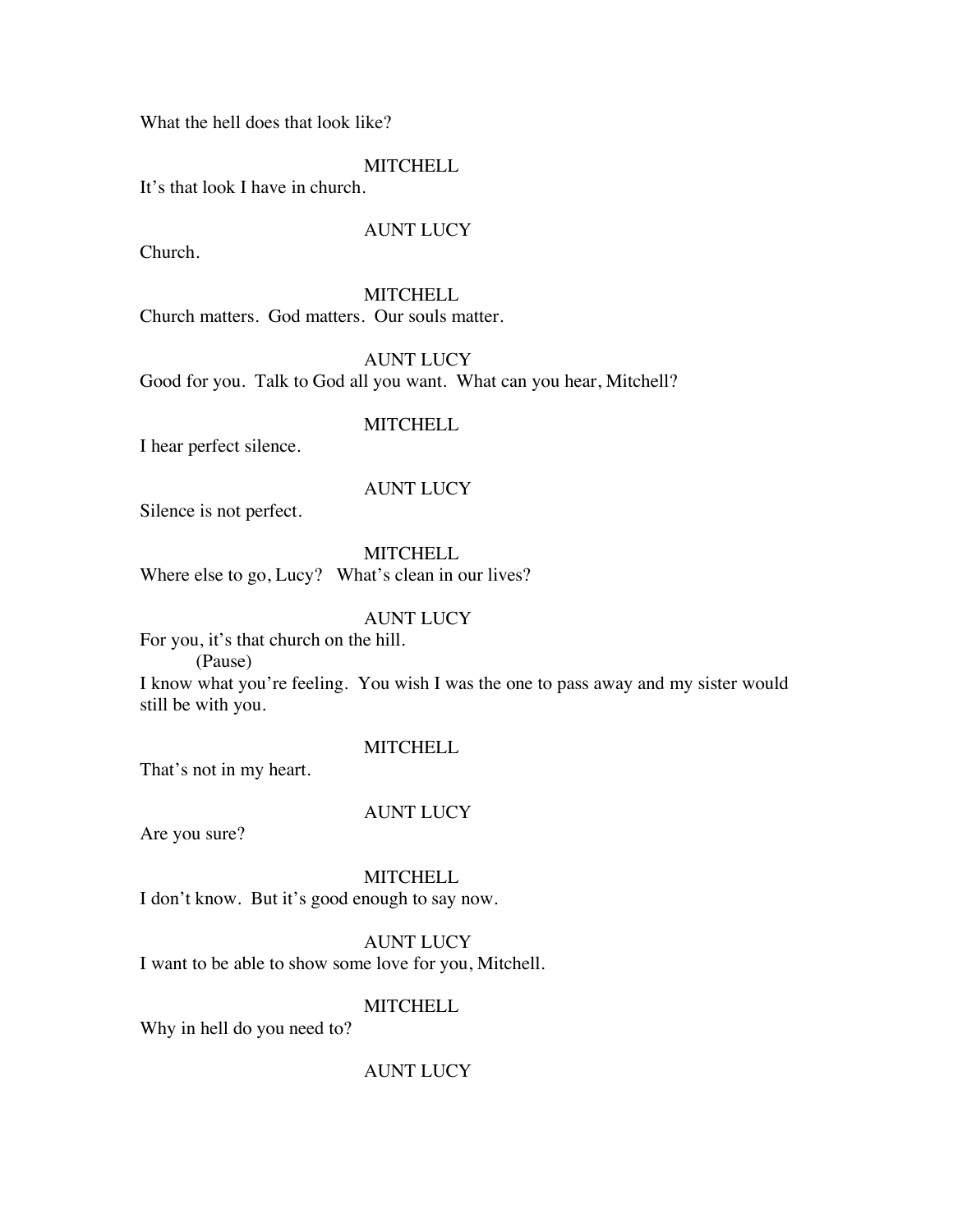What the hell does that look like?

MITCHELL

It's that look I have in church.

AUNT LUCY

Church.

MITCHELL

Church matters. God matters. Our souls matter.

AUNT LUCY

Good for you. Talk to God all you want. What can you hear, Mitchell?

MITCHELL

I hear perfect silence.

AUNT LUCY

Silence is not perfect.

MITCHELL

Where else to go, Lucy? What's clean in our lives?

AUNT LUCY

For you, it's that church on the hill.

(Pause)

I know what you're feeling. You wish I was the one to pass away and my sister would still be with you.

MITCHELL

That's not in my heart.

AUNT LUCY

Are you sure?

MITCHELL

I don't know. But it's good enough to say now.

AUNT LUCY

I want to be able to show some love for you, Mitchell.

MITCHELL

Why in hell do you need to?

AUNT LUCY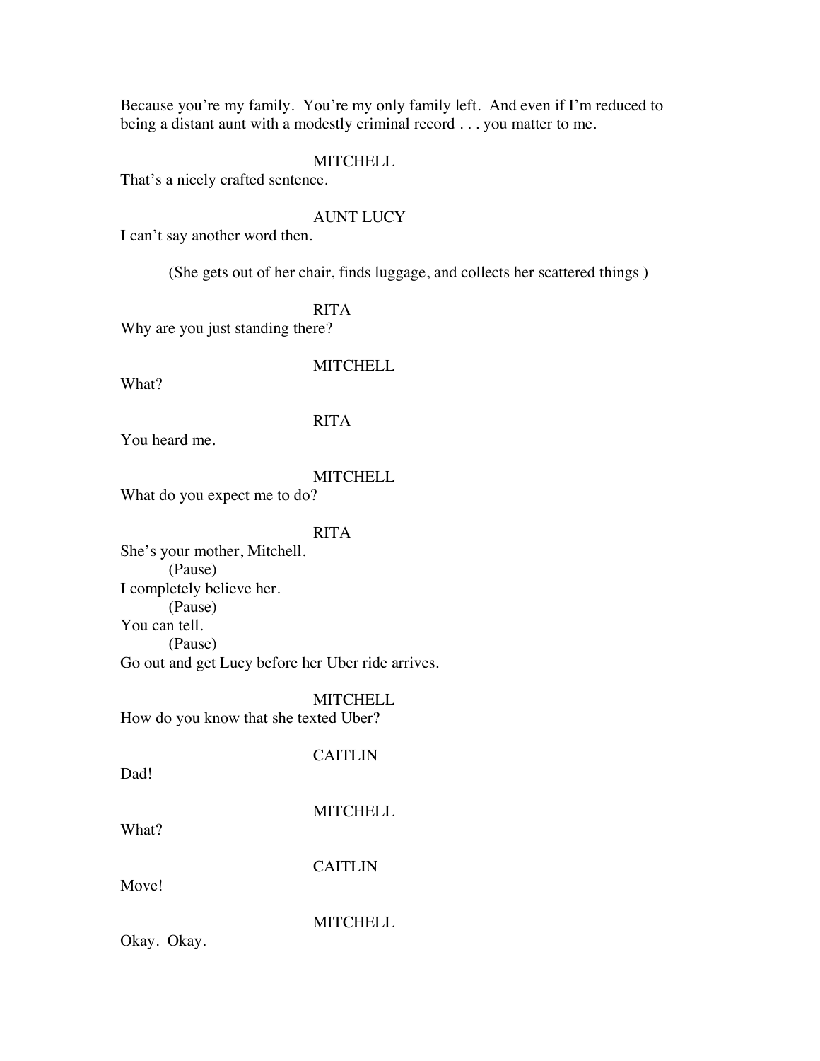Because you're my family. You're my only family left. And even if I'm reduced to being a distant aunt with a modestly criminal record . . . you matter to me.

MITCHELL

That's a nicely crafted sentence.

AUNT LUCY

I can't say another word then.

(She gets out of her chair, finds luggage, and collects her scattered things )

RITA

Why are you just standing there?

MITCHELL

What?

RITA

You heard me.

MITCHELL

What do you expect me to do?

RITA

She's your mother, Mitchell.
(Pause)
I completely believe her.
(Pause)
You can tell.
(Pause)
Go out and get Lucy before her Uber ride arrives.

MITCHELL

How do you know that she texted Uber?

CAITLIN

Dad!

MITCHELL

What?

CAITLIN

Move!

MITCHELL

Okay. Okay.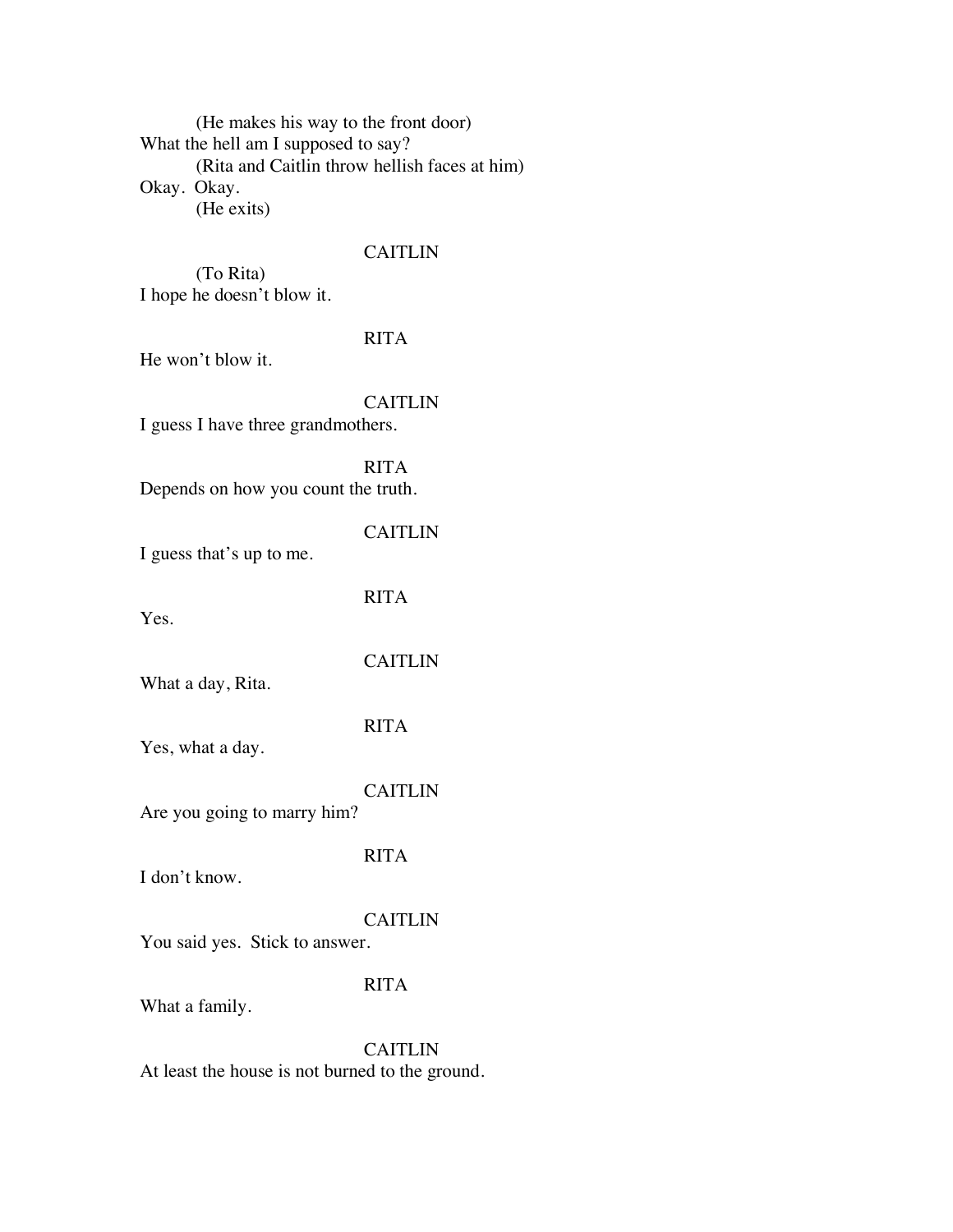(He makes his way to the front door)
What the hell am I supposed to say?
(Rita and Caitlin throw hellish faces at him)
Okay. Okay.
(He exits)

CAITLIN
(To Rita)
I hope he doesn't blow it.

RITA
He won't blow it.

CAITLIN
I guess I have three grandmothers.

RITA
Depends on how you count the truth.

CAITLIN
I guess that's up to me.

RITA
Yes.

CAITLIN
What a day, Rita.

RITA
Yes, what a day.

CAITLIN
Are you going to marry him?

RITA
I don't know.

CAITLIN
You said yes. Stick to answer.

RITA
What a family.

CAITLIN
At least the house is not burned to the ground.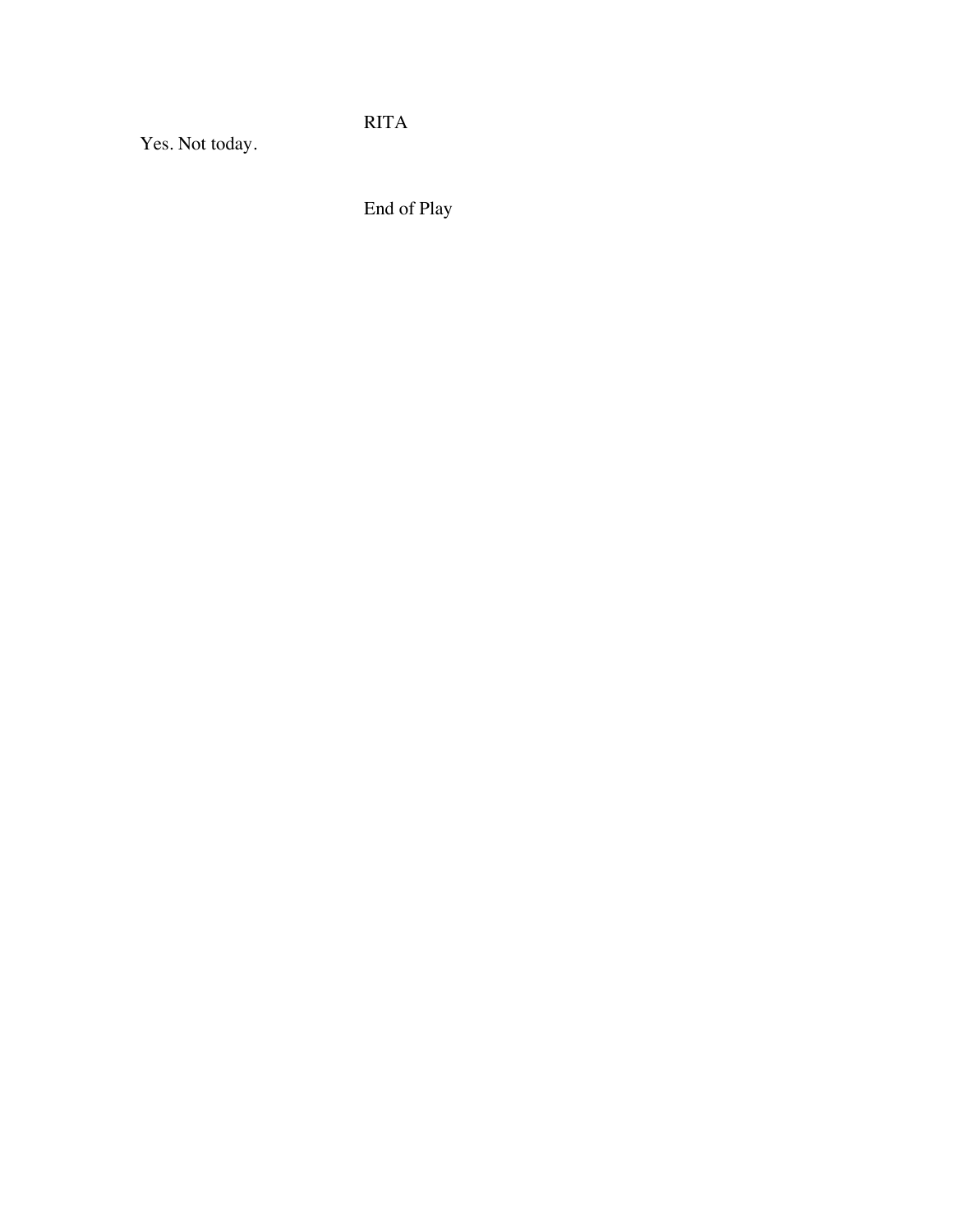RITA

Yes. Not today.

End of Play